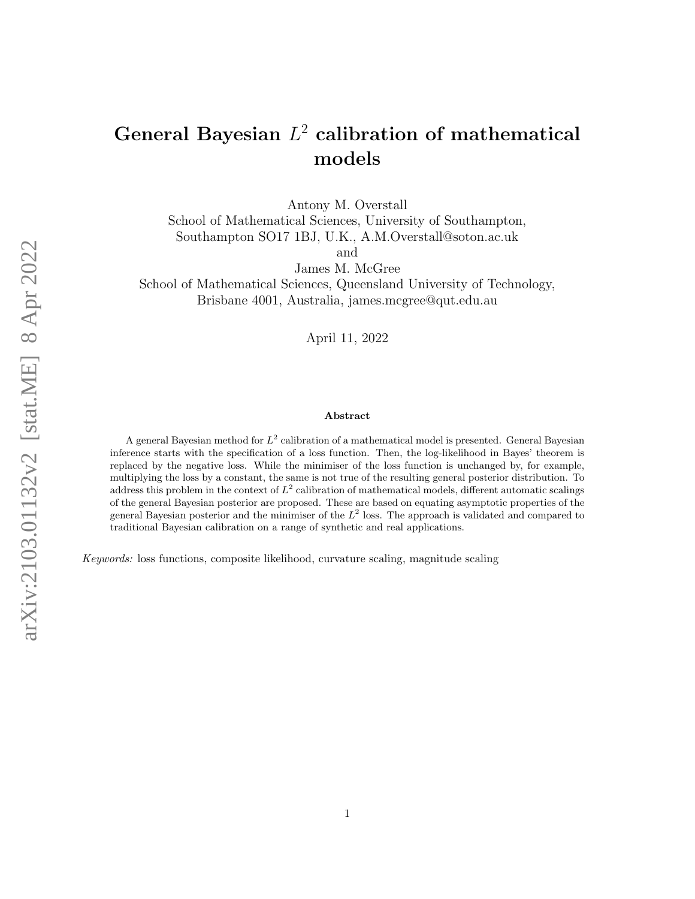# General Bayesian $L^2$ calibration of mathematical models

Antony M. Overstall
School of Mathematical Sciences, University of Southampton,
Southampton SO17 1BJ, U.K., A.M.Overstall@soton.ac.uk
and
James M. McGree
School of Mathematical Sciences, Queensland University of Technology,
Brisbane 4001, Australia, james.mcgree@qut.edu.au

April 11, 2022

### Abstract

A general Bayesian method for $L^2$ calibration of a mathematical model is presented. General Bayesian inference starts with the specification of a loss function. Then, the log-likelihood in Bayes' theorem is replaced by the negative loss. While the minimiser of the loss function is unchanged by, for example, multiplying the loss by a constant, the same is not true of the resulting general posterior distribution. To address this problem in the context of $L^2$ calibration of mathematical models, different automatic scalings of the general Bayesian posterior are proposed. These are based on equating asymptotic properties of the general Bayesian posterior and the minimiser of the $L^2$ loss. The approach is validated and compared to traditional Bayesian calibration on a range of synthetic and real applications.

*Keywords:* loss functions, composite likelihood, curvature scaling, magnitude scaling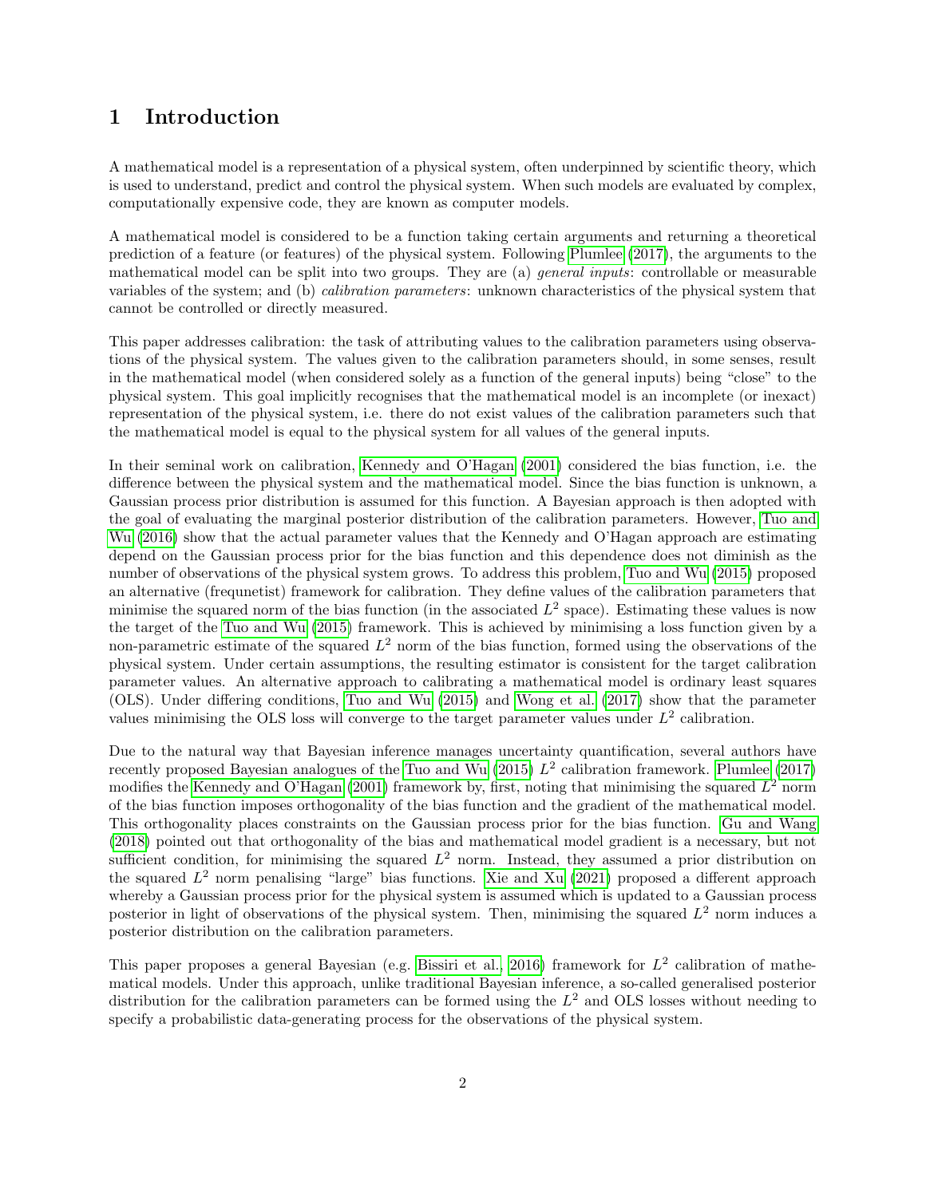# 1 Introduction

A mathematical model is a representation of a physical system, often underpinned by scientific theory, which is used to understand, predict and control the physical system. When such models are evaluated by complex, computationally expensive code, they are known as computer models.

A mathematical model is considered to be a function taking certain arguments and returning a theoretical prediction of a feature (or features) of the physical system. Following Plumlee (2017), the arguments to the mathematical model can be split into two groups. They are (a) *general inputs*: controllable or measurable variables of the system; and (b) *calibration parameters*: unknown characteristics of the physical system that cannot be controlled or directly measured.

This paper addresses calibration: the task of attributing values to the calibration parameters using observations of the physical system. The values given to the calibration parameters should, in some senses, result in the mathematical model (when considered solely as a function of the general inputs) being "close" to the physical system. This goal implicitly recognises that the mathematical model is an incomplete (or inexact) representation of the physical system, i.e. there do not exist values of the calibration parameters such that the mathematical model is equal to the physical system for all values of the general inputs.

In their seminal work on calibration, Kennedy and O'Hagan (2001) considered the bias function, i.e. the difference between the physical system and the mathematical model. Since the bias function is unknown, a Gaussian process prior distribution is assumed for this function. A Bayesian approach is then adopted with the goal of evaluating the marginal posterior distribution of the calibration parameters. However, Tuo and Wu (2016) show that the actual parameter values that the Kennedy and O'Hagan approach are estimating depend on the Gaussian process prior for the bias function and this dependence does not diminish as the number of observations of the physical system grows. To address this problem, Tuo and Wu (2015) proposed an alternative (frequnetist) framework for calibration. They define values of the calibration parameters that minimise the squared norm of the bias function (in the associated $L^2$ space). Estimating these values is now the target of the Tuo and Wu (2015) framework. This is achieved by minimising a loss function given by a non-parametric estimate of the squared $L^2$ norm of the bias function, formed using the observations of the physical system. Under certain assumptions, the resulting estimator is consistent for the target calibration parameter values. An alternative approach to calibrating a mathematical model is ordinary least squares (OLS). Under differing conditions, Tuo and Wu (2015) and Wong et al. (2017) show that the parameter values minimising the OLS loss will converge to the target parameter values under $L^2$ calibration.

Due to the natural way that Bayesian inference manages uncertainty quantification, several authors have recently proposed Bayesian analogues of the Tuo and Wu (2015) $L^2$ calibration framework. Plumlee (2017) modifies the Kennedy and O'Hagan (2001) framework by, first, noting that minimising the squared $L^2$ norm of the bias function imposes orthogonality of the bias function and the gradient of the mathematical model. This orthogonality places constraints on the Gaussian process prior for the bias function. Gu and Wang (2018) pointed out that orthogonality of the bias and mathematical model gradient is a necessary, but not sufficient condition, for minimising the squared $L^2$ norm. Instead, they assumed a prior distribution on the squared $L^2$ norm penalising "large" bias functions. Xie and Xu (2021) proposed a different approach whereby a Gaussian process prior for the physical system is assumed which is updated to a Gaussian process posterior in light of observations of the physical system. Then, minimising the squared $L^2$ norm induces a posterior distribution on the calibration parameters.

This paper proposes a general Bayesian (e.g. Bissiri et al., 2016) framework for $L^2$ calibration of mathematical models. Under this approach, unlike traditional Bayesian inference, a so-called generalised posterior distribution for the calibration parameters can be formed using the $L^2$ and OLS losses without needing to specify a probabilistic data-generating process for the observations of the physical system.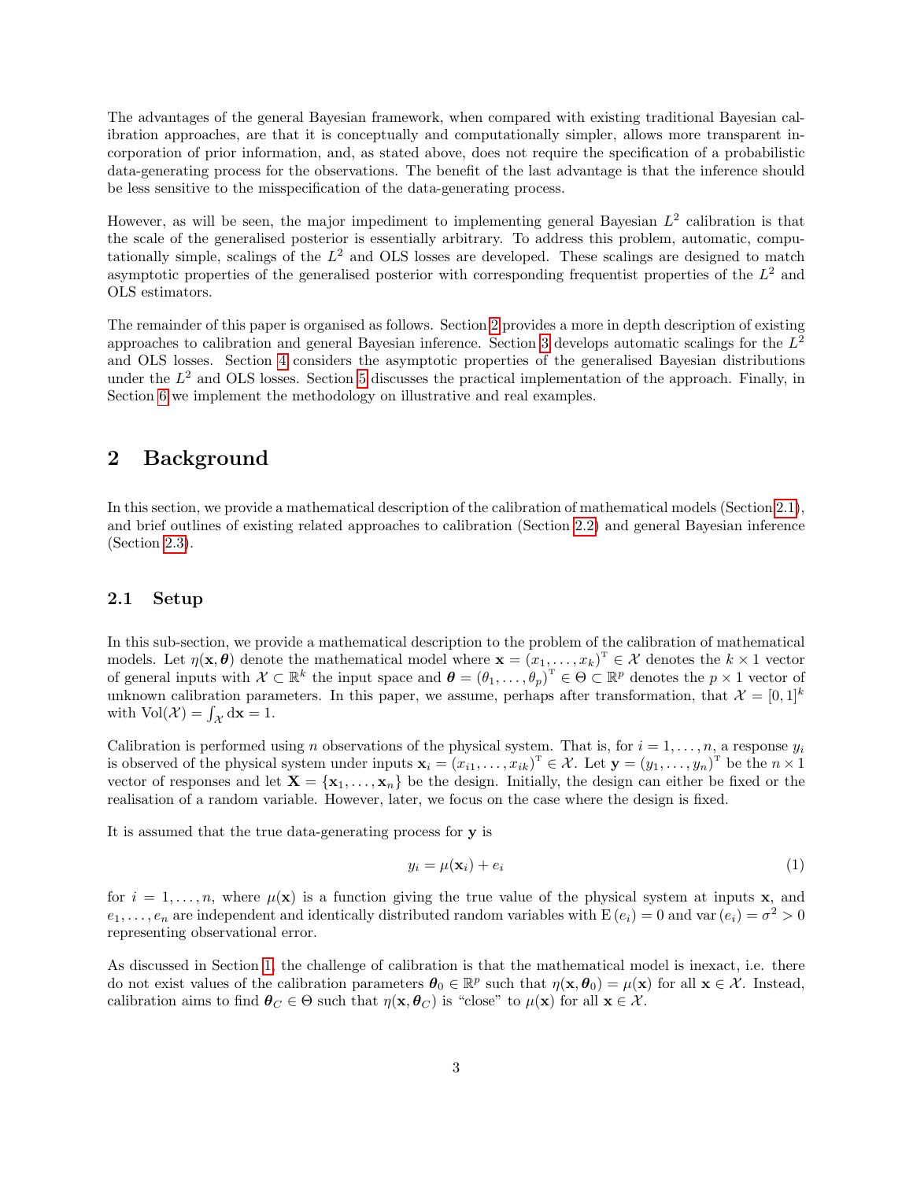The advantages of the general Bayesian framework, when compared with existing traditional Bayesian calibration approaches, are that it is conceptually and computationally simpler, allows more transparent incorporation of prior information, and, as stated above, does not require the specification of a probabilistic data-generating process for the observations. The benefit of the last advantage is that the inference should be less sensitive to the misspecification of the data-generating process.

However, as will be seen, the major impediment to implementing general Bayesian $L^2$ calibration is that the scale of the generalised posterior is essentially arbitrary. To address this problem, automatic, computationally simple, scalings of the $L^2$ and OLS losses are developed. These scalings are designed to match asymptotic properties of the generalised posterior with corresponding frequentist properties of the $L^2$ and OLS estimators.

The remainder of this paper is organised as follows. Section 2 provides a more in depth description of existing approaches to calibration and general Bayesian inference. Section 3 develops automatic scalings for the $L^2$ and OLS losses. Section 4 considers the asymptotic properties of the generalised Bayesian distributions under the $L^2$ and OLS losses. Section 5 discusses the practical implementation of the approach. Finally, in Section 6 we implement the methodology on illustrative and real examples.

## 2 Background

In this section, we provide a mathematical description of the calibration of mathematical models (Section 2.1), and brief outlines of existing related approaches to calibration (Section 2.2) and general Bayesian inference (Section 2.3).

### 2.1 Setup

In this sub-section, we provide a mathematical description to the problem of the calibration of mathematical models. Let $\eta(\mathbf{x}, \boldsymbol{\theta})$ denote the mathematical model where $\mathbf{x} = (x_1, \ldots, x_k)^{\mathrm{T}} \in \mathcal{X}$ denotes the $k \times 1$ vector of general inputs with $\mathcal{X} \subset \mathbb{R}^k$ the input space and $\boldsymbol{\theta} = (\theta_1, \ldots, \theta_p)^{\mathrm{T}} \in \Theta \subset \mathbb{R}^p$ denotes the $p \times 1$ vector of unknown calibration parameters. In this paper, we assume, perhaps after transformation, that $\mathcal{X} = [0,1]^k$ with $\mathrm{Vol}(\mathcal{X}) = \int_{\mathcal{X}} \mathrm{d}\mathbf{x} = 1$.

Calibration is performed using $n$ observations of the physical system. That is, for $i = 1, \ldots, n$, a response $y_i$ is observed of the physical system under inputs $\mathbf{x}_i = (x_{i1}, \ldots, x_{ik})^{\mathrm{T}} \in \mathcal{X}$. Let $\mathbf{y} = (y_1, \ldots, y_n)^{\mathrm{T}}$ be the $n \times 1$ vector of responses and let $\mathbf{X} = \{\mathbf{x}_1, \ldots, \mathbf{x}_n\}$ be the design. Initially, the design can either be fixed or the realisation of a random variable. However, later, we focus on the case where the design is fixed.

It is assumed that the true data-generating process for $\mathbf{y}$ is

$$y_i = \mu(\mathbf{x}_i) + e_i \tag{1}$$

for $i = 1, \ldots, n$, where $\mu(\mathbf{x})$ is a function giving the true value of the physical system at inputs $\mathbf{x}$, and $e_1, \ldots, e_n$ are independent and identically distributed random variables with $\mathrm{E}(e_i) = 0$ and $\mathrm{var}(e_i) = \sigma^2 > 0$ representing observational error.

As discussed in Section 1, the challenge of calibration is that the mathematical model is inexact, i.e. there do not exist values of the calibration parameters $\boldsymbol{\theta}_0 \in \mathbb{R}^p$ such that $\eta(\mathbf{x}, \boldsymbol{\theta}_0) = \mu(\mathbf{x})$ for all $\mathbf{x} \in \mathcal{X}$. Instead, calibration aims to find $\boldsymbol{\theta}_C \in \Theta$ such that $\eta(\mathbf{x}, \boldsymbol{\theta}_C)$ is "close" to $\mu(\mathbf{x})$ for all $\mathbf{x} \in \mathcal{X}$.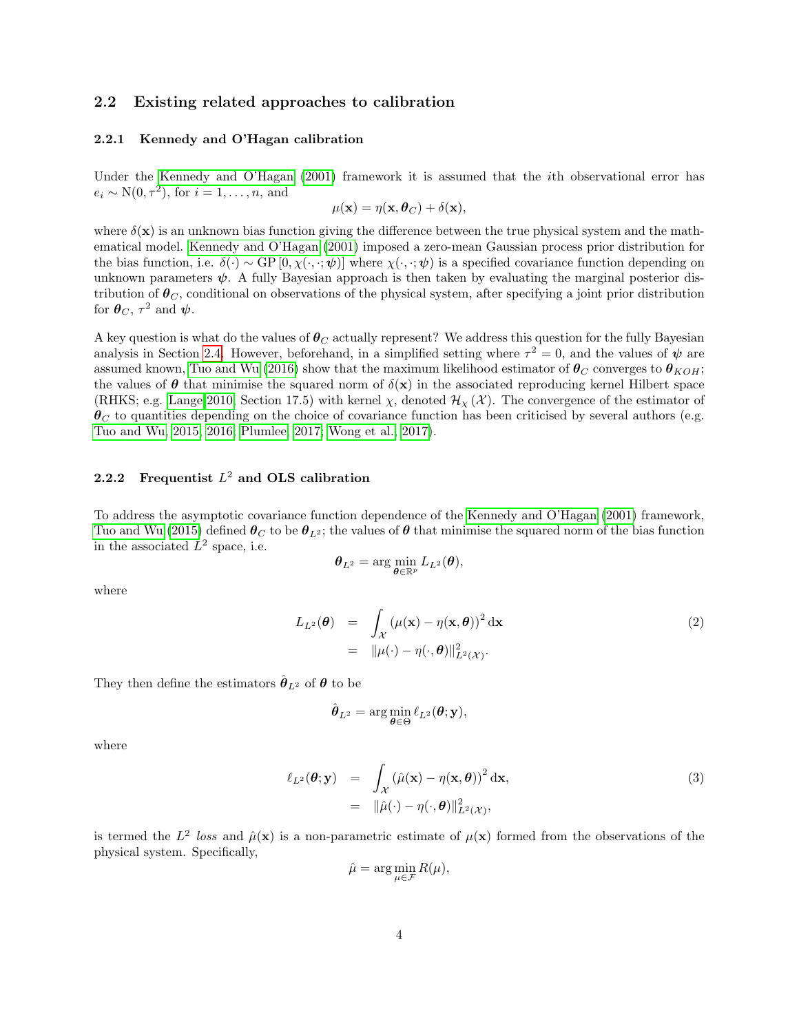## 2.2 Existing related approaches to calibration

### 2.2.1 Kennedy and O'Hagan calibration

Under the Kennedy and O'Hagan (2001) framework it is assumed that the $i$th observational error has $e_i \sim \mathrm{N}(0, \tau^2)$, for $i = 1, \ldots, n$, and

$$\mu(\mathbf{x}) = \eta(\mathbf{x}, \boldsymbol{\theta}_C) + \delta(\mathbf{x}),$$

where $\delta(\mathbf{x})$ is an unknown bias function giving the difference between the true physical system and the mathematical model. Kennedy and O'Hagan (2001) imposed a zero-mean Gaussian process prior distribution for the bias function, i.e. $\delta(\cdot) \sim \mathrm{GP}\left[0, \chi(\cdot, \cdot; \boldsymbol{\psi})\right]$ where $\chi(\cdot, \cdot; \boldsymbol{\psi})$ is a specified covariance function depending on unknown parameters $\boldsymbol{\psi}$. A fully Bayesian approach is then taken by evaluating the marginal posterior distribution of $\boldsymbol{\theta}_C$, conditional on observations of the physical system, after specifying a joint prior distribution for $\boldsymbol{\theta}_C$, $\tau^2$ and $\boldsymbol{\psi}$.

A key question is what do the values of $\boldsymbol{\theta}_C$ actually represent? We address this question for the fully Bayesian analysis in Section 2.4. However, beforehand, in a simplified setting where $\tau^2 = 0$, and the values of $\boldsymbol{\psi}$ are assumed known, Tuo and Wu (2016) show that the maximum likelihood estimator of $\boldsymbol{\theta}_C$ converges to $\boldsymbol{\theta}_{KOH}$; the values of $\boldsymbol{\theta}$ that minimise the squared norm of $\delta(\mathbf{x})$ in the associated reproducing kernel Hilbert space (RHKS; e.g. Lange 2010, Section 17.5) with kernel $\chi$, denoted $\mathcal{H}_\chi(\mathcal{X})$. The convergence of the estimator of $\boldsymbol{\theta}_C$ to quantities depending on the choice of covariance function has been criticised by several authors (e.g. Tuo and Wu, 2015, 2016; Plumlee, 2017; Wong et al., 2017).

### 2.2.2 Frequentist $L^2$ and OLS calibration

To address the asymptotic covariance function dependence of the Kennedy and O'Hagan (2001) framework, Tuo and Wu (2015) defined $\boldsymbol{\theta}_C$ to be $\boldsymbol{\theta}_{L^2}$; the values of $\boldsymbol{\theta}$ that minimise the squared norm of the bias function in the associated $L^2$ space, i.e.

$$\boldsymbol{\theta}_{L^2} = \arg\min_{\boldsymbol{\theta} \in \mathbb{R}^p} L_{L^2}(\boldsymbol{\theta}),$$

where

$$\begin{aligned} L_{L^2}(\boldsymbol{\theta}) &= \int_{\mathcal{X}} \left(\mu(\mathbf{x}) - \eta(\mathbf{x}, \boldsymbol{\theta})\right)^2 \mathrm{d}\mathbf{x} \\ &= \|\mu(\cdot) - \eta(\cdot, \boldsymbol{\theta})\|^2_{L^2(\mathcal{X})}. \end{aligned} \tag{2}$$

They then define the estimators $\hat{\boldsymbol{\theta}}_{L^2}$ of $\boldsymbol{\theta}$ to be

$$\hat{\boldsymbol{\theta}}_{L^2} = \arg\min_{\boldsymbol{\theta} \in \Theta} \ell_{L^2}(\boldsymbol{\theta}; \mathbf{y}),$$

where

$$\begin{aligned} \ell_{L^2}(\boldsymbol{\theta}; \mathbf{y}) &= \int_{\mathcal{X}} \left(\hat{\mu}(\mathbf{x}) - \eta(\mathbf{x}, \boldsymbol{\theta})\right)^2 \mathrm{d}\mathbf{x}, \\ &= \|\hat{\mu}(\cdot) - \eta(\cdot, \boldsymbol{\theta})\|^2_{L^2(\mathcal{X})}, \end{aligned} \tag{3}$$

is termed the $L^2$ *loss* and $\hat{\mu}(\mathbf{x})$ is a non-parametric estimate of $\mu(\mathbf{x})$ formed from the observations of the physical system. Specifically,

$$\hat{\mu} = \arg\min_{\mu \in \mathcal{F}} R(\mu),$$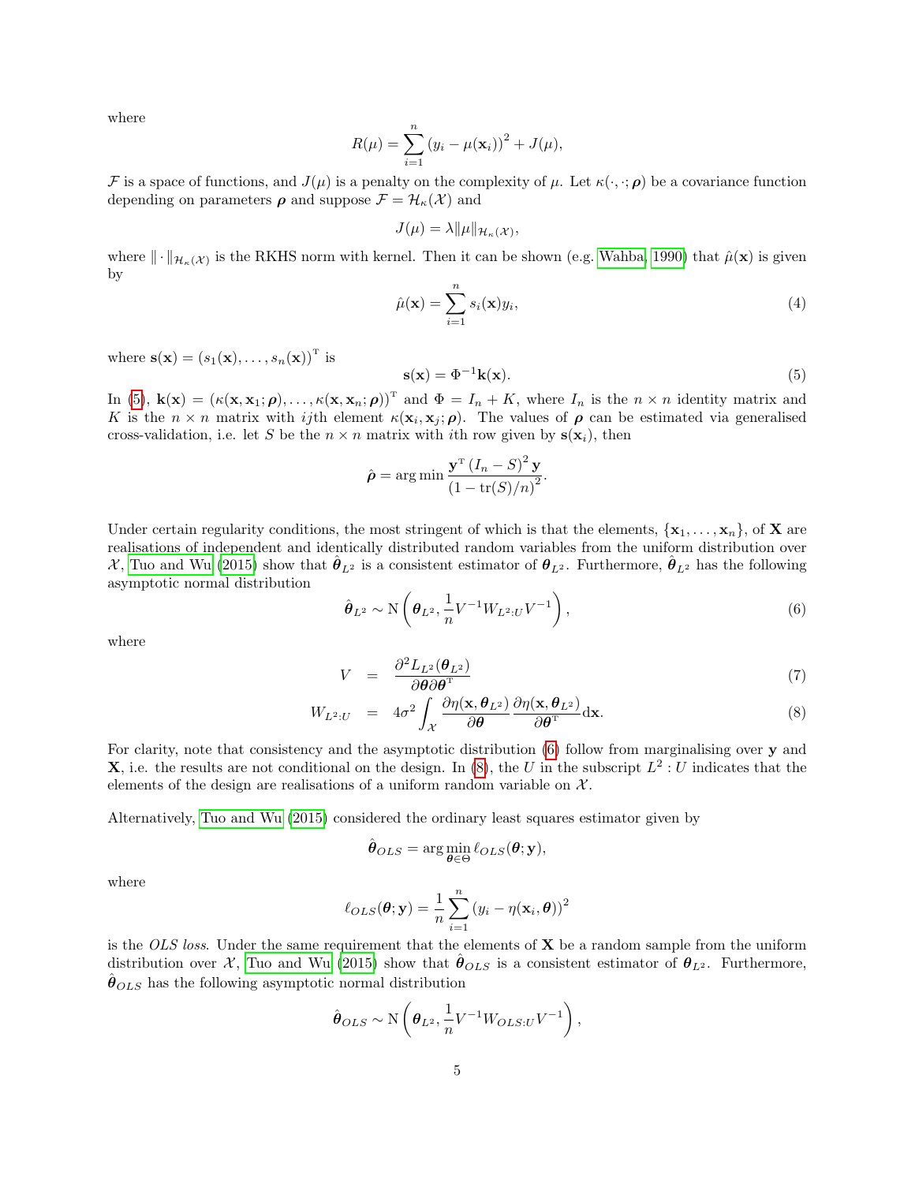where

$$R(\mu) = \sum_{i=1}^{n} \left(y_i - \mu(\mathbf{x}_i)\right)^2 + J(\mu),$$

$\mathcal{F}$ is a space of functions, and $J(\mu)$ is a penalty on the complexity of $\mu$. Let $\kappa(\cdot, \cdot; \boldsymbol{\rho})$ be a covariance function depending on parameters $\boldsymbol{\rho}$ and suppose $\mathcal{F} = \mathcal{H}_\kappa(\mathcal{X})$ and

$$J(\mu) = \lambda \|\mu\|_{\mathcal{H}_\kappa(\mathcal{X})},$$

where $\|\cdot\|_{\mathcal{H}_\kappa(\mathcal{X})}$ is the RKHS norm with kernel. Then it can be shown (e.g. Wahba, 1990) that $\hat{\mu}(\mathbf{x})$ is given by

$$\hat{\mu}(\mathbf{x}) = \sum_{i=1}^{n} s_i(\mathbf{x}) y_i, \tag{4}$$

where $\mathbf{s}(\mathbf{x}) = \left(s_1(\mathbf{x}), \ldots, s_n(\mathbf{x})\right)^{\mathrm{T}}$ is

$$\mathbf{s}(\mathbf{x}) = \Phi^{-1}\mathbf{k}(\mathbf{x}). \tag{5}$$

In (5), $\mathbf{k}(\mathbf{x}) = \left(\kappa(\mathbf{x}, \mathbf{x}_1; \boldsymbol{\rho}), \ldots, \kappa(\mathbf{x}, \mathbf{x}_n; \boldsymbol{\rho})\right)^{\mathrm{T}}$ and $\Phi = I_n + K$, where $I_n$ is the $n \times n$ identity matrix and $K$ is the $n \times n$ matrix with $ij$th element $\kappa(\mathbf{x}_i, \mathbf{x}_j; \boldsymbol{\rho})$. The values of $\boldsymbol{\rho}$ can be estimated via generalised cross-validation, i.e. let $S$ be the $n \times n$ matrix with $i$th row given by $\mathbf{s}(\mathbf{x}_i)$, then

$$\hat{\boldsymbol{\rho}} = \arg\min \frac{\mathbf{y}^{\mathrm{T}} \left(I_n - S\right)^2 \mathbf{y}}{\left(1 - \mathrm{tr}(S)/n\right)^2}.$$

Under certain regularity conditions, the most stringent of which is that the elements, $\{\mathbf{x}_1, \ldots, \mathbf{x}_n\}$, of $\mathbf{X}$ are realisations of independent and identically distributed random variables from the uniform distribution over $\mathcal{X}$, Tuo and Wu (2015) show that $\hat{\boldsymbol{\theta}}_{L^2}$ is a consistent estimator of $\boldsymbol{\theta}_{L^2}$. Furthermore, $\hat{\boldsymbol{\theta}}_{L^2}$ has the following asymptotic normal distribution

$$\hat{\boldsymbol{\theta}}_{L^2} \sim \mathrm{N}\left(\boldsymbol{\theta}_{L^2}, \frac{1}{n} V^{-1} W_{L^2:U} V^{-1}\right), \tag{6}$$

where

$$V = \frac{\partial^2 L_{L^2}(\boldsymbol{\theta}_{L^2})}{\partial \boldsymbol{\theta} \partial \boldsymbol{\theta}^{\mathrm{T}}} \tag{7}$$

$$W_{L^2:U} = 4\sigma^2 \int_{\mathcal{X}} \frac{\partial \eta(\mathbf{x}, \boldsymbol{\theta}_{L^2})}{\partial \boldsymbol{\theta}} \frac{\partial \eta(\mathbf{x}, \boldsymbol{\theta}_{L^2})}{\partial \boldsymbol{\theta}^{\mathrm{T}}} \mathrm{d}\mathbf{x}. \tag{8}$$

For clarity, note that consistency and the asymptotic distribution (6) follow from marginalising over $\mathbf{y}$ and $\mathbf{X}$, i.e. the results are not conditional on the design. In (8), the $U$ in the subscript $L^2 : U$ indicates that the elements of the design are realisations of a uniform random variable on $\mathcal{X}$.

Alternatively, Tuo and Wu (2015) considered the ordinary least squares estimator given by

$$\hat{\boldsymbol{\theta}}_{OLS} = \arg\min_{\boldsymbol{\theta} \in \Theta} \ell_{OLS}(\boldsymbol{\theta}; \mathbf{y}),$$

where

$$\ell_{OLS}(\boldsymbol{\theta}; \mathbf{y}) = \frac{1}{n} \sum_{i=1}^{n} \left(y_i - \eta(\mathbf{x}_i, \boldsymbol{\theta})\right)^2$$

is the *OLS loss*. Under the same requirement that the elements of $\mathbf{X}$ be a random sample from the uniform distribution over $\mathcal{X}$, Tuo and Wu (2015) show that $\hat{\boldsymbol{\theta}}_{OLS}$ is a consistent estimator of $\boldsymbol{\theta}_{L^2}$. Furthermore, $\hat{\boldsymbol{\theta}}_{OLS}$ has the following asymptotic normal distribution

$$\hat{\boldsymbol{\theta}}_{OLS} \sim \mathrm{N}\left(\boldsymbol{\theta}_{L^2}, \frac{1}{n} V^{-1} W_{OLS:U} V^{-1}\right),$$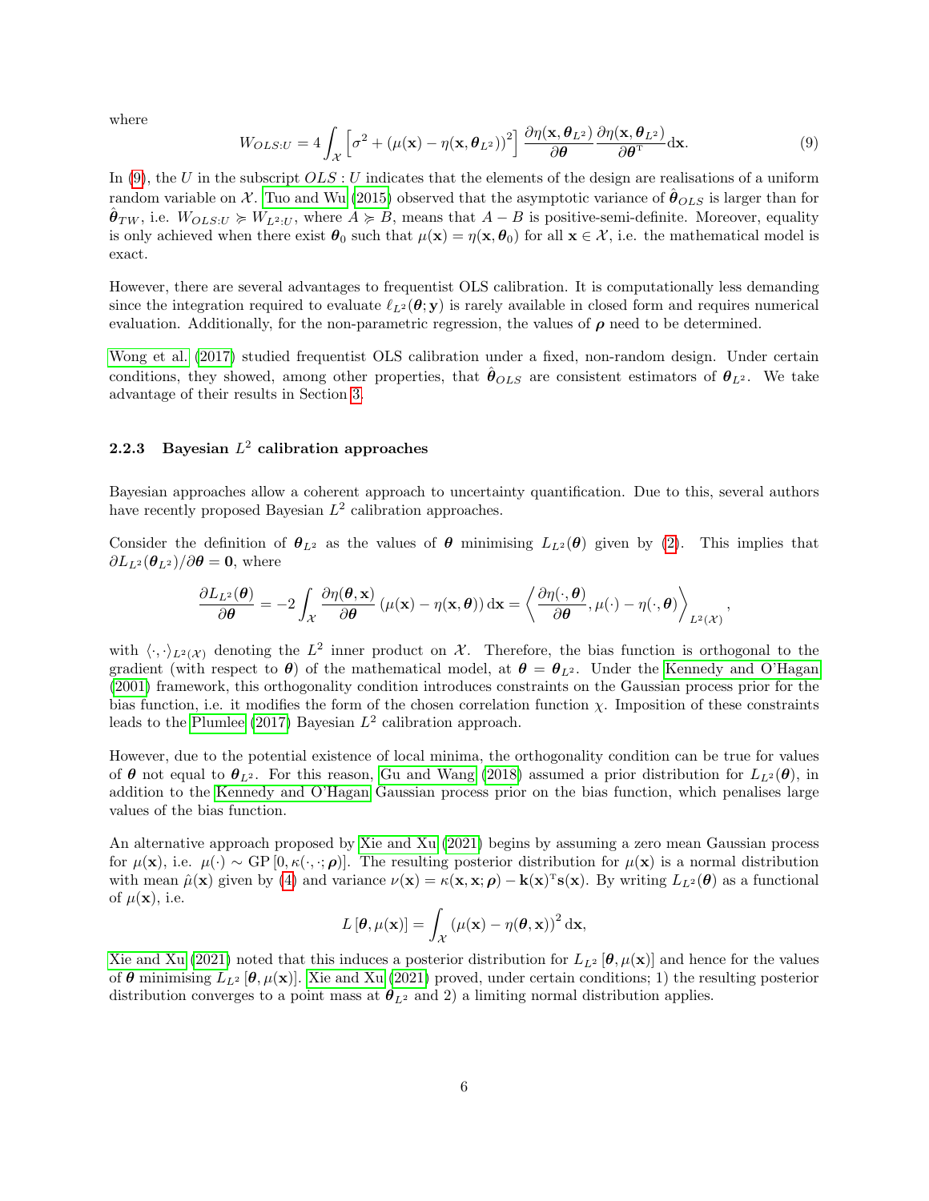where

$$W_{OLS:U} = 4 \int_{\mathcal{X}} \left[ \sigma^2 + \left( \mu(\mathbf{x}) - \eta(\mathbf{x}, \boldsymbol{\theta}_{L^2}) \right)^2 \right] \frac{\partial \eta(\mathbf{x}, \boldsymbol{\theta}_{L^2})}{\partial \boldsymbol{\theta}} \frac{\partial \eta(\mathbf{x}, \boldsymbol{\theta}_{L^2})}{\partial \boldsymbol{\theta}^{\mathrm{T}}} \mathrm{d}\mathbf{x}. \tag{9}$$

In (9), the $U$ in the subscript $OLS : U$ indicates that the elements of the design are realisations of a uniform random variable on $\mathcal{X}$. Tuo and Wu (2015) observed that the asymptotic variance of $\hat{\boldsymbol{\theta}}_{OLS}$ is larger than for $\hat{\boldsymbol{\theta}}_{TW}$, i.e. $W_{OLS:U} \succcurlyeq W_{L^2:U}$, where $A \succcurlyeq B$, means that $A - B$ is positive-semi-definite. Moreover, equality is only achieved when there exist $\boldsymbol{\theta}_0$ such that $\mu(\mathbf{x}) = \eta(\mathbf{x}, \boldsymbol{\theta}_0)$ for all $\mathbf{x} \in \mathcal{X}$, i.e. the mathematical model is exact.

However, there are several advantages to frequentist OLS calibration. It is computationally less demanding since the integration required to evaluate $\ell_{L^2}(\boldsymbol{\theta}; \mathbf{y})$ is rarely available in closed form and requires numerical evaluation. Additionally, for the non-parametric regression, the values of $\boldsymbol{\rho}$ need to be determined.

Wong et al. (2017) studied frequentist OLS calibration under a fixed, non-random design. Under certain conditions, they showed, among other properties, that $\hat{\boldsymbol{\theta}}_{OLS}$ are consistent estimators of $\boldsymbol{\theta}_{L^2}$. We take advantage of their results in Section 3.

### 2.2.3 Bayesian $L^2$ calibration approaches

Bayesian approaches allow a coherent approach to uncertainty quantification. Due to this, several authors have recently proposed Bayesian $L^2$ calibration approaches.

Consider the definition of $\boldsymbol{\theta}_{L^2}$ as the values of $\boldsymbol{\theta}$ minimising $L_{L^2}(\boldsymbol{\theta})$ given by (2). This implies that $\partial L_{L^2}(\boldsymbol{\theta}_{L^2}) / \partial \boldsymbol{\theta} = \mathbf{0}$, where

$$\frac{\partial L_{L^2}(\boldsymbol{\theta})}{\partial \boldsymbol{\theta}} = -2 \int_{\mathcal{X}} \frac{\partial \eta(\boldsymbol{\theta}, \mathbf{x})}{\partial \boldsymbol{\theta}} \left( \mu(\mathbf{x}) - \eta(\mathbf{x}, \boldsymbol{\theta}) \right) \mathrm{d}\mathbf{x} = \left\langle \frac{\partial \eta(\cdot, \boldsymbol{\theta})}{\partial \boldsymbol{\theta}}, \mu(\cdot) - \eta(\cdot, \boldsymbol{\theta}) \right\rangle_{L^2(\mathcal{X})},$$

with $\langle \cdot, \cdot \rangle_{L^2(\mathcal{X})}$ denoting the $L^2$ inner product on $\mathcal{X}$. Therefore, the bias function is orthogonal to the gradient (with respect to $\boldsymbol{\theta}$) of the mathematical model, at $\boldsymbol{\theta} = \boldsymbol{\theta}_{L^2}$. Under the Kennedy and O'Hagan (2001) framework, this orthogonality condition introduces constraints on the Gaussian process prior for the bias function, i.e. it modifies the form of the chosen correlation function $\chi$. Imposition of these constraints leads to the Plumlee (2017) Bayesian $L^2$ calibration approach.

However, due to the potential existence of local minima, the orthogonality condition can be true for values of $\boldsymbol{\theta}$ not equal to $\boldsymbol{\theta}_{L^2}$. For this reason, Gu and Wang (2018) assumed a prior distribution for $L_{L^2}(\boldsymbol{\theta})$, in addition to the Kennedy and O'Hagan Gaussian process prior on the bias function, which penalises large values of the bias function.

An alternative approach proposed by Xie and Xu (2021) begins by assuming a zero mean Gaussian process for $\mu(\mathbf{x})$, i.e. $\mu(\cdot) \sim \mathrm{GP}\left[0, \kappa(\cdot, \cdot; \boldsymbol{\rho})\right]$. The resulting posterior distribution for $\mu(\mathbf{x})$ is a normal distribution with mean $\hat{\mu}(\mathbf{x})$ given by (4) and variance $\nu(\mathbf{x}) = \kappa(\mathbf{x}, \mathbf{x}; \boldsymbol{\rho}) - \mathbf{k}(\mathbf{x})^{\mathrm{T}} \mathbf{s}(\mathbf{x})$. By writing $L_{L^2}(\boldsymbol{\theta})$ as a functional of $\mu(\mathbf{x})$, i.e.

$$L\left[\boldsymbol{\theta}, \mu(\mathbf{x})\right] = \int_{\mathcal{X}} \left( \mu(\mathbf{x}) - \eta(\boldsymbol{\theta}, \mathbf{x}) \right)^2 \mathrm{d}\mathbf{x},$$

Xie and Xu (2021) noted that this induces a posterior distribution for $L_{L^2}\left[\boldsymbol{\theta}, \mu(\mathbf{x})\right]$ and hence for the values of $\boldsymbol{\theta}$ minimising $L_{L^2}\left[\boldsymbol{\theta}, \mu(\mathbf{x})\right]$. Xie and Xu (2021) proved, under certain conditions; 1) the resulting posterior distribution converges to a point mass at $\boldsymbol{\theta}_{L^2}$ and 2) a limiting normal distribution applies.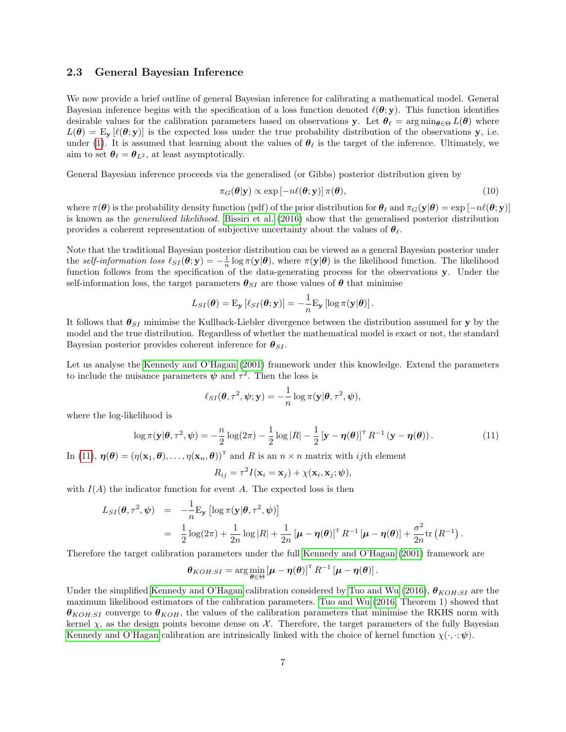### 2.3 General Bayesian Inference

We now provide a brief outline of general Bayesian inference for calibrating a mathematical model. General Bayesian inference begins with the specification of a loss function denoted $\ell(\boldsymbol{\theta}; \mathbf{y})$. This function identifies desirable values for the calibration parameters based on observations $\mathbf{y}$. Let $\boldsymbol{\theta}_\ell = \arg\min_{\boldsymbol{\theta} \in \Theta} L(\boldsymbol{\theta})$ where $L(\boldsymbol{\theta}) = \mathrm{E}_{\mathbf{y}}[\ell(\boldsymbol{\theta}; \mathbf{y})]$ is the expected loss under the true probability distribution of the observations $\mathbf{y}$, i.e. under (1). It is assumed that learning about the values of $\boldsymbol{\theta}_\ell$ is the target of the inference. Ultimately, we aim to set $\boldsymbol{\theta}_\ell = \boldsymbol{\theta}_{L^2}$, at least asymptotically.

General Bayesian inference proceeds via the generalised (or Gibbs) posterior distribution given by

$$\pi_G(\boldsymbol{\theta}|\mathbf{y}) \propto \exp\left[-n\ell(\boldsymbol{\theta}; \mathbf{y})\right] \pi(\boldsymbol{\theta}), \tag{10}$$

where $\pi(\boldsymbol{\theta})$ is the probability density function (pdf) of the prior distribution for $\boldsymbol{\theta}_\ell$ and $\pi_G(\mathbf{y}|\boldsymbol{\theta}) = \exp\left[-n\ell(\boldsymbol{\theta}; \mathbf{y})\right]$ is known as the *generalised likelihood*. Bissiri et al. (2016) show that the generalised posterior distribution provides a coherent representation of subjective uncertainty about the values of $\boldsymbol{\theta}_\ell$.

Note that the traditional Bayesian posterior distribution can be viewed as a general Bayesian posterior under the *self-information loss* $\ell_{SI}(\boldsymbol{\theta}; \mathbf{y}) = -\frac{1}{n} \log \pi(\mathbf{y}|\boldsymbol{\theta})$, where $\pi(\mathbf{y}|\boldsymbol{\theta})$ is the likelihood function. The likelihood function follows from the specification of the data-generating process for the observations $\mathbf{y}$. Under the self-information loss, the target parameters $\boldsymbol{\theta}_{SI}$ are those values of $\boldsymbol{\theta}$ that minimise

$$L_{SI}(\boldsymbol{\theta}) = \mathrm{E}_{\mathbf{y}}\left[\ell_{SI}(\boldsymbol{\theta}; \mathbf{y})\right] = -\frac{1}{n} \mathrm{E}_{\mathbf{y}}\left[\log \pi(\mathbf{y}|\boldsymbol{\theta})\right].$$

It follows that $\boldsymbol{\theta}_{SI}$ minimise the Kullback-Liebler divergence between the distribution assumed for $\mathbf{y}$ by the model and the true distribution. Regardless of whether the mathematical model is exact or not, the standard Bayesian posterior provides coherent inference for $\boldsymbol{\theta}_{SI}$.

Let us analyse the Kennedy and O'Hagan (2001) framework under this knowledge. Extend the parameters to include the nuisance parameters $\boldsymbol{\psi}$ and $\tau^2$. Then the loss is

$$\ell_{SI}(\boldsymbol{\theta}, \tau^2, \boldsymbol{\psi}; \mathbf{y}) = -\frac{1}{n} \log \pi(\mathbf{y}|\boldsymbol{\theta}, \tau^2, \boldsymbol{\psi}),$$

where the log-likelihood is

$$\log \pi(\mathbf{y}|\boldsymbol{\theta}, \tau^2, \boldsymbol{\psi}) = -\frac{n}{2} \log(2\pi) - \frac{1}{2} \log |R| - \frac{1}{2} \left[\mathbf{y} - \boldsymbol{\eta}(\boldsymbol{\theta})\right]^{\mathrm{T}} R^{-1} \left(\mathbf{y} - \boldsymbol{\eta}(\boldsymbol{\theta})\right). \tag{11}$$

In (11), $\boldsymbol{\eta}(\boldsymbol{\theta}) = \left(\eta(\mathbf{x}_1, \boldsymbol{\theta}), \ldots, \eta(\mathbf{x}_n, \boldsymbol{\theta})\right)^{\mathrm{T}}$ and $R$ is an $n \times n$ matrix with $ij$th element

$$R_{ij} = \tau^2 I(\mathbf{x}_i = \mathbf{x}_j) + \chi(\mathbf{x}_i, \mathbf{x}_j; \boldsymbol{\psi}),$$

with $I(A)$ the indicator function for event $A$. The expected loss is then

$$\begin{aligned} L_{SI}(\boldsymbol{\theta}, \tau^2, \boldsymbol{\psi}) &= -\frac{1}{n} \mathrm{E}_{\mathbf{y}}\left[\log \pi(\mathbf{y}|\boldsymbol{\theta}, \tau^2, \boldsymbol{\psi})\right] \\ &= \frac{1}{2} \log(2\pi) + \frac{1}{2n} \log |R| + \frac{1}{2n} \left[\boldsymbol{\mu} - \boldsymbol{\eta}(\boldsymbol{\theta})\right]^{\mathrm{T}} R^{-1} \left[\boldsymbol{\mu} - \boldsymbol{\eta}(\boldsymbol{\theta})\right] + \frac{\sigma^2}{2n} \mathrm{tr}\left(R^{-1}\right). \end{aligned}$$

Therefore the target calibration parameters under the full Kennedy and O'Hagan (2001) framework are

$$\boldsymbol{\theta}_{KOH:SI} = \arg\min_{\boldsymbol{\theta} \in \Theta} \left[\boldsymbol{\mu} - \boldsymbol{\eta}(\boldsymbol{\theta})\right]^{\mathrm{T}} R^{-1} \left[\boldsymbol{\mu} - \boldsymbol{\eta}(\boldsymbol{\theta})\right].$$

Under the simplified Kennedy and O'Hagan calibration considered by Tuo and Wu (2016), $\boldsymbol{\theta}_{KOH:SI}$ are the maximum likelihood estimators of the calibration parameters. Tuo and Wu (2016, Theorem 1) showed that $\boldsymbol{\theta}_{KOH:SI}$ converge to $\boldsymbol{\theta}_{KOH}$, the values of the calibration parameters that minimise the RKHS norm with kernel $\chi$, as the design points become dense on $\mathcal{X}$. Therefore, the target parameters of the fully Bayesian Kennedy and O'Hagan calibration are intrinsically linked with the choice of kernel function $\chi(\cdot, \cdot; \boldsymbol{\psi})$.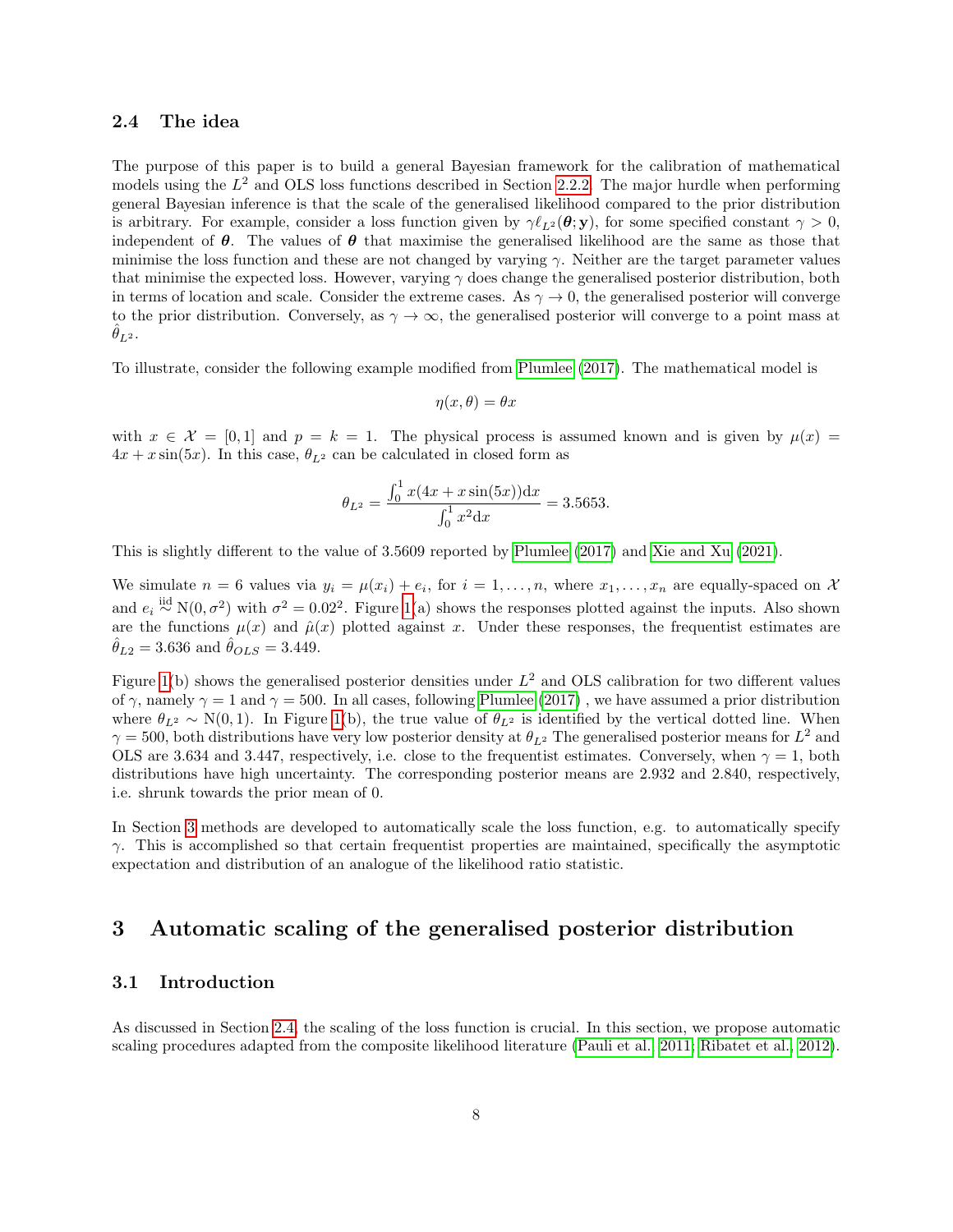### 2.4 The idea

The purpose of this paper is to build a general Bayesian framework for the calibration of mathematical models using the $L^2$ and OLS loss functions described in Section 2.2.2. The major hurdle when performing general Bayesian inference is that the scale of the generalised likelihood compared to the prior distribution is arbitrary. For example, consider a loss function given by $\gamma \ell_{L^2}(\boldsymbol{\theta}; \mathbf{y})$, for some specified constant $\gamma > 0$, independent of $\boldsymbol{\theta}$. The values of $\boldsymbol{\theta}$ that maximise the generalised likelihood are the same as those that minimise the loss function and these are not changed by varying $\gamma$. Neither are the target parameter values that minimise the expected loss. However, varying $\gamma$ does change the generalised posterior distribution, both in terms of location and scale. Consider the extreme cases. As $\gamma \to 0$, the generalised posterior will converge to the prior distribution. Conversely, as $\gamma \to \infty$, the generalised posterior will converge to a point mass at $\hat{\theta}_{L^2}$.

To illustrate, consider the following example modified from Plumlee (2017). The mathematical model is

$$\eta(x, \theta) = \theta x$$

with $x \in \mathcal{X} = [0, 1]$ and $p = k = 1$. The physical process is assumed known and is given by $\mu(x) = 4x + x \sin(5x)$. In this case, $\theta_{L^2}$ can be calculated in closed form as

$$\theta_{L^2} = \frac{\int_0^1 x(4x + x\sin(5x))\mathrm{d}x}{\int_0^1 x^2 \mathrm{d}x} = 3.5653.$$

This is slightly different to the value of 3.5609 reported by Plumlee (2017) and Xie and Xu (2021).

We simulate $n = 6$ values via $y_i = \mu(x_i) + e_i$, for $i = 1, \ldots, n$, where $x_1, \ldots, x_n$ are equally-spaced on $\mathcal{X}$ and $e_i \overset{\text{iid}}{\sim} \mathrm{N}(0, \sigma^2)$ with $\sigma^2 = 0.02^2$. Figure 1(a) shows the responses plotted against the inputs. Also shown are the functions $\mu(x)$ and $\hat{\mu}(x)$ plotted against $x$. Under these responses, the frequentist estimates are $\hat{\theta}_{L2} = 3.636$ and $\hat{\theta}_{OLS} = 3.449$.

Figure 1(b) shows the generalised posterior densities under $L^2$ and OLS calibration for two different values of $\gamma$, namely $\gamma = 1$ and $\gamma = 500$. In all cases, following Plumlee (2017) , we have assumed a prior distribution where $\theta_{L^2} \sim \mathrm{N}(0, 1)$. In Figure 1(b), the true value of $\theta_{L^2}$ is identified by the vertical dotted line. When $\gamma = 500$, both distributions have very low posterior density at $\theta_{L^2}$ The generalised posterior means for $L^2$ and OLS are 3.634 and 3.447, respectively, i.e. close to the frequentist estimates. Conversely, when $\gamma = 1$, both distributions have high uncertainty. The corresponding posterior means are 2.932 and 2.840, respectively, i.e. shrunk towards the prior mean of 0.

In Section 3 methods are developed to automatically scale the loss function, e.g. to automatically specify $\gamma$. This is accomplished so that certain frequentist properties are maintained, specifically the asymptotic expectation and distribution of an analogue of the likelihood ratio statistic.

## 3 Automatic scaling of the generalised posterior distribution

### 3.1 Introduction

As discussed in Section 2.4, the scaling of the loss function is crucial. In this section, we propose automatic scaling procedures adapted from the composite likelihood literature (Pauli et al., 2011; Ribatet et al., 2012).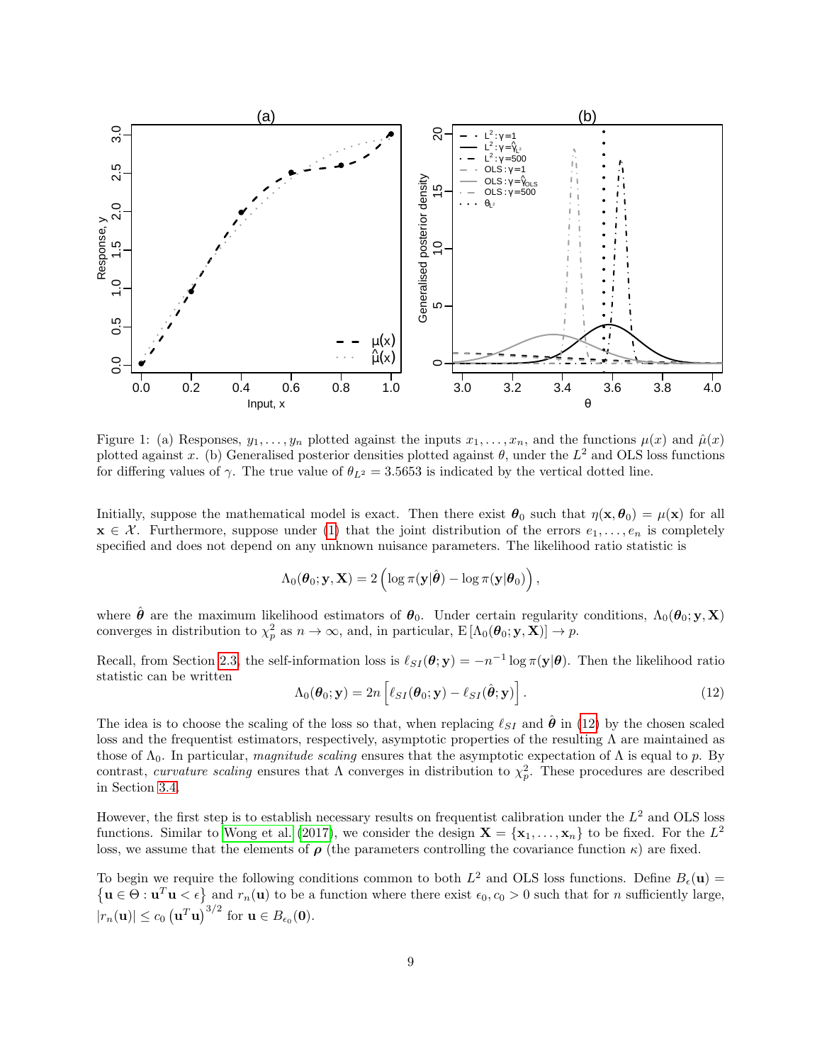Figure 1: (a) Responses, $y_1, \ldots, y_n$ plotted against the inputs $x_1, \ldots, x_n$, and the functions $\mu(x)$ and $\hat{\mu}(x)$ plotted against $x$. (b) Generalised posterior densities plotted against $\theta$, under the $L^2$ and OLS loss functions for differing values of $\gamma$. The true value of $\theta_{L^2} = 3.5653$ is indicated by the vertical dotted line.

Initially, suppose the mathematical model is exact. Then there exist $\boldsymbol{\theta}_0$ such that $\eta(\mathbf{x}, \boldsymbol{\theta}_0) = \mu(\mathbf{x})$ for all $\mathbf{x} \in \mathcal{X}$. Furthermore, suppose under (1) that the joint distribution of the errors $e_1, \ldots, e_n$ is completely specified and does not depend on any unknown nuisance parameters. The likelihood ratio statistic is

$$\Lambda_0(\boldsymbol{\theta}_0; \mathbf{y}, \mathbf{X}) = 2\left(\log \pi(\mathbf{y}|\hat{\boldsymbol{\theta}}) - \log \pi(\mathbf{y}|\boldsymbol{\theta}_0)\right),$$

where $\hat{\boldsymbol{\theta}}$ are the maximum likelihood estimators of $\boldsymbol{\theta}_0$. Under certain regularity conditions, $\Lambda_0(\boldsymbol{\theta}_0; \mathbf{y}, \mathbf{X})$ converges in distribution to $\chi^2_p$ as $n \to \infty$, and, in particular, $\mathrm{E}\left[\Lambda_0(\boldsymbol{\theta}_0; \mathbf{y}, \mathbf{X})\right] \to p$.

Recall, from Section 2.3, the self-information loss is $\ell_{SI}(\boldsymbol{\theta}; \mathbf{y}) = -n^{-1} \log \pi(\mathbf{y}|\boldsymbol{\theta})$. Then the likelihood ratio statistic can be written

$$\Lambda_0(\boldsymbol{\theta}_0; \mathbf{y}) = 2n\left[\ell_{SI}(\boldsymbol{\theta}_0; \mathbf{y}) - \ell_{SI}(\hat{\boldsymbol{\theta}}; \mathbf{y})\right]. \tag{12}$$

The idea is to choose the scaling of the loss so that, when replacing $\ell_{SI}$ and $\hat{\boldsymbol{\theta}}$ in (12) by the chosen scaled loss and the frequentist estimators, respectively, asymptotic properties of the resulting $\Lambda$ are maintained as those of $\Lambda_0$. In particular, *magnitude scaling* ensures that the asymptotic expectation of $\Lambda$ is equal to $p$. By contrast, *curvature scaling* ensures that $\Lambda$ converges in distribution to $\chi^2_p$. These procedures are described in Section 3.4.

However, the first step is to establish necessary results on frequentist calibration under the $L^2$ and OLS loss functions. Similar to Wong et al. (2017), we consider the design $\mathbf{X} = \{\mathbf{x}_1, \ldots, \mathbf{x}_n\}$ to be fixed. For the $L^2$ loss, we assume that the elements of $\boldsymbol{\rho}$ (the parameters controlling the covariance function $\kappa$) are fixed.

To begin we require the following conditions common to both $L^2$ and OLS loss functions. Define $B_\epsilon(\mathbf{u}) = \left\{\mathbf{u} \in \Theta : \mathbf{u}^T\mathbf{u} < \epsilon\right\}$ and $r_n(\mathbf{u})$ to be a function where there exist $\epsilon_0, c_0 > 0$ such that for $n$ sufficiently large, $|r_n(\mathbf{u})| \leq c_0 \left(\mathbf{u}^T\mathbf{u}\right)^{3/2}$ for $\mathbf{u} \in B_{\epsilon_0}(\mathbf{0})$.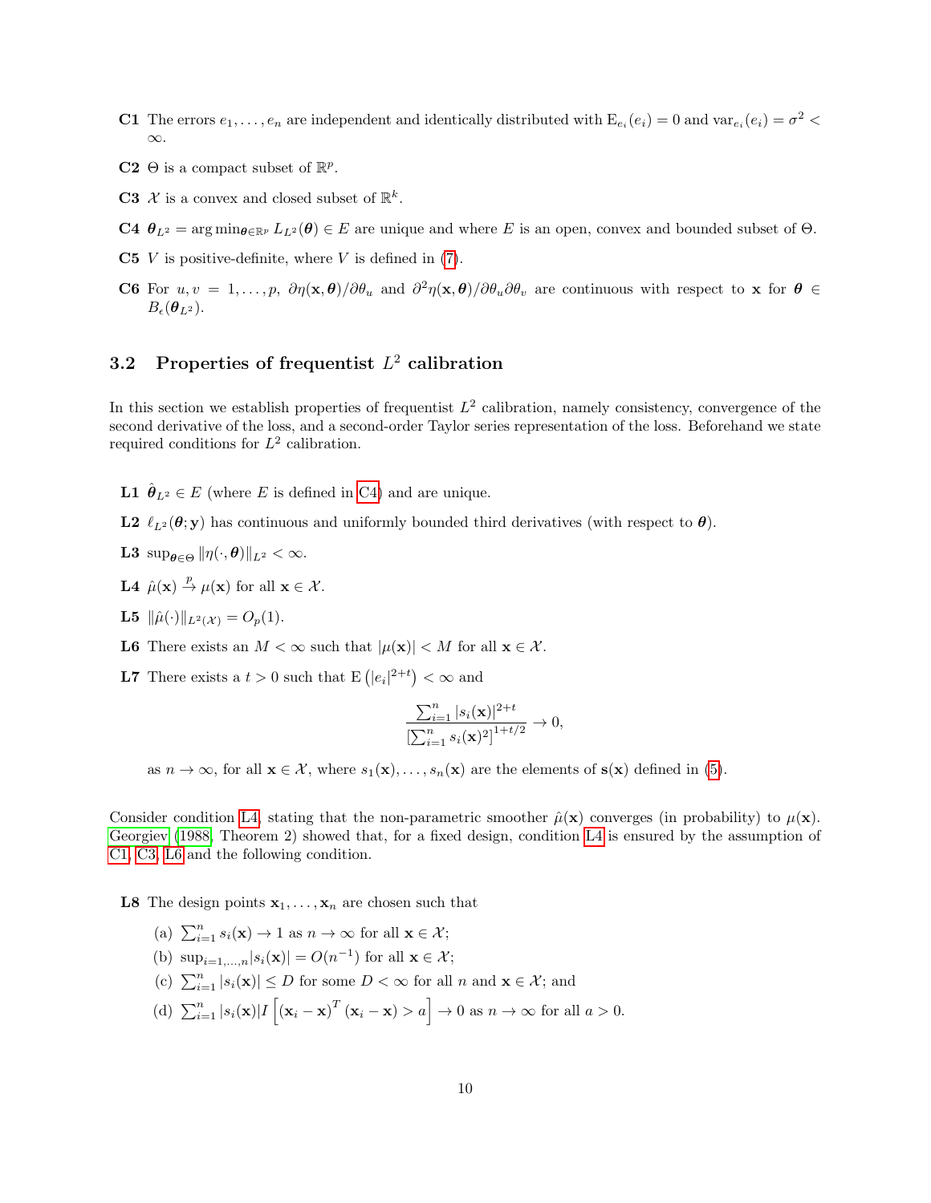**C1** The errors $e_1, \ldots, e_n$ are independent and identically distributed with $\mathrm{E}_{e_i}(e_i) = 0$ and $\mathrm{var}_{e_i}(e_i) = \sigma^2 < \infty$.

**C2** $\Theta$ is a compact subset of $\mathbb{R}^p$.

**C3** $\mathcal{X}$ is a convex and closed subset of $\mathbb{R}^k$.

**C4** $\boldsymbol{\theta}_{L^2} = \arg\min_{\boldsymbol{\theta} \in \mathbb{R}^p} L_{L^2}(\boldsymbol{\theta}) \in E$ are unique and where $E$ is an open, convex and bounded subset of $\Theta$.

**C5** $V$ is positive-definite, where $V$ is defined in (7).

**C6** For $u, v = 1, \ldots, p$, $\partial \eta(\mathbf{x}, \boldsymbol{\theta})/\partial \theta_u$ and $\partial^2 \eta(\mathbf{x}, \boldsymbol{\theta})/\partial \theta_u \partial \theta_v$ are continuous with respect to $\mathbf{x}$ for $\boldsymbol{\theta} \in B_\epsilon(\boldsymbol{\theta}_{L^2})$.

## 3.2 Properties of frequentist $L^2$ calibration

In this section we establish properties of frequentist $L^2$ calibration, namely consistency, convergence of the second derivative of the loss, and a second-order Taylor series representation of the loss. Beforehand we state required conditions for $L^2$ calibration.

**L1** $\hat{\boldsymbol{\theta}}_{L^2} \in E$ (where $E$ is defined in C4) and are unique.

**L2** $\ell_{L^2}(\boldsymbol{\theta}; \mathbf{y})$ has continuous and uniformly bounded third derivatives (with respect to $\boldsymbol{\theta}$).

**L3** $\sup_{\boldsymbol{\theta} \in \Theta} \|\eta(\cdot, \boldsymbol{\theta})\|_{L^2} < \infty$.

**L4** $\hat{\mu}(\mathbf{x}) \xrightarrow{p} \mu(\mathbf{x})$ for all $\mathbf{x} \in \mathcal{X}$.

**L5** $\|\hat{\mu}(\cdot)\|_{L^2(\mathcal{X})} = O_p(1)$.

**L6** There exists an $M < \infty$ such that $|\mu(\mathbf{x})| < M$ for all $\mathbf{x} \in \mathcal{X}$.

**L7** There exists a $t > 0$ such that $\mathrm{E}\left(|e_i|^{2+t}\right) < \infty$ and

$$\frac{\sum_{i=1}^n |s_i(\mathbf{x})|^{2+t}}{\left[\sum_{i=1}^n s_i(\mathbf{x})^2\right]^{1+t/2}} \to 0,$$

as $n \to \infty$, for all $\mathbf{x} \in \mathcal{X}$, where $s_1(\mathbf{x}), \ldots, s_n(\mathbf{x})$ are the elements of $\mathbf{s}(\mathbf{x})$ defined in (5).

Consider condition L4, stating that the non-parametric smoother $\hat{\mu}(\mathbf{x})$ converges (in probability) to $\mu(\mathbf{x})$. Georgiev (1988, Theorem 2) showed that, for a fixed design, condition L4 is ensured by the assumption of C1, C3, L6 and the following condition.

**L8** The design points $\mathbf{x}_1, \ldots, \mathbf{x}_n$ are chosen such that

(a) $\sum_{i=1}^n s_i(\mathbf{x}) \to 1$ as $n \to \infty$ for all $\mathbf{x} \in \mathcal{X}$;

(b) $\sup_{i=1,\ldots,n} |s_i(\mathbf{x})| = O(n^{-1})$ for all $\mathbf{x} \in \mathcal{X}$;

(c) $\sum_{i=1}^n |s_i(\mathbf{x})| \leq D$ for some $D < \infty$ for all $n$ and $\mathbf{x} \in \mathcal{X}$; and

(d) $\sum_{i=1}^n |s_i(\mathbf{x})| I\left[(\mathbf{x}_i - \mathbf{x})^T (\mathbf{x}_i - \mathbf{x}) > a\right] \to 0$ as $n \to \infty$ for all $a > 0$.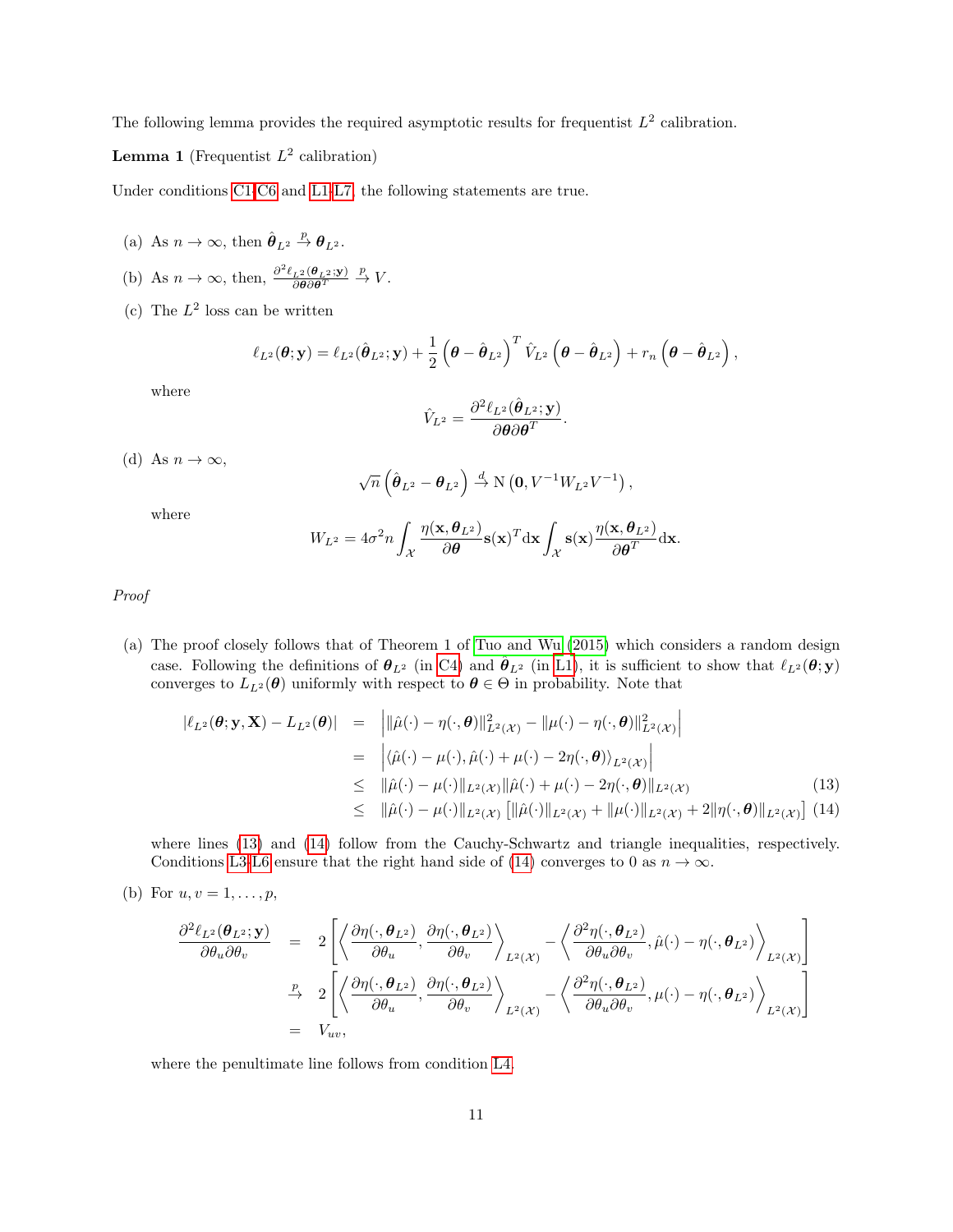The following lemma provides the required asymptotic results for frequentist $L^2$ calibration.

**Lemma 1** (Frequentist $L^2$ calibration)

Under conditions C1-C6 and L1-L7, the following statements are true.

(a) As $n \to \infty$, then $\hat{\boldsymbol{\theta}}_{L^2} \xrightarrow{p} \boldsymbol{\theta}_{L^2}$.

(b) As $n \to \infty$, then, $\frac{\partial^2 \ell_{L^2}(\boldsymbol{\theta}_{L^2};\mathbf{y})}{\partial \boldsymbol{\theta} \partial \boldsymbol{\theta}^T} \xrightarrow{p} V$.

(c) The $L^2$ loss can be written

$$\ell_{L^2}(\boldsymbol{\theta};\mathbf{y}) = \ell_{L^2}(\hat{\boldsymbol{\theta}}_{L^2};\mathbf{y}) + \frac{1}{2}\left(\boldsymbol{\theta} - \hat{\boldsymbol{\theta}}_{L^2}\right)^T \hat{V}_{L^2}\left(\boldsymbol{\theta} - \hat{\boldsymbol{\theta}}_{L^2}\right) + r_n\left(\boldsymbol{\theta} - \hat{\boldsymbol{\theta}}_{L^2}\right),$$

where

$$\hat{V}_{L^2} = \frac{\partial^2 \ell_{L^2}(\hat{\boldsymbol{\theta}}_{L^2};\mathbf{y})}{\partial \boldsymbol{\theta} \partial \boldsymbol{\theta}^T}.$$

(d) As $n \to \infty$,

$$\sqrt{n}\left(\hat{\boldsymbol{\theta}}_{L^2} - \boldsymbol{\theta}_{L^2}\right) \xrightarrow{d} \mathrm{N}\left(\mathbf{0}, V^{-1} W_{L^2} V^{-1}\right),$$

where

$$W_{L^2} = 4\sigma^2 n \int_{\mathcal{X}} \frac{\eta(\mathbf{x},\boldsymbol{\theta}_{L^2})}{\partial \boldsymbol{\theta}} \mathbf{s}(\mathbf{x})^T \mathrm{d}\mathbf{x} \int_{\mathcal{X}} \mathbf{s}(\mathbf{x}) \frac{\eta(\mathbf{x},\boldsymbol{\theta}_{L^2})}{\partial \boldsymbol{\theta}^T} \mathrm{d}\mathbf{x}.$$

*Proof*

(a) The proof closely follows that of Theorem 1 of Tuo and Wu (2015) which considers a random design case. Following the definitions of $\boldsymbol{\theta}_{L^2}$ (in C4) and $\hat{\boldsymbol{\theta}}_{L^2}$ (in L1), it is sufficient to show that $\ell_{L^2}(\boldsymbol{\theta};\mathbf{y})$ converges to $L_{L^2}(\boldsymbol{\theta})$ uniformly with respect to $\boldsymbol{\theta} \in \Theta$ in probability. Note that

$$\begin{aligned}
|\ell_{L^2}(\boldsymbol{\theta};\mathbf{y},\mathbf{X}) - L_{L^2}(\boldsymbol{\theta})| &= \left| \|\hat{\mu}(\cdot) - \eta(\cdot,\boldsymbol{\theta})\|^2_{L^2(\mathcal{X})} - \|\mu(\cdot) - \eta(\cdot,\boldsymbol{\theta})\|^2_{L^2(\mathcal{X})} \right| \\
&= \left| \langle \hat{\mu}(\cdot) - \mu(\cdot), \hat{\mu}(\cdot) + \mu(\cdot) - 2\eta(\cdot,\boldsymbol{\theta}) \rangle_{L^2(\mathcal{X})} \right| \\
&\leq \|\hat{\mu}(\cdot) - \mu(\cdot)\|_{L^2(\mathcal{X})} \|\hat{\mu}(\cdot) + \mu(\cdot) - 2\eta(\cdot,\boldsymbol{\theta})\|_{L^2(\mathcal{X})} \qquad (13) \\
&\leq \|\hat{\mu}(\cdot) - \mu(\cdot)\|_{L^2(\mathcal{X})} \left[ \|\hat{\mu}(\cdot)\|_{L^2(\mathcal{X})} + \|\mu(\cdot)\|_{L^2(\mathcal{X})} + 2\|\eta(\cdot,\boldsymbol{\theta})\|_{L^2(\mathcal{X})} \right] \qquad (14)
\end{aligned}$$

where lines (13) and (14) follow from the Cauchy-Schwartz and triangle inequalities, respectively. Conditions L3-L6 ensure that the right hand side of (14) converges to 0 as $n \to \infty$.

(b) For $u, v = 1, \ldots, p$,

$$\begin{aligned}
\frac{\partial^2 \ell_{L^2}(\boldsymbol{\theta}_{L^2};\mathbf{y})}{\partial \theta_u \partial \theta_v} &= 2\left[ \left\langle \frac{\partial \eta(\cdot,\boldsymbol{\theta}_{L^2})}{\partial \theta_u}, \frac{\partial \eta(\cdot,\boldsymbol{\theta}_{L^2})}{\partial \theta_v} \right\rangle_{L^2(\mathcal{X})} - \left\langle \frac{\partial^2 \eta(\cdot,\boldsymbol{\theta}_{L^2})}{\partial \theta_u \partial \theta_v}, \hat{\mu}(\cdot) - \eta(\cdot,\boldsymbol{\theta}_{L^2}) \right\rangle_{L^2(\mathcal{X})} \right] \\
&\xrightarrow{p} 2\left[ \left\langle \frac{\partial \eta(\cdot,\boldsymbol{\theta}_{L^2})}{\partial \theta_u}, \frac{\partial \eta(\cdot,\boldsymbol{\theta}_{L^2})}{\partial \theta_v} \right\rangle_{L^2(\mathcal{X})} - \left\langle \frac{\partial^2 \eta(\cdot,\boldsymbol{\theta}_{L^2})}{\partial \theta_u \partial \theta_v}, \mu(\cdot) - \eta(\cdot,\boldsymbol{\theta}_{L^2}) \right\rangle_{L^2(\mathcal{X})} \right] \\
&= V_{uv},
\end{aligned}$$

where the penultimate line follows from condition L4.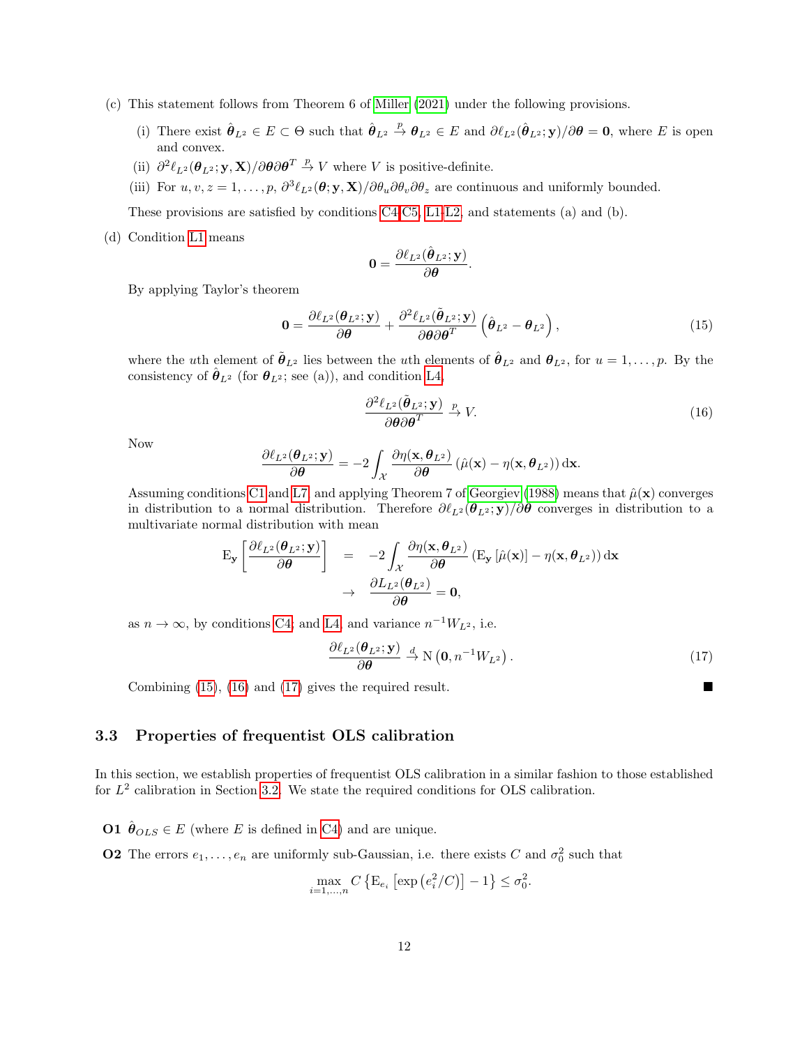(c) This statement follows from Theorem 6 of Miller (2021) under the following provisions.

  (i) There exist $\hat{\boldsymbol{\theta}}_{L^2} \in E \subset \Theta$ such that $\hat{\boldsymbol{\theta}}_{L^2} \xrightarrow{p} \boldsymbol{\theta}_{L^2} \in E$ and $\partial \ell_{L^2}(\hat{\boldsymbol{\theta}}_{L^2}; \mathbf{y})/\partial \boldsymbol{\theta} = \mathbf{0}$, where $E$ is open and convex.

  (ii) $\partial^2 \ell_{L^2}(\boldsymbol{\theta}_{L^2}; \mathbf{y}, \mathbf{X})/\partial \boldsymbol{\theta} \partial \boldsymbol{\theta}^T \xrightarrow{p} V$ where $V$ is positive-definite.

  (iii) For $u, v, z = 1, \ldots, p$, $\partial^3 \ell_{L^2}(\boldsymbol{\theta}; \mathbf{y}, \mathbf{X})/\partial \theta_u \partial \theta_v \partial \theta_z$ are continuous and uniformly bounded.

  These provisions are satisfied by conditions C4-C5, L1-L2, and statements (a) and (b).

(d) Condition L1 means

$$\mathbf{0} = \frac{\partial \ell_{L^2}(\hat{\boldsymbol{\theta}}_{L^2}; \mathbf{y})}{\partial \boldsymbol{\theta}}.$$

By applying Taylor's theorem

$$\mathbf{0} = \frac{\partial \ell_{L^2}(\boldsymbol{\theta}_{L^2}; \mathbf{y})}{\partial \boldsymbol{\theta}} + \frac{\partial^2 \ell_{L^2}(\tilde{\boldsymbol{\theta}}_{L^2}; \mathbf{y})}{\partial \boldsymbol{\theta} \partial \boldsymbol{\theta}^T} \left( \hat{\boldsymbol{\theta}}_{L^2} - \boldsymbol{\theta}_{L^2} \right), \tag{15}$$

where the $u$th element of $\tilde{\boldsymbol{\theta}}_{L^2}$ lies between the $u$th elements of $\hat{\boldsymbol{\theta}}_{L^2}$ and $\boldsymbol{\theta}_{L^2}$, for $u = 1, \ldots, p$. By the consistency of $\hat{\boldsymbol{\theta}}_{L^2}$ (for $\boldsymbol{\theta}_{L^2}$; see (a)), and condition L4,

$$\frac{\partial^2 \ell_{L^2}(\tilde{\boldsymbol{\theta}}_{L^2}; \mathbf{y})}{\partial \boldsymbol{\theta} \partial \boldsymbol{\theta}^T} \xrightarrow{p} V. \tag{16}$$

Now

$$\frac{\partial \ell_{L^2}(\boldsymbol{\theta}_{L^2}; \mathbf{y})}{\partial \boldsymbol{\theta}} = -2 \int_{\mathcal{X}} \frac{\partial \eta(\mathbf{x}, \boldsymbol{\theta}_{L^2})}{\partial \boldsymbol{\theta}} \left( \hat{\mu}(\mathbf{x}) - \eta(\mathbf{x}, \boldsymbol{\theta}_{L^2}) \right) \mathrm{d}\mathbf{x}.$$

Assuming conditions C1 and L7, and applying Theorem 7 of Georgiev (1988) means that $\hat{\mu}(\mathbf{x})$ converges in distribution to a normal distribution. Therefore $\partial \ell_{L^2}(\boldsymbol{\theta}_{L^2}; \mathbf{y})/\partial \boldsymbol{\theta}$ converges in distribution to a multivariate normal distribution with mean

$$\begin{aligned}
\mathrm{E}_{\mathbf{y}} \left[ \frac{\partial \ell_{L^2}(\boldsymbol{\theta}_{L^2}; \mathbf{y})}{\partial \boldsymbol{\theta}} \right] &= -2 \int_{\mathcal{X}} \frac{\partial \eta(\mathbf{x}, \boldsymbol{\theta}_{L^2})}{\partial \boldsymbol{\theta}} \left( \mathrm{E}_{\mathbf{y}} \left[ \hat{\mu}(\mathbf{x}) \right] - \eta(\mathbf{x}, \boldsymbol{\theta}_{L^2}) \right) \mathrm{d}\mathbf{x} \\
&\to \frac{\partial L_{L^2}(\boldsymbol{\theta}_{L^2})}{\partial \boldsymbol{\theta}} = \mathbf{0},
\end{aligned}$$

as $n \to \infty$, by conditions C4; and L4, and variance $n^{-1} W_{L^2}$, i.e.

$$\frac{\partial \ell_{L^2}(\boldsymbol{\theta}_{L^2}; \mathbf{y})}{\partial \boldsymbol{\theta}} \xrightarrow{d} \mathrm{N}\left( \mathbf{0}, n^{-1} W_{L^2} \right). \tag{17}$$

Combining (15), (16) and (17) gives the required result. ■

### 3.3 Properties of frequentist OLS calibration

In this section, we establish properties of frequentist OLS calibration in a similar fashion to those established for $L^2$ calibration in Section 3.2. We state the required conditions for OLS calibration.

**O1** $\hat{\boldsymbol{\theta}}_{OLS} \in E$ (where $E$ is defined in C4) and are unique.

**O2** The errors $e_1, \ldots, e_n$ are uniformly sub-Gaussian, i.e. there exists $C$ and $\sigma_0^2$ such that

$$\max_{i=1,\ldots,n} C \left\{ \mathrm{E}_{e_i} \left[ \exp\left( e_i^2 / C \right) \right] - 1 \right\} \leq \sigma_0^2.$$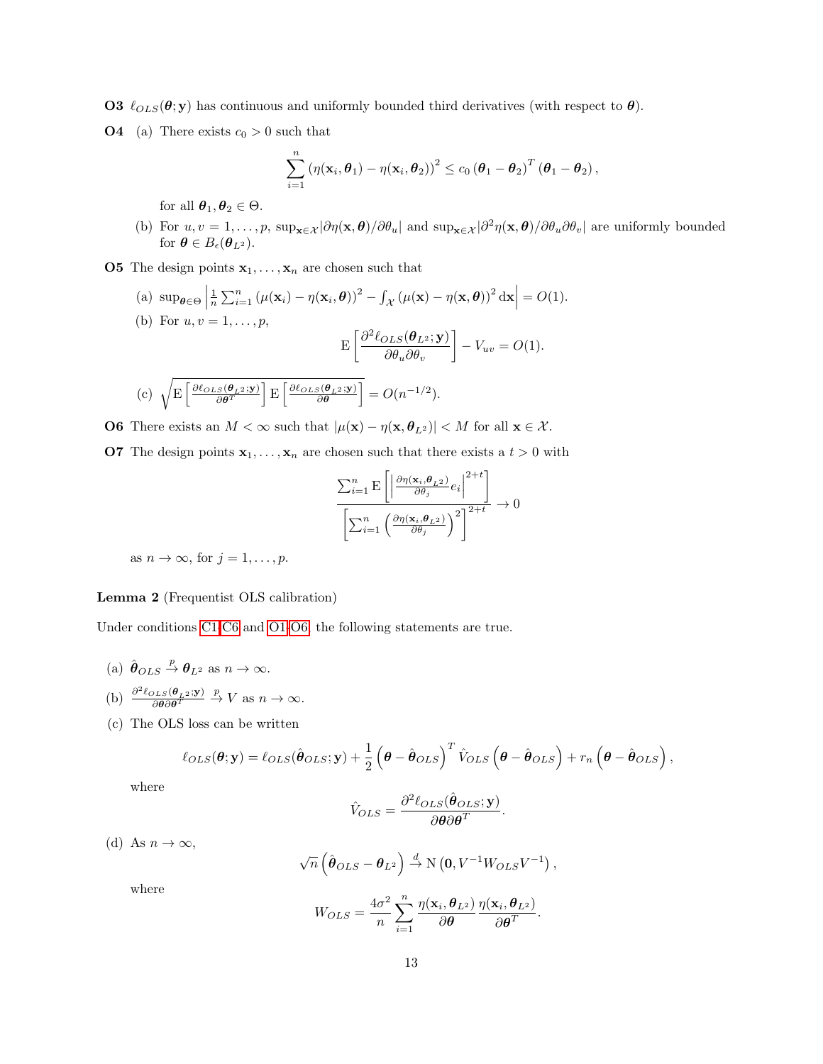**O3** $\ell_{OLS}(\boldsymbol{\theta}; \mathbf{y})$ has continuous and uniformly bounded third derivatives (with respect to $\boldsymbol{\theta}$).

**O4** (a) There exists $c_0 > 0$ such that

$$\sum_{i=1}^{n} \left(\eta(\mathbf{x}_i, \boldsymbol{\theta}_1) - \eta(\mathbf{x}_i, \boldsymbol{\theta}_2)\right)^2 \leq c_0 \left(\boldsymbol{\theta}_1 - \boldsymbol{\theta}_2\right)^T \left(\boldsymbol{\theta}_1 - \boldsymbol{\theta}_2\right),$$

for all $\boldsymbol{\theta}_1, \boldsymbol{\theta}_2 \in \Theta$.

(b) For $u, v = 1, \ldots, p$, $\sup_{\mathbf{x} \in \mathcal{X}} |\partial \eta(\mathbf{x}, \boldsymbol{\theta})/\partial \theta_u|$ and $\sup_{\mathbf{x} \in \mathcal{X}} |\partial^2 \eta(\mathbf{x}, \boldsymbol{\theta})/\partial \theta_u \partial \theta_v|$ are uniformly bounded for $\boldsymbol{\theta} \in B_\epsilon(\boldsymbol{\theta}_{L^2})$.

**O5** The design points $\mathbf{x}_1, \ldots, \mathbf{x}_n$ are chosen such that

(a) $\sup_{\boldsymbol{\theta} \in \Theta} \left| \frac{1}{n} \sum_{i=1}^{n} \left(\mu(\mathbf{x}_i) - \eta(\mathbf{x}_i, \boldsymbol{\theta})\right)^2 - \int_{\mathcal{X}} \left(\mu(\mathbf{x}) - \eta(\mathbf{x}, \boldsymbol{\theta})\right)^2 \mathrm{d}\mathbf{x} \right| = O(1)$.

(b) For $u, v = 1, \ldots, p$,

$$\mathrm{E}\left[\frac{\partial^2 \ell_{OLS}(\boldsymbol{\theta}_{L^2}; \mathbf{y})}{\partial \theta_u \partial \theta_v}\right] - V_{uv} = O(1).$$

(c) $\sqrt{\mathrm{E}\left[\frac{\partial \ell_{OLS}(\boldsymbol{\theta}_{L^2}; \mathbf{y})}{\partial \boldsymbol{\theta}^T}\right] \mathrm{E}\left[\frac{\partial \ell_{OLS}(\boldsymbol{\theta}_{L^2}; \mathbf{y})}{\partial \boldsymbol{\theta}}\right]} = O(n^{-1/2})$.

**O6** There exists an $M < \infty$ such that $|\mu(\mathbf{x}) - \eta(\mathbf{x}, \boldsymbol{\theta}_{L^2})| < M$ for all $\mathbf{x} \in \mathcal{X}$.

**O7** The design points $\mathbf{x}_1, \ldots, \mathbf{x}_n$ are chosen such that there exists a $t > 0$ with

$$\frac{\sum_{i=1}^{n} \mathrm{E}\left[\left|\frac{\partial \eta(\mathbf{x}_i, \boldsymbol{\theta}_{L^2})}{\partial \theta_j} e_i\right|^{2+t}\right]}{\left[\sum_{i=1}^{n} \left(\frac{\partial \eta(\mathbf{x}_i, \boldsymbol{\theta}_{L^2})}{\partial \theta_j}\right)^2\right]^{2+t}} \to 0$$

as $n \to \infty$, for $j = 1, \ldots, p$.

**Lemma 2** (Frequentist OLS calibration)

Under conditions C1–C6 and O1–O6, the following statements are true.

(a) $\hat{\boldsymbol{\theta}}_{OLS} \xrightarrow{p} \boldsymbol{\theta}_{L^2}$ as $n \to \infty$.

(b) $\frac{\partial^2 \ell_{OLS}(\boldsymbol{\theta}_{L^2}; \mathbf{y})}{\partial \boldsymbol{\theta} \partial \boldsymbol{\theta}^T} \xrightarrow{p} V$ as $n \to \infty$.

(c) The OLS loss can be written

$$\ell_{OLS}(\boldsymbol{\theta}; \mathbf{y}) = \ell_{OLS}(\hat{\boldsymbol{\theta}}_{OLS}; \mathbf{y}) + \frac{1}{2}\left(\boldsymbol{\theta} - \hat{\boldsymbol{\theta}}_{OLS}\right)^T \hat{V}_{OLS} \left(\boldsymbol{\theta} - \hat{\boldsymbol{\theta}}_{OLS}\right) + r_n\left(\boldsymbol{\theta} - \hat{\boldsymbol{\theta}}_{OLS}\right),$$

where

$$\hat{V}_{OLS} = \frac{\partial^2 \ell_{OLS}(\hat{\boldsymbol{\theta}}_{OLS}; \mathbf{y})}{\partial \boldsymbol{\theta} \partial \boldsymbol{\theta}^T}.$$

(d) As $n \to \infty$,

$$\sqrt{n}\left(\hat{\boldsymbol{\theta}}_{OLS} - \boldsymbol{\theta}_{L^2}\right) \xrightarrow{d} \mathrm{N}\left(\mathbf{0}, V^{-1} W_{OLS} V^{-1}\right),$$

where

$$W_{OLS} = \frac{4\sigma^2}{n} \sum_{i=1}^{n} \frac{\eta(\mathbf{x}_i, \boldsymbol{\theta}_{L^2})}{\partial \boldsymbol{\theta}} \frac{\eta(\mathbf{x}_i, \boldsymbol{\theta}_{L^2})}{\partial \boldsymbol{\theta}^T}.$$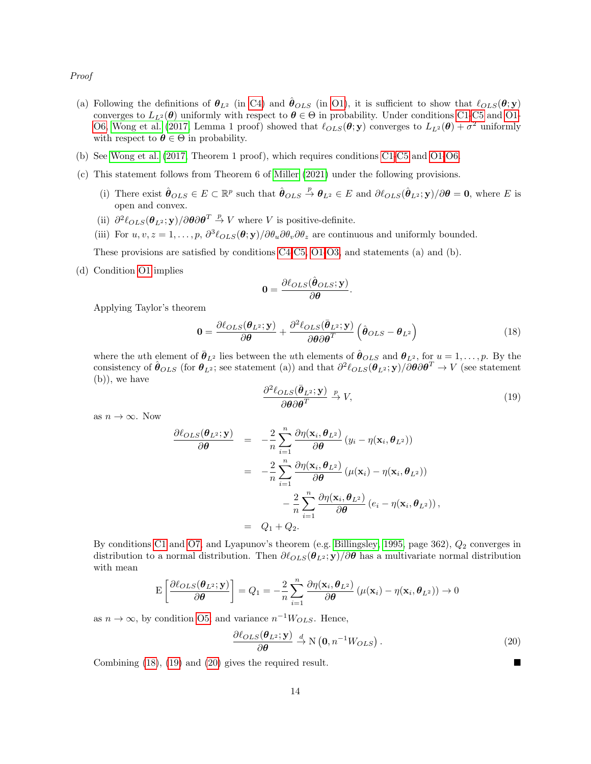*Proof*

(a) Following the definitions of $\boldsymbol{\theta}_{L^2}$ (in C4) and $\hat{\boldsymbol{\theta}}_{OLS}$ (in O1), it is sufficient to show that $\ell_{OLS}(\boldsymbol{\theta};\mathbf{y})$ converges to $L_{L^2}(\boldsymbol{\theta})$ uniformly with respect to $\boldsymbol{\theta} \in \Theta$ in probability. Under conditions C1-C5 and O1-O6, Wong et al. (2017, Lemma 1 proof) showed that $\ell_{OLS}(\boldsymbol{\theta};\mathbf{y})$ converges to $L_{L^2}(\boldsymbol{\theta}) + \sigma^2$ uniformly with respect to $\boldsymbol{\theta} \in \Theta$ in probability.

(b) See Wong et al. (2017, Theorem 1 proof), which requires conditions C1-C5 and O1-O6.

(c) This statement follows from Theorem 6 of Miller (2021) under the following provisions.

   (i) There exist $\hat{\boldsymbol{\theta}}_{OLS} \in E \subset \mathbb{R}^p$ such that $\hat{\boldsymbol{\theta}}_{OLS} \xrightarrow{p} \boldsymbol{\theta}_{L^2} \in E$ and $\partial \ell_{OLS}(\hat{\boldsymbol{\theta}}_{L^2};\mathbf{y})/\partial \boldsymbol{\theta} = \mathbf{0}$, where $E$ is open and convex.

   (ii) $\partial^2 \ell_{OLS}(\boldsymbol{\theta}_{L^2};\mathbf{y})/\partial \boldsymbol{\theta} \partial \boldsymbol{\theta}^T \xrightarrow{p} V$ where $V$ is positive-definite.

   (iii) For $u, v, z = 1, \ldots, p$, $\partial^3 \ell_{OLS}(\boldsymbol{\theta};\mathbf{y})/\partial \theta_u \partial \theta_v \partial \theta_z$ are continuous and uniformly bounded.

   These provisions are satisfied by conditions C4-C5, O1-O3, and statements (a) and (b).

(d) Condition O1 implies

$$\mathbf{0} = \frac{\partial \ell_{OLS}(\hat{\boldsymbol{\theta}}_{OLS};\mathbf{y})}{\partial \boldsymbol{\theta}}.$$

Applying Taylor's theorem

$$\mathbf{0} = \frac{\partial \ell_{OLS}(\boldsymbol{\theta}_{L^2};\mathbf{y})}{\partial \boldsymbol{\theta}} + \frac{\partial^2 \ell_{OLS}(\bar{\boldsymbol{\theta}}_{L^2};\mathbf{y})}{\partial \boldsymbol{\theta} \partial \boldsymbol{\theta}^T}\left(\hat{\boldsymbol{\theta}}_{OLS} - \boldsymbol{\theta}_{L^2}\right) \tag{18}$$

where the $u$th element of $\bar{\boldsymbol{\theta}}_{L^2}$ lies between the $u$th elements of $\hat{\boldsymbol{\theta}}_{OLS}$ and $\boldsymbol{\theta}_{L^2}$, for $u = 1, \ldots, p$. By the consistency of $\hat{\boldsymbol{\theta}}_{OLS}$ (for $\boldsymbol{\theta}_{L^2}$; see statement (a)) and that $\partial^2 \ell_{OLS}(\boldsymbol{\theta}_{L^2};\mathbf{y})/\partial \boldsymbol{\theta} \partial \boldsymbol{\theta}^T \to V$ (see statement (b)), we have

$$\frac{\partial^2 \ell_{OLS}(\bar{\boldsymbol{\theta}}_{L^2};\mathbf{y})}{\partial \boldsymbol{\theta} \partial \boldsymbol{\theta}^T} \xrightarrow{p} V, \tag{19}$$

as $n \to \infty$. Now

$$\begin{aligned}
\frac{\partial \ell_{OLS}(\boldsymbol{\theta}_{L^2};\mathbf{y})}{\partial \boldsymbol{\theta}} &= -\frac{2}{n}\sum_{i=1}^{n} \frac{\partial \eta(\mathbf{x}_i, \boldsymbol{\theta}_{L^2})}{\partial \boldsymbol{\theta}}\left(y_i - \eta(\mathbf{x}_i, \boldsymbol{\theta}_{L^2})\right) \\
&= -\frac{2}{n}\sum_{i=1}^{n} \frac{\partial \eta(\mathbf{x}_i, \boldsymbol{\theta}_{L^2})}{\partial \boldsymbol{\theta}}\left(\mu(\mathbf{x}_i) - \eta(\mathbf{x}_i, \boldsymbol{\theta}_{L^2})\right) \\
&\qquad - \frac{2}{n}\sum_{i=1}^{n} \frac{\partial \eta(\mathbf{x}_i, \boldsymbol{\theta}_{L^2})}{\partial \boldsymbol{\theta}}\left(e_i - \eta(\mathbf{x}_i, \boldsymbol{\theta}_{L^2})\right), \\
&= Q_1 + Q_2.
\end{aligned}$$

By conditions C1 and O7, and Lyapunov's theorem (e.g. Billingsley, 1995, page 362), $Q_2$ converges in distribution to a normal distribution. Then $\partial \ell_{OLS}(\boldsymbol{\theta}_{L^2};\mathbf{y})/\partial \boldsymbol{\theta}$ has a multivariate normal distribution with mean

$$\mathrm{E}\left[\frac{\partial \ell_{OLS}(\boldsymbol{\theta}_{L^2};\mathbf{y})}{\partial \boldsymbol{\theta}}\right] = Q_1 = -\frac{2}{n}\sum_{i=1}^{n} \frac{\partial \eta(\mathbf{x}_i, \boldsymbol{\theta}_{L^2})}{\partial \boldsymbol{\theta}}\left(\mu(\mathbf{x}_i) - \eta(\mathbf{x}_i, \boldsymbol{\theta}_{L^2})\right) \to 0$$

as $n \to \infty$, by condition O5, and variance $n^{-1}W_{OLS}$. Hence,

$$\frac{\partial \ell_{OLS}(\boldsymbol{\theta}_{L^2};\mathbf{y})}{\partial \boldsymbol{\theta}} \xrightarrow{d} \mathrm{N}\left(\mathbf{0}, n^{-1}W_{OLS}\right). \tag{20}$$

Combining (18), (19) and (20) gives the required result. ∎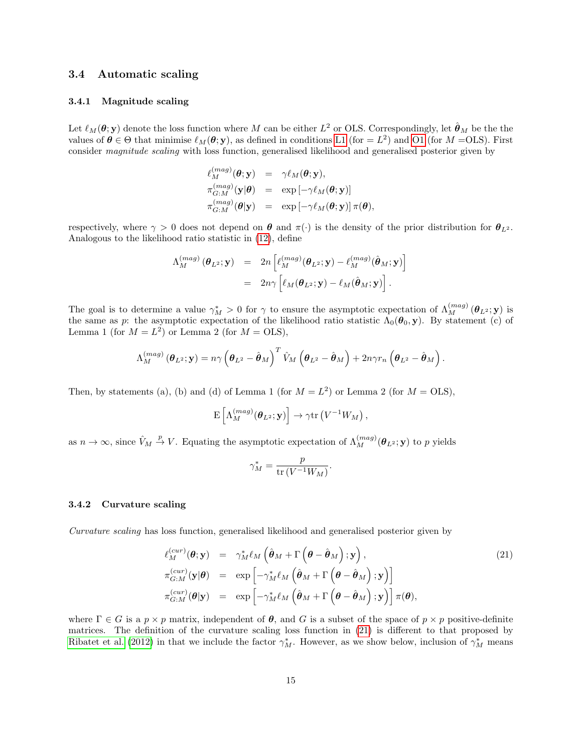### 3.4 Automatic scaling

#### 3.4.1 Magnitude scaling

Let $\ell_M(\boldsymbol{\theta}; \mathbf{y})$ denote the loss function where $M$ can be either $L^2$ or OLS. Correspondingly, let $\hat{\boldsymbol{\theta}}_M$ be the the values of $\boldsymbol{\theta} \in \Theta$ that minimise $\ell_M(\boldsymbol{\theta}; \mathbf{y})$, as defined in conditions L1 (for $= L^2$) and O1 (for $M =$OLS). First consider *magnitude scaling* with loss function, generalised likelihood and generalised posterior given by

$$
\begin{aligned}
\ell_M^{(mag)}(\boldsymbol{\theta}; \mathbf{y}) &= \gamma \ell_M(\boldsymbol{\theta}; \mathbf{y}), \\
\pi_{G:M}^{(mag)}(\mathbf{y}|\boldsymbol{\theta}) &= \exp\left[-\gamma \ell_M(\boldsymbol{\theta}; \mathbf{y})\right] \\
\pi_{G:M}^{(mag)}(\boldsymbol{\theta}|\mathbf{y}) &= \exp\left[-\gamma \ell_M(\boldsymbol{\theta}; \mathbf{y})\right] \pi(\boldsymbol{\theta}),
\end{aligned}
$$

respectively, where $\gamma > 0$ does not depend on $\boldsymbol{\theta}$ and $\pi(\cdot)$ is the density of the prior distribution for $\boldsymbol{\theta}_{L^2}$. Analogous to the likelihood ratio statistic in (12), define

$$
\begin{aligned}
\Lambda_M^{(mag)}\left(\boldsymbol{\theta}_{L^2}; \mathbf{y}\right) &= 2n\left[\ell_M^{(mag)}(\boldsymbol{\theta}_{L^2}; \mathbf{y}) - \ell_M^{(mag)}(\hat{\boldsymbol{\theta}}_M; \mathbf{y})\right] \\
&= 2n\gamma\left[\ell_M(\boldsymbol{\theta}_{L^2}; \mathbf{y}) - \ell_M(\hat{\boldsymbol{\theta}}_M; \mathbf{y})\right].
\end{aligned}
$$

The goal is to determine a value $\gamma_M^* > 0$ for $\gamma$ to ensure the asymptotic expectation of $\Lambda_M^{(mag)}\left(\boldsymbol{\theta}_{L^2}; \mathbf{y}\right)$ is the same as $p$: the asymptotic expectation of the likelihood ratio statistic $\Lambda_0(\boldsymbol{\theta}_0, \mathbf{y})$. By statement (c) of Lemma 1 (for $M = L^2$) or Lemma 2 (for $M =$ OLS),

$$
\Lambda_M^{(mag)}\left(\boldsymbol{\theta}_{L^2}; \mathbf{y}\right) = n\gamma\left(\boldsymbol{\theta}_{L^2} - \hat{\boldsymbol{\theta}}_M\right)^T \hat{V}_M\left(\boldsymbol{\theta}_{L^2} - \hat{\boldsymbol{\theta}}_M\right) + 2n\gamma r_n\left(\boldsymbol{\theta}_{L^2} - \hat{\boldsymbol{\theta}}_M\right).
$$

Then, by statements (a), (b) and (d) of Lemma 1 (for $M = L^2$) or Lemma 2 (for $M =$ OLS),

$$
\mathrm{E}\left[\Lambda_M^{(mag)}(\boldsymbol{\theta}_{L^2}; \mathbf{y})\right] \rightarrow \gamma \mathrm{tr}\left(V^{-1} W_M\right),
$$

as $n \rightarrow \infty$, since $\hat{V}_M \xrightarrow{p} V$. Equating the asymptotic expectation of $\Lambda_M^{(mag)}(\boldsymbol{\theta}_{L^2}; \mathbf{y})$ to $p$ yields

$$
\gamma_M^* = \frac{p}{\mathrm{tr}\left(V^{-1} W_M\right)}.
$$

#### 3.4.2 Curvature scaling

*Curvature scaling* has loss function, generalised likelihood and generalised posterior given by

$$
\begin{aligned}
\ell_M^{(cur)}(\boldsymbol{\theta}; \mathbf{y}) &= \gamma_M^* \ell_M\left(\hat{\boldsymbol{\theta}}_M + \Gamma\left(\boldsymbol{\theta} - \hat{\boldsymbol{\theta}}_M\right); \mathbf{y}\right), \\
\pi_{G:M}^{(cur)}(\mathbf{y}|\boldsymbol{\theta}) &= \exp\left[-\gamma_M^* \ell_M\left(\hat{\boldsymbol{\theta}}_M + \Gamma\left(\boldsymbol{\theta} - \hat{\boldsymbol{\theta}}_M\right); \mathbf{y}\right)\right] \\
\pi_{G:M}^{(cur)}(\boldsymbol{\theta}|\mathbf{y}) &= \exp\left[-\gamma_M^* \ell_M\left(\hat{\boldsymbol{\theta}}_M + \Gamma\left(\boldsymbol{\theta} - \hat{\boldsymbol{\theta}}_M\right); \mathbf{y}\right)\right] \pi(\boldsymbol{\theta}),
\end{aligned}
\tag{21}
$$

where $\Gamma \in G$ is a $p \times p$ matrix, independent of $\boldsymbol{\theta}$, and $G$ is a subset of the space of $p \times p$ positive-definite matrices. The definition of the curvature scaling loss function in (21) is different to that proposed by Ribatet et al. (2012) in that we include the factor $\gamma_M^*$. However, as we show below, inclusion of $\gamma_M^*$ means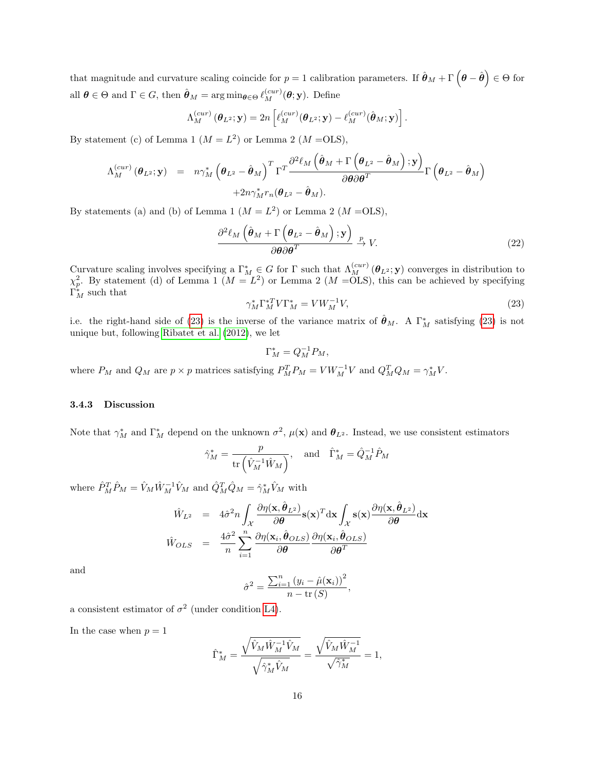that magnitude and curvature scaling coincide for $p = 1$ calibration parameters. If $\hat{\boldsymbol{\theta}}_M + \Gamma\left(\boldsymbol{\theta} - \hat{\boldsymbol{\theta}}\right) \in \Theta$ for all $\boldsymbol{\theta} \in \Theta$ and $\Gamma \in G$, then $\hat{\boldsymbol{\theta}}_M = \arg\min_{\boldsymbol{\theta} \in \Theta} \ell_M^{(cur)}(\boldsymbol{\theta}; \mathbf{y})$. Define

$$\Lambda_M^{(cur)}\left(\boldsymbol{\theta}_{L^2}; \mathbf{y}\right) = 2n\left[\ell_M^{(cur)}(\boldsymbol{\theta}_{L^2}; \mathbf{y}) - \ell_M^{(cur)}(\hat{\boldsymbol{\theta}}_M; \mathbf{y})\right].$$

By statement (c) of Lemma 1 ($M = L^2$) or Lemma 2 ($M =$OLS),

$$\begin{aligned}
\Lambda_M^{(cur)}\left(\boldsymbol{\theta}_{L^2}; \mathbf{y}\right) &= n\gamma_M^*\left(\boldsymbol{\theta}_{L^2} - \hat{\boldsymbol{\theta}}_M\right)^T \Gamma^T \frac{\partial^2 \ell_M\left(\hat{\boldsymbol{\theta}}_M + \Gamma\left(\boldsymbol{\theta}_{L^2} - \hat{\boldsymbol{\theta}}_M\right); \mathbf{y}\right)}{\partial \boldsymbol{\theta} \partial \boldsymbol{\theta}^T} \Gamma\left(\boldsymbol{\theta}_{L^2} - \hat{\boldsymbol{\theta}}_M\right) \\
&\quad + 2n\gamma_M^* r_n(\boldsymbol{\theta}_{L^2} - \hat{\boldsymbol{\theta}}_M).
\end{aligned}$$

By statements (a) and (b) of Lemma 1 ($M = L^2$) or Lemma 2 ($M =$OLS),

$$\frac{\partial^2 \ell_M\left(\hat{\boldsymbol{\theta}}_M + \Gamma\left(\boldsymbol{\theta}_{L^2} - \hat{\boldsymbol{\theta}}_M\right); \mathbf{y}\right)}{\partial \boldsymbol{\theta} \partial \boldsymbol{\theta}^T} \xrightarrow{p} V. \tag{22}$$

Curvature scaling involves specifying a $\Gamma_M^* \in G$ for $\Gamma$ such that $\Lambda_M^{(cur)}\left(\boldsymbol{\theta}_{L^2}; \mathbf{y}\right)$ converges in distribution to $\chi_p^2$. By statement (d) of Lemma 1 ($M = L^2$) or Lemma 2 ($M =$OLS), this can be achieved by specifying $\Gamma_M^*$ such that

$$\gamma_M^* \Gamma_M^{*T} V \Gamma_M^* = V W_M^{-1} V, \tag{23}$$

i.e. the right-hand side of (23) is the inverse of the variance matrix of $\hat{\boldsymbol{\theta}}_M$. A $\Gamma_M^*$ satisfying (23) is not unique but, following Ribatet et al. (2012), we let

$$\Gamma_M^* = Q_M^{-1} P_M,$$

where $P_M$ and $Q_M$ are $p \times p$ matrices satisfying $P_M^T P_M = V W_M^{-1} V$ and $Q_M^T Q_M = \gamma_M^* V$.

#### 3.4.3 Discussion

Note that $\gamma_M^*$ and $\Gamma_M^*$ depend on the unknown $\sigma^2$, $\mu(\mathbf{x})$ and $\boldsymbol{\theta}_{L^2}$. Instead, we use consistent estimators

$$\hat{\gamma}_M^* = \frac{p}{\operatorname{tr}\left(\hat{V}_M^{-1} \hat{W}_M\right)}, \quad \text{and} \quad \hat{\Gamma}_M^* = \hat{Q}_M^{-1} \hat{P}_M$$

where $\hat{P}_M^T \hat{P}_M = \hat{V}_M \hat{W}_M^{-1} \hat{V}_M$ and $\hat{Q}_M^T \hat{Q}_M = \hat{\gamma}_M^* \hat{V}_M$ with

$$\begin{aligned}
\hat{W}_{L^2} &= 4\hat{\sigma}^2 n \int_{\mathcal{X}} \frac{\partial \eta(\mathbf{x}, \hat{\boldsymbol{\theta}}_{L^2})}{\partial \boldsymbol{\theta}} \mathbf{s}(\mathbf{x})^T \mathrm{d}\mathbf{x} \int_{\mathcal{X}} \mathbf{s}(\mathbf{x}) \frac{\partial \eta(\mathbf{x}, \hat{\boldsymbol{\theta}}_{L^2})}{\partial \boldsymbol{\theta}} \mathrm{d}\mathbf{x} \\
\hat{W}_{OLS} &= \frac{4\hat{\sigma}^2}{n} \sum_{i=1}^n \frac{\partial \eta(\mathbf{x}_i, \hat{\boldsymbol{\theta}}_{OLS})}{\partial \boldsymbol{\theta}} \frac{\partial \eta(\mathbf{x}_i, \hat{\boldsymbol{\theta}}_{OLS})}{\partial \boldsymbol{\theta}^T}
\end{aligned}$$

and

$$\hat{\sigma}^2 = \frac{\sum_{i=1}^n \left(y_i - \hat{\mu}(\mathbf{x}_i)\right)^2}{n - \operatorname{tr}(S)},$$

a consistent estimator of $\sigma^2$ (under condition L4).

In the case when $p = 1$

$$\hat{\Gamma}_M^* = \frac{\sqrt{\hat{V}_M \hat{W}_M^{-1} \hat{V}_M}}{\sqrt{\hat{\gamma}_M^* \hat{V}_M}} = \frac{\sqrt{\hat{V}_M \hat{W}_M^{-1}}}{\sqrt{\hat{\gamma}_M^*}} = 1,$$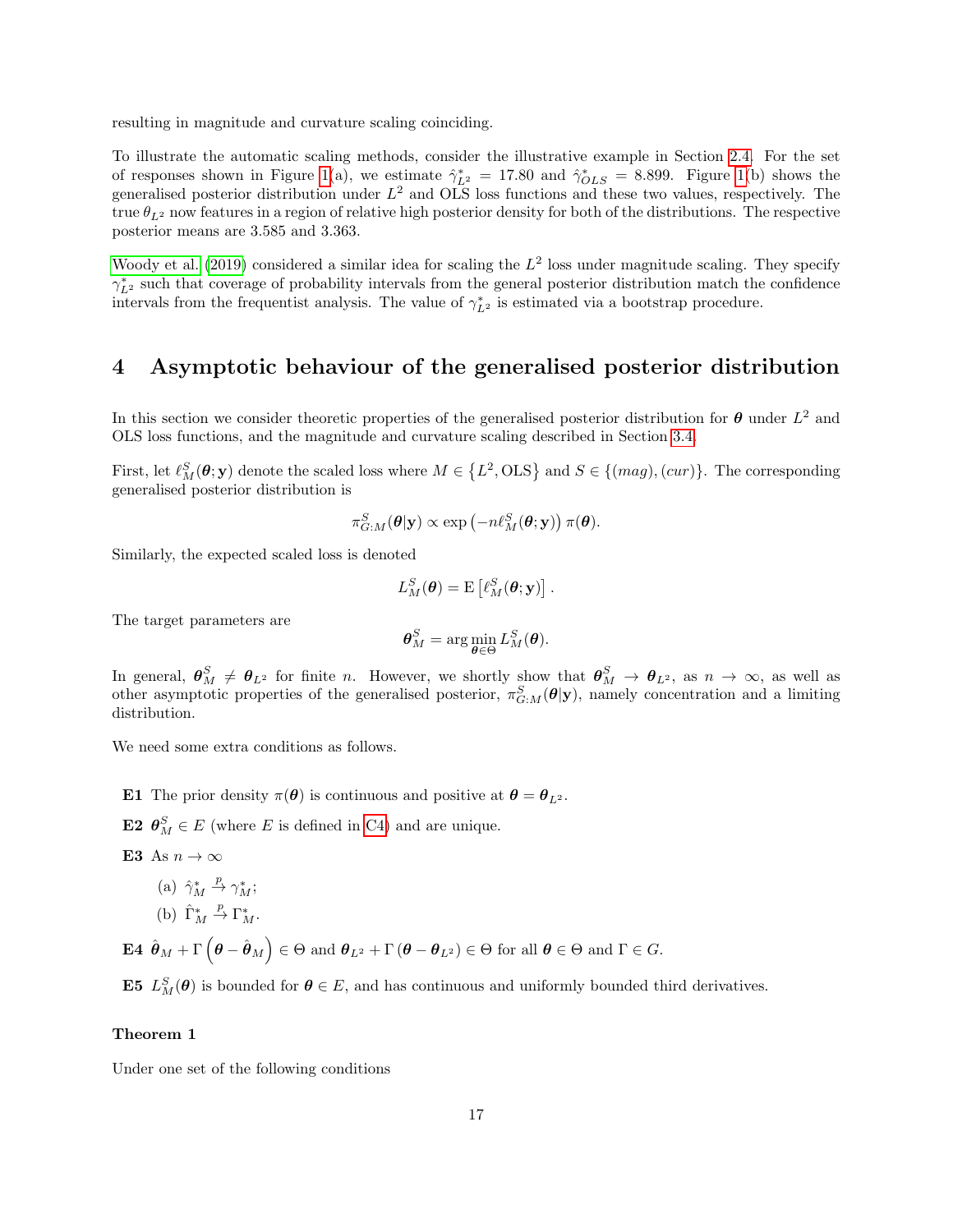resulting in magnitude and curvature scaling coinciding.

To illustrate the automatic scaling methods, consider the illustrative example in Section 2.4. For the set of responses shown in Figure 1(a), we estimate $\hat{\gamma}^*_{L^2} = 17.80$ and $\hat{\gamma}^*_{OLS} = 8.899$. Figure 1(b) shows the generalised posterior distribution under $L^2$ and OLS loss functions and these two values, respectively. The true $\theta_{L^2}$ now features in a region of relative high posterior density for both of the distributions. The respective posterior means are 3.585 and 3.363.

Woody et al. (2019) considered a similar idea for scaling the $L^2$ loss under magnitude scaling. They specify $\gamma^*_{L^2}$ such that coverage of probability intervals from the general posterior distribution match the confidence intervals from the frequentist analysis. The value of $\gamma^*_{L^2}$ is estimated via a bootstrap procedure.

# 4 Asymptotic behaviour of the generalised posterior distribution

In this section we consider theoretic properties of the generalised posterior distribution for $\boldsymbol{\theta}$ under $L^2$ and OLS loss functions, and the magnitude and curvature scaling described in Section 3.4.

First, let $\ell^S_M(\boldsymbol{\theta};\mathbf{y})$ denote the scaled loss where $M \in \left\{L^2, \mathrm{OLS}\right\}$ and $S \in \{(mag), (cur)\}$. The corresponding generalised posterior distribution is

$$\pi^S_{G:M}(\boldsymbol{\theta}|\mathbf{y}) \propto \exp\left(-n\ell^S_M(\boldsymbol{\theta};\mathbf{y})\right)\pi(\boldsymbol{\theta}).$$

Similarly, the expected scaled loss is denoted

$$L^S_M(\boldsymbol{\theta}) = \mathrm{E}\left[\ell^S_M(\boldsymbol{\theta};\mathbf{y})\right].$$

The target parameters are

$$\boldsymbol{\theta}^S_M = \arg\min_{\boldsymbol{\theta}\in\Theta} L^S_M(\boldsymbol{\theta}).$$

In general, $\boldsymbol{\theta}^S_M \neq \boldsymbol{\theta}_{L^2}$ for finite $n$. However, we shortly show that $\boldsymbol{\theta}^S_M \to \boldsymbol{\theta}_{L^2}$, as $n \to \infty$, as well as other asymptotic properties of the generalised posterior, $\pi^S_{G:M}(\boldsymbol{\theta}|\mathbf{y})$, namely concentration and a limiting distribution.

We need some extra conditions as follows.

**E1** The prior density $\pi(\boldsymbol{\theta})$ is continuous and positive at $\boldsymbol{\theta} = \boldsymbol{\theta}_{L^2}$.

**E2** $\boldsymbol{\theta}^S_M \in E$ (where $E$ is defined in C4) and are unique.

**E3** As $n \to \infty$

(a) $\hat{\gamma}^*_M \xrightarrow{p} \gamma^*_M$;

(b) $\hat{\Gamma}^*_M \xrightarrow{p} \Gamma^*_M$.

**E4** $\hat{\boldsymbol{\theta}}_M + \Gamma\left(\boldsymbol{\theta} - \hat{\boldsymbol{\theta}}_M\right) \in \Theta$ and $\boldsymbol{\theta}_{L^2} + \Gamma\left(\boldsymbol{\theta} - \boldsymbol{\theta}_{L^2}\right) \in \Theta$ for all $\boldsymbol{\theta} \in \Theta$ and $\Gamma \in G$.

**E5** $L^S_M(\boldsymbol{\theta})$ is bounded for $\boldsymbol{\theta} \in E$, and has continuous and uniformly bounded third derivatives.

**Theorem 1**

Under one set of the following conditions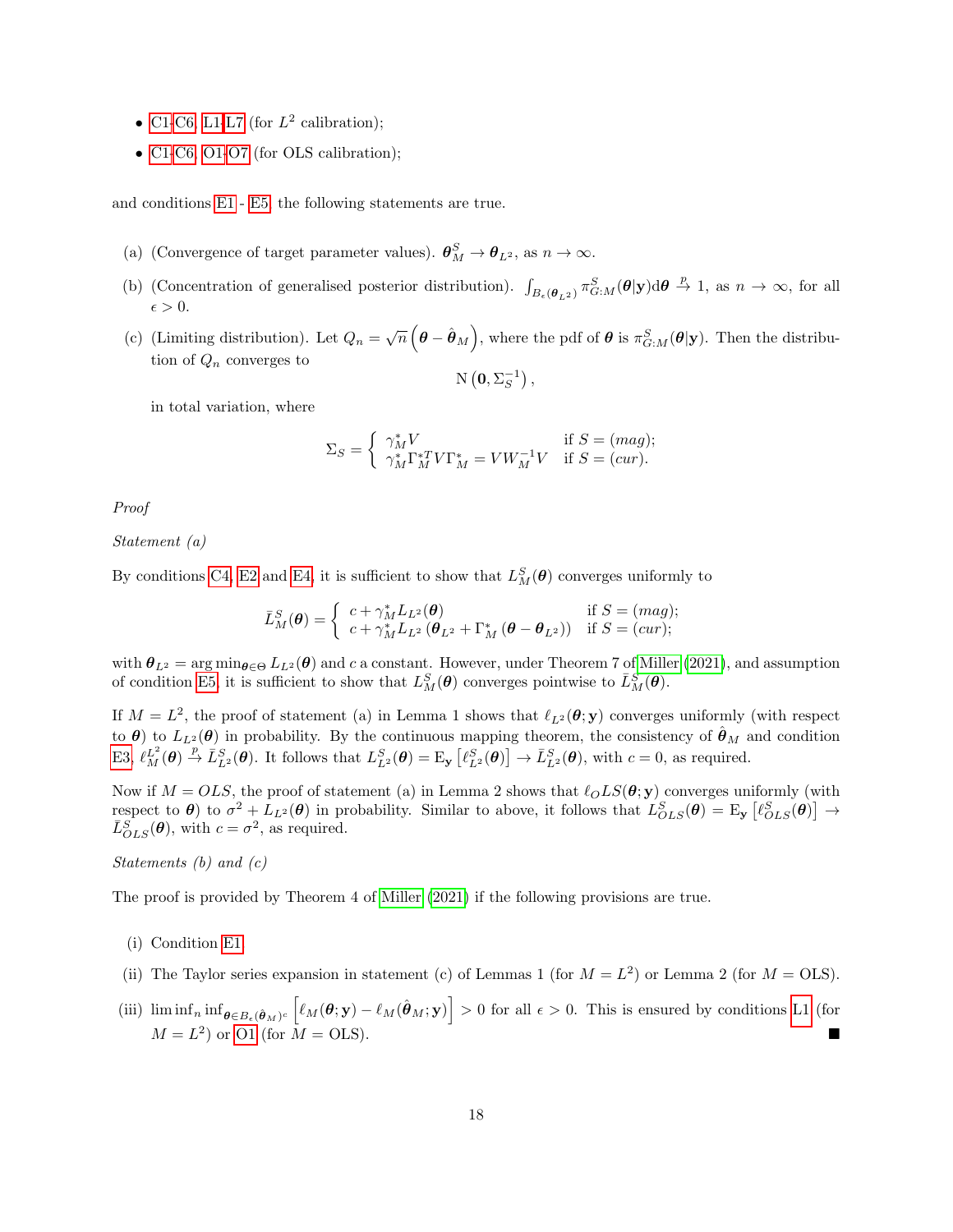- C1-C6, L1-L7 (for $L^2$ calibration);
- C1-C6, O1-O7 (for OLS calibration);

and conditions E1 - E5, the following statements are true.

(a) (Convergence of target parameter values). $\boldsymbol{\theta}_M^S \rightarrow \boldsymbol{\theta}_{L^2}$, as $n \rightarrow \infty$.

(b) (Concentration of generalised posterior distribution). $\int_{B_\epsilon(\boldsymbol{\theta}_{L^2})} \pi_{G:M}^S(\boldsymbol{\theta}|\mathbf{y})\mathrm{d}\boldsymbol{\theta} \xrightarrow{p} 1$, as $n \rightarrow \infty$, for all $\epsilon > 0$.

(c) (Limiting distribution). Let $Q_n = \sqrt{n}\left(\boldsymbol{\theta} - \hat{\boldsymbol{\theta}}_M\right)$, where the pdf of $\boldsymbol{\theta}$ is $\pi_{G:M}^S(\boldsymbol{\theta}|\mathbf{y})$. Then the distribution of $Q_n$ converges to

$$\mathrm{N}\left(\mathbf{0}, \Sigma_S^{-1}\right),$$

in total variation, where

$$\Sigma_S = \begin{cases} \gamma_M^* V & \text{if } S = (mag); \\ \gamma_M^* \Gamma_M^{*T} V \Gamma_M^* = V W_M^{-1} V & \text{if } S = (cur). \end{cases}$$

*Proof*

*Statement (a)*

By conditions C4, E2 and E4, it is sufficient to show that $L_M^S(\boldsymbol{\theta})$ converges uniformly to

$$\bar{L}_M^S(\boldsymbol{\theta}) = \begin{cases} c + \gamma_M^* L_{L^2}(\boldsymbol{\theta}) & \text{if } S = (mag); \\ c + \gamma_M^* L_{L^2}\left(\boldsymbol{\theta}_{L^2} + \Gamma_M^*\left(\boldsymbol{\theta} - \boldsymbol{\theta}_{L^2}\right)\right) & \text{if } S = (cur); \end{cases}$$

with $\boldsymbol{\theta}_{L^2} = \arg\min_{\boldsymbol{\theta}\in\Theta} L_{L^2}(\boldsymbol{\theta})$ and $c$ a constant. However, under Theorem 7 of Miller (2021), and assumption of condition E5, it is sufficient to show that $L_M^S(\boldsymbol{\theta})$ converges pointwise to $\bar{L}_M^S(\boldsymbol{\theta})$.

If $M = L^2$, the proof of statement (a) in Lemma 1 shows that $\ell_{L^2}(\boldsymbol{\theta};\mathbf{y})$ converges uniformly (with respect to $\boldsymbol{\theta}$) to $L_{L^2}(\boldsymbol{\theta})$ in probability. By the continuous mapping theorem, the consistency of $\hat{\boldsymbol{\theta}}_M$ and condition E3, $\ell_M^{L^2}(\boldsymbol{\theta}) \xrightarrow{p} \bar{L}_{L^2}^S(\boldsymbol{\theta})$. It follows that $L_{L^2}^S(\boldsymbol{\theta}) = \mathrm{E}_{\mathbf{y}}\left[\ell_{L^2}^S(\boldsymbol{\theta})\right] \rightarrow \bar{L}_{L^2}^S(\boldsymbol{\theta})$, with $c = 0$, as required.

Now if $M = OLS$, the proof of statement (a) in Lemma 2 shows that $\ell_OLS(\boldsymbol{\theta};\mathbf{y})$ converges uniformly (with respect to $\boldsymbol{\theta}$) to $\sigma^2 + L_{L^2}(\boldsymbol{\theta})$ in probability. Similar to above, it follows that $L_{OLS}^S(\boldsymbol{\theta}) = \mathrm{E}_{\mathbf{y}}\left[\ell_{OLS}^S(\boldsymbol{\theta})\right] \rightarrow \bar{L}_{OLS}^S(\boldsymbol{\theta})$, with $c = \sigma^2$, as required.

*Statements (b) and (c)*

The proof is provided by Theorem 4 of Miller (2021) if the following provisions are true.

(i) Condition E1.

(ii) The Taylor series expansion in statement (c) of Lemmas 1 (for $M = L^2$) or Lemma 2 (for $M = \text{OLS}$).

(iii) $\liminf_n \inf_{\boldsymbol{\theta}\in B_\epsilon(\hat{\boldsymbol{\theta}}_M)^c}\left[\ell_M(\boldsymbol{\theta};\mathbf{y}) - \ell_M(\hat{\boldsymbol{\theta}}_M;\mathbf{y})\right] > 0$ for all $\epsilon > 0$. This is ensured by conditions L1 (for $M = L^2$) or O1 (for $M = \text{OLS}$). ■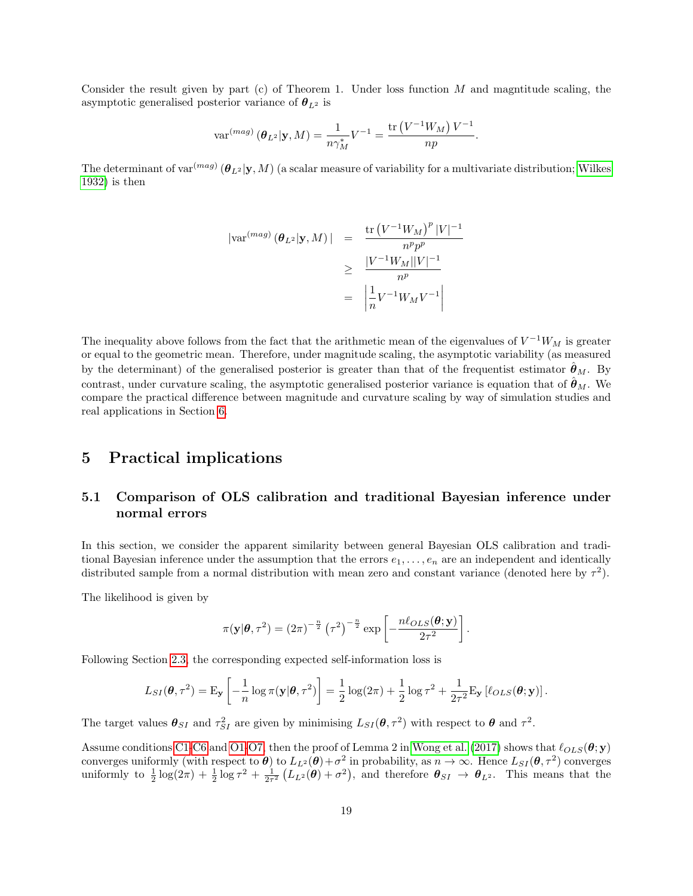Consider the result given by part (c) of Theorem 1. Under loss function $M$ and magntitude scaling, the asymptotic generalised posterior variance of $\boldsymbol{\theta}_{L^2}$ is

$$\operatorname{var}^{(mag)}\left(\boldsymbol{\theta}_{L^2}|\mathbf{y}, M\right) = \frac{1}{n\gamma_M^*} V^{-1} = \frac{\operatorname{tr}\left(V^{-1}W_M\right)V^{-1}}{np}.$$

The determinant of $\operatorname{var}^{(mag)}\left(\boldsymbol{\theta}_{L^2}|\mathbf{y}, M\right)$ (a scalar measure of variability for a multivariate distribution; Wilkes 1932) is then

$$\begin{aligned}
\left|\operatorname{var}^{(mag)}\left(\boldsymbol{\theta}_{L^2}|\mathbf{y}, M\right)\right| &= \frac{\operatorname{tr}\left(V^{-1}W_M\right)^p |V|^{-1}}{n^p p^p} \\
&\geq \frac{|V^{-1}W_M||V|^{-1}}{n^p} \\
&= \left|\frac{1}{n}V^{-1}W_M V^{-1}\right|
\end{aligned}$$

The inequality above follows from the fact that the arithmetic mean of the eigenvalues of $V^{-1}W_M$ is greater or equal to the geometric mean. Therefore, under magnitude scaling, the asymptotic variability (as measured by the determinant) of the generalised posterior is greater than that of the frequentist estimator $\hat{\boldsymbol{\theta}}_M$. By contrast, under curvature scaling, the asymptotic generalised posterior variance is equation that of $\hat{\boldsymbol{\theta}}_M$. We compare the practical difference between magnitude and curvature scaling by way of simulation studies and real applications in Section 6.

# 5 Practical implications

## 5.1 Comparison of OLS calibration and traditional Bayesian inference under normal errors

In this section, we consider the apparent similarity between general Bayesian OLS calibration and traditional Bayesian inference under the assumption that the errors $e_1, \ldots, e_n$ are an independent and identically distributed sample from a normal distribution with mean zero and constant variance (denoted here by $\tau^2$).

The likelihood is given by

$$\pi(\mathbf{y}|\boldsymbol{\theta}, \tau^2) = (2\pi)^{-\frac{n}{2}} \left(\tau^2\right)^{-\frac{n}{2}} \exp\left[-\frac{n\ell_{OLS}(\boldsymbol{\theta}; \mathbf{y})}{2\tau^2}\right].$$

Following Section 2.3, the corresponding expected self-information loss is

$$L_{SI}(\boldsymbol{\theta}, \tau^2) = \mathrm{E}_{\mathbf{y}}\left[-\frac{1}{n}\log \pi(\mathbf{y}|\boldsymbol{\theta}, \tau^2)\right] = \frac{1}{2}\log(2\pi) + \frac{1}{2}\log\tau^2 + \frac{1}{2\tau^2}\mathrm{E}_{\mathbf{y}}\left[\ell_{OLS}(\boldsymbol{\theta}; \mathbf{y})\right].$$

The target values $\boldsymbol{\theta}_{SI}$ and $\tau^2_{SI}$ are given by minimising $L_{SI}(\boldsymbol{\theta}, \tau^2)$ with respect to $\boldsymbol{\theta}$ and $\tau^2$.

Assume conditions C1-C6 and O1-O7, then the proof of Lemma 2 in Wong et al. (2017) shows that $\ell_{OLS}(\boldsymbol{\theta}; \mathbf{y})$ converges uniformly (with respect to $\boldsymbol{\theta}$) to $L_{L^2}(\boldsymbol{\theta}) + \sigma^2$ in probability, as $n \to \infty$. Hence $L_{SI}(\boldsymbol{\theta}, \tau^2)$ converges uniformly to $\frac{1}{2}\log(2\pi) + \frac{1}{2}\log\tau^2 + \frac{1}{2\tau^2}\left(L_{L^2}(\boldsymbol{\theta}) + \sigma^2\right)$, and therefore $\boldsymbol{\theta}_{SI} \to \boldsymbol{\theta}_{L^2}$. This means that the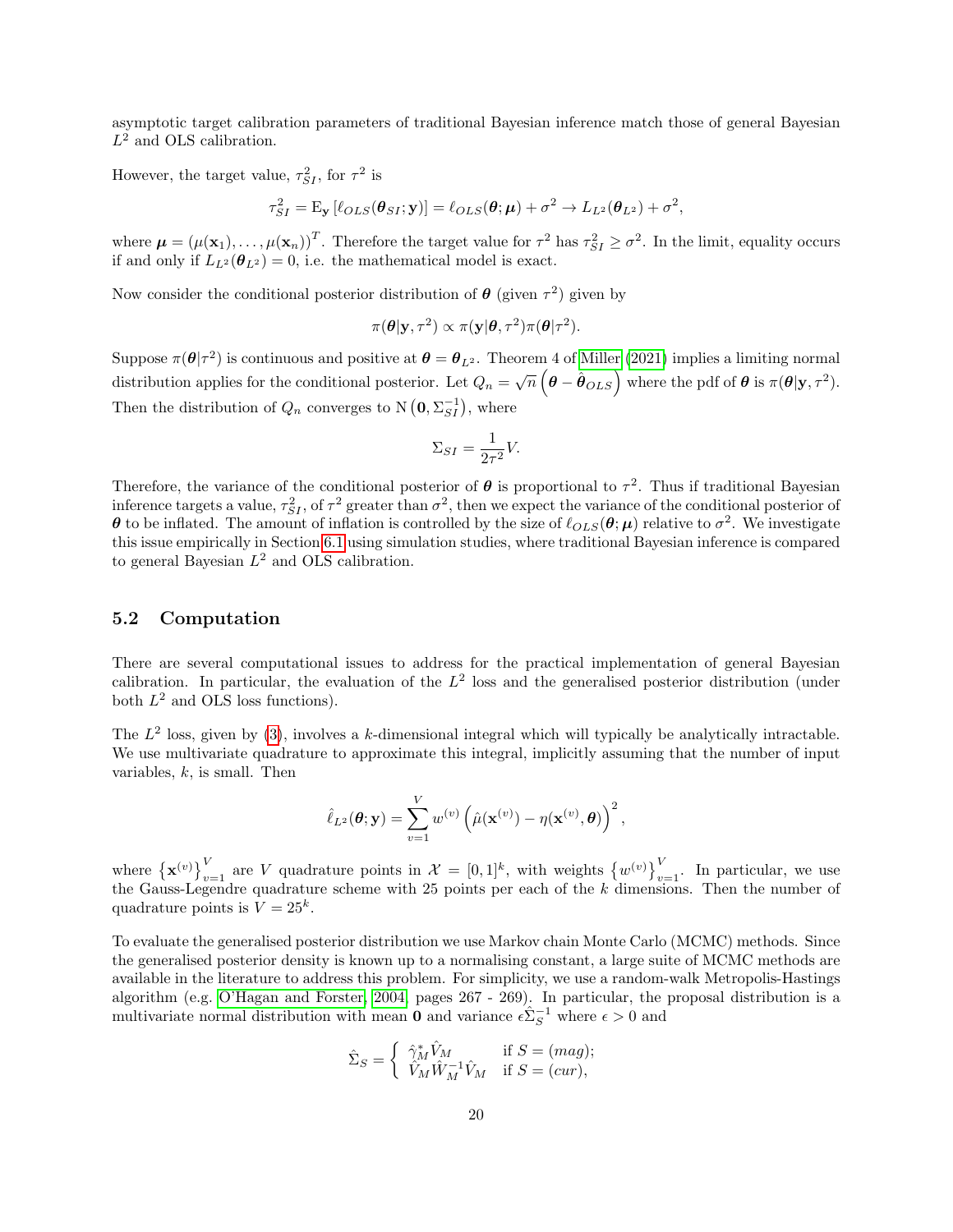asymptotic target calibration parameters of traditional Bayesian inference match those of general Bayesian $L^2$ and OLS calibration.

However, the target value, $\tau^2_{SI}$, for $\tau^2$ is

$$\tau^2_{SI} = \mathrm{E}_{\mathbf{y}} \left[ \ell_{OLS}(\boldsymbol{\theta}_{SI}; \mathbf{y}) \right] = \ell_{OLS}(\boldsymbol{\theta}; \boldsymbol{\mu}) + \sigma^2 \to L_{L^2}(\boldsymbol{\theta}_{L^2}) + \sigma^2,$$

where $\boldsymbol{\mu} = \left(\mu(\mathbf{x}_1), \ldots, \mu(\mathbf{x}_n)\right)^T$. Therefore the target value for $\tau^2$ has $\tau^2_{SI} \geq \sigma^2$. In the limit, equality occurs if and only if $L_{L^2}(\boldsymbol{\theta}_{L^2}) = 0$, i.e. the mathematical model is exact.

Now consider the conditional posterior distribution of $\boldsymbol{\theta}$ (given $\tau^2$) given by

$$\pi(\boldsymbol{\theta}|\mathbf{y}, \tau^2) \propto \pi(\mathbf{y}|\boldsymbol{\theta}, \tau^2)\pi(\boldsymbol{\theta}|\tau^2).$$

Suppose $\pi(\boldsymbol{\theta}|\tau^2)$ is continuous and positive at $\boldsymbol{\theta} = \boldsymbol{\theta}_{L^2}$. Theorem 4 of Miller (2021) implies a limiting normal distribution applies for the conditional posterior. Let $Q_n = \sqrt{n}\left(\boldsymbol{\theta} - \hat{\boldsymbol{\theta}}_{OLS}\right)$ where the pdf of $\boldsymbol{\theta}$ is $\pi(\boldsymbol{\theta}|\mathbf{y}, \tau^2)$. Then the distribution of $Q_n$ converges to $\mathrm{N}\left(\mathbf{0}, \Sigma_{SI}^{-1}\right)$, where

$$\Sigma_{SI} = \frac{1}{2\tau^2} V.$$

Therefore, the variance of the conditional posterior of $\boldsymbol{\theta}$ is proportional to $\tau^2$. Thus if traditional Bayesian inference targets a value, $\tau^2_{SI}$, of $\tau^2$ greater than $\sigma^2$, then we expect the variance of the conditional posterior of $\boldsymbol{\theta}$ to be inflated. The amount of inflation is controlled by the size of $\ell_{OLS}(\boldsymbol{\theta}; \boldsymbol{\mu})$ relative to $\sigma^2$. We investigate this issue empirically in Section 6.1 using simulation studies, where traditional Bayesian inference is compared to general Bayesian $L^2$ and OLS calibration.

## 5.2 Computation

There are several computational issues to address for the practical implementation of general Bayesian calibration. In particular, the evaluation of the $L^2$ loss and the generalised posterior distribution (under both $L^2$ and OLS loss functions).

The $L^2$ loss, given by (3), involves a $k$-dimensional integral which will typically be analytically intractable. We use multivariate quadrature to approximate this integral, implicitly assuming that the number of input variables, $k$, is small. Then

$$\hat{\ell}_{L^2}(\boldsymbol{\theta}; \mathbf{y}) = \sum_{v=1}^{V} w^{(v)} \left( \hat{\mu}(\mathbf{x}^{(v)}) - \eta(\mathbf{x}^{(v)}, \boldsymbol{\theta}) \right)^2,$$

where $\left\{\mathbf{x}^{(v)}\right\}_{v=1}^{V}$ are $V$ quadrature points in $\mathcal{X} = [0,1]^k$, with weights $\left\{w^{(v)}\right\}_{v=1}^{V}$. In particular, we use the Gauss-Legendre quadrature scheme with 25 points per each of the $k$ dimensions. Then the number of quadrature points is $V = 25^k$.

To evaluate the generalised posterior distribution we use Markov chain Monte Carlo (MCMC) methods. Since the generalised posterior density is known up to a normalising constant, a large suite of MCMC methods are available in the literature to address this problem. For simplicity, we use a random-walk Metropolis-Hastings algorithm (e.g. O'Hagan and Forster, 2004, pages 267 - 269). In particular, the proposal distribution is a multivariate normal distribution with mean $\mathbf{0}$ and variance $\epsilon\hat{\Sigma}_S^{-1}$ where $\epsilon > 0$ and

$$\hat{\Sigma}_S = \begin{cases} \hat{\gamma}^*_M \hat{V}_M & \text{if } S = (mag); \\ \hat{V}_M \hat{W}_M^{-1} \hat{V}_M & \text{if } S = (cur), \end{cases}$$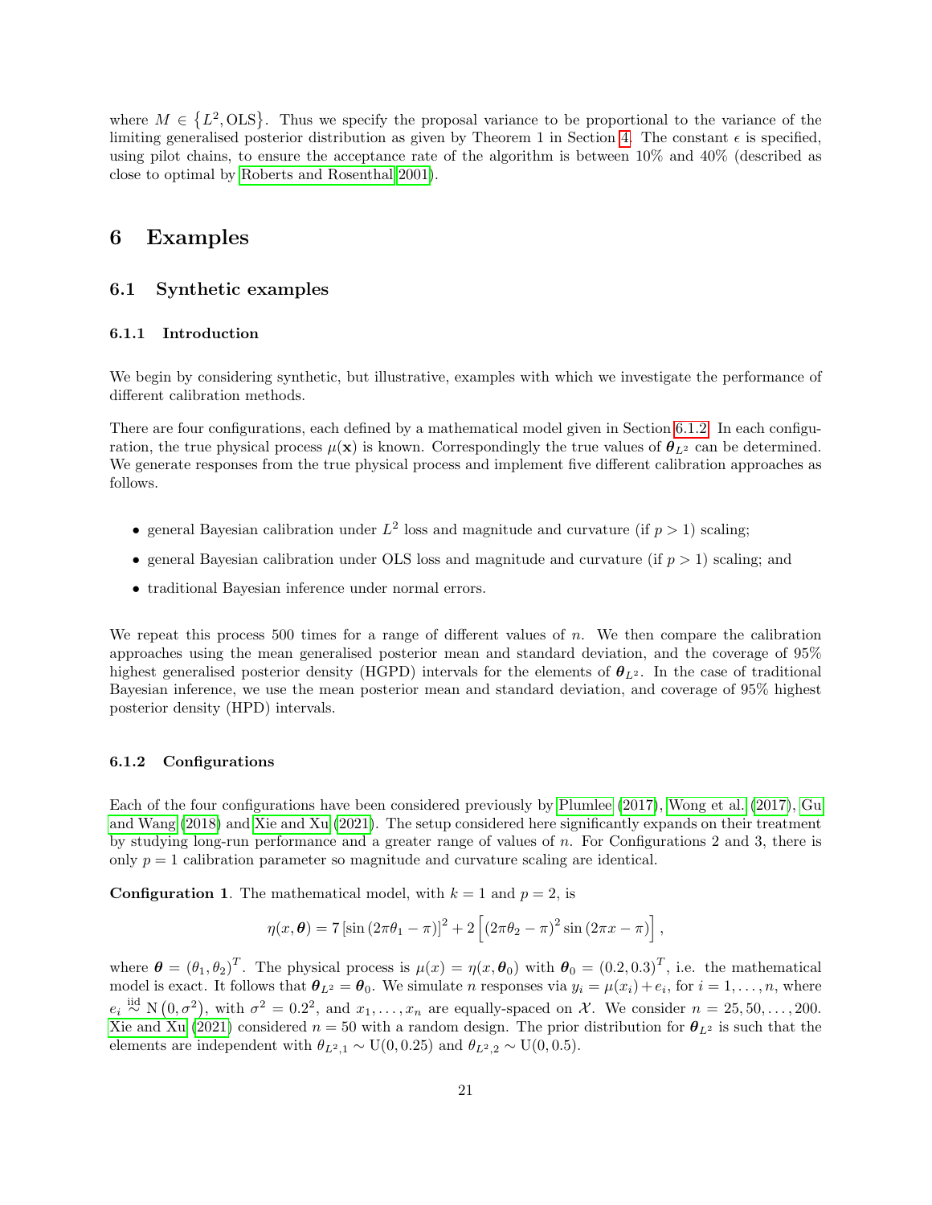where $M \in \{L^2, \text{OLS}\}$. Thus we specify the proposal variance to be proportional to the variance of the limiting generalised posterior distribution as given by Theorem 1 in Section 4. The constant $\epsilon$ is specified, using pilot chains, to ensure the acceptance rate of the algorithm is between 10% and 40% (described as close to optimal by Roberts and Rosenthal 2001).

# 6 Examples

## 6.1 Synthetic examples

### 6.1.1 Introduction

We begin by considering synthetic, but illustrative, examples with which we investigate the performance of different calibration methods.

There are four configurations, each defined by a mathematical model given in Section 6.1.2. In each configuration, the true physical process $\mu(\mathbf{x})$ is known. Correspondingly the true values of $\boldsymbol{\theta}_{L^2}$ can be determined. We generate responses from the true physical process and implement five different calibration approaches as follows.

- general Bayesian calibration under $L^2$ loss and magnitude and curvature (if $p > 1$) scaling;
- general Bayesian calibration under OLS loss and magnitude and curvature (if $p > 1$) scaling; and
- traditional Bayesian inference under normal errors.

We repeat this process 500 times for a range of different values of $n$. We then compare the calibration approaches using the mean generalised posterior mean and standard deviation, and the coverage of 95% highest generalised posterior density (HGPD) intervals for the elements of $\boldsymbol{\theta}_{L^2}$. In the case of traditional Bayesian inference, we use the mean posterior mean and standard deviation, and coverage of 95% highest posterior density (HPD) intervals.

### 6.1.2 Configurations

Each of the four configurations have been considered previously by Plumlee (2017), Wong et al. (2017), Gu and Wang (2018) and Xie and Xu (2021). The setup considered here significantly expands on their treatment by studying long-run performance and a greater range of values of $n$. For Configurations 2 and 3, there is only $p = 1$ calibration parameter so magnitude and curvature scaling are identical.

**Configuration 1**. The mathematical model, with $k = 1$ and $p = 2$, is

$$\eta(x, \boldsymbol{\theta}) = 7\left[\sin\left(2\pi\theta_1 - \pi\right)\right]^2 + 2\left[\left(2\pi\theta_2 - \pi\right)^2 \sin\left(2\pi x - \pi\right)\right],$$

where $\boldsymbol{\theta} = (\theta_1, \theta_2)^T$. The physical process is $\mu(x) = \eta(x, \boldsymbol{\theta}_0)$ with $\boldsymbol{\theta}_0 = (0.2, 0.3)^T$, i.e. the mathematical model is exact. It follows that $\boldsymbol{\theta}_{L^2} = \boldsymbol{\theta}_0$. We simulate $n$ responses via $y_i = \mu(x_i) + e_i$, for $i = 1, \ldots, n$, where $e_i \overset{\text{iid}}{\sim} \text{N}\left(0, \sigma^2\right)$, with $\sigma^2 = 0.2^2$, and $x_1, \ldots, x_n$ are equally-spaced on $\mathcal{X}$. We consider $n = 25, 50, \ldots, 200$. Xie and Xu (2021) considered $n = 50$ with a random design. The prior distribution for $\boldsymbol{\theta}_{L^2}$ is such that the elements are independent with $\theta_{L^2,1} \sim \text{U}(0, 0.25)$ and $\theta_{L^2,2} \sim \text{U}(0, 0.5)$.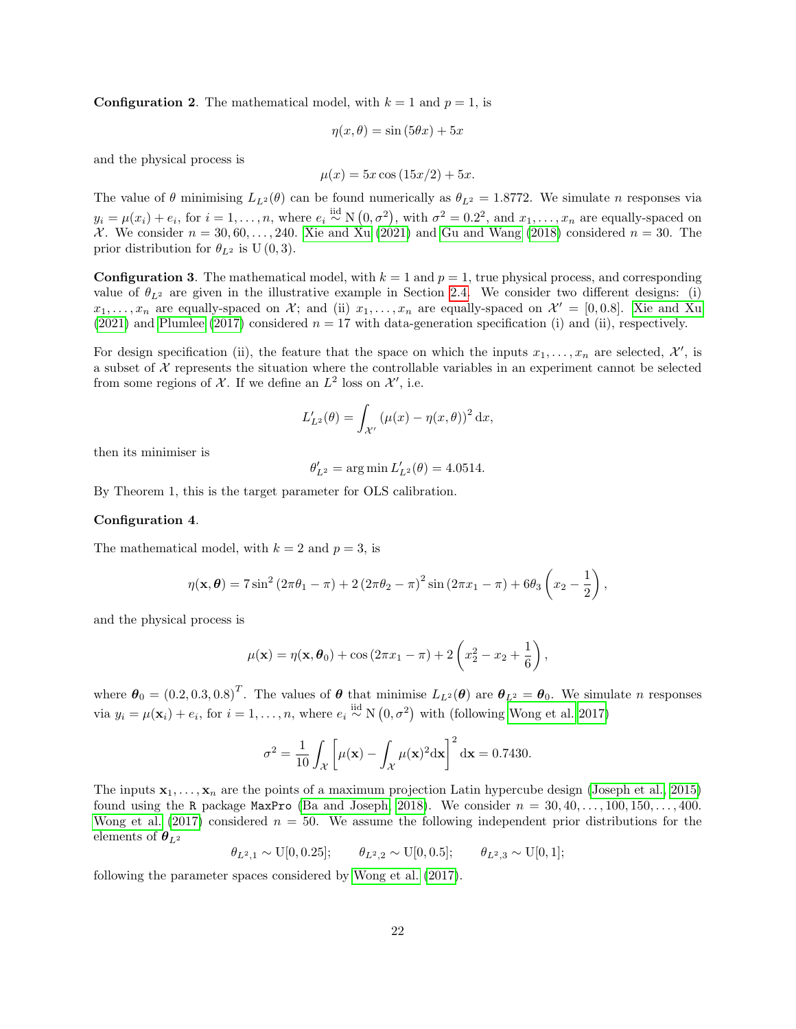**Configuration 2**. The mathematical model, with $k = 1$ and $p = 1$, is

$$\eta(x, \theta) = \sin(5\theta x) + 5x$$

and the physical process is

$$\mu(x) = 5x\cos(15x/2) + 5x.$$

The value of $\theta$ minimising $L_{L^2}(\theta)$ can be found numerically as $\theta_{L^2} = 1.8772$. We simulate $n$ responses via $y_i = \mu(x_i) + e_i$, for $i = 1, \ldots, n$, where $e_i \overset{\text{iid}}{\sim} \mathrm{N}(0, \sigma^2)$, with $\sigma^2 = 0.2^2$, and $x_1, \ldots, x_n$ are equally-spaced on $\mathcal{X}$. We consider $n = 30, 60, \ldots, 240$. Xie and Xu (2021) and Gu and Wang (2018) considered $n = 30$. The prior distribution for $\theta_{L^2}$ is $\mathrm{U}(0, 3)$.

**Configuration 3**. The mathematical model, with $k = 1$ and $p = 1$, true physical process, and corresponding value of $\theta_{L^2}$ are given in the illustrative example in Section 2.4. We consider two different designs: (i) $x_1, \ldots, x_n$ are equally-spaced on $\mathcal{X}$; and (ii) $x_1, \ldots, x_n$ are equally-spaced on $\mathcal{X}' = [0, 0.8]$. Xie and Xu (2021) and Plumlee (2017) considered $n = 17$ with data-generation specification (i) and (ii), respectively.

For design specification (ii), the feature that the space on which the inputs $x_1, \ldots, x_n$ are selected, $\mathcal{X}'$, is a subset of $\mathcal{X}$ represents the situation where the controllable variables in an experiment cannot be selected from some regions of $\mathcal{X}$. If we define an $L^2$ loss on $\mathcal{X}'$, i.e.

$$L'_{L^2}(\theta) = \int_{\mathcal{X}'} (\mu(x) - \eta(x, \theta))^2 \, \mathrm{d}x,$$

then its minimiser is

$$\theta'_{L^2} = \arg\min L'_{L^2}(\theta) = 4.0514.$$

By Theorem 1, this is the target parameter for OLS calibration.

**Configuration 4**.

The mathematical model, with $k = 2$ and $p = 3$, is

$$\eta(\mathbf{x}, \boldsymbol{\theta}) = 7\sin^2(2\pi\theta_1 - \pi) + 2(2\pi\theta_2 - \pi)^2 \sin(2\pi x_1 - \pi) + 6\theta_3\left(x_2 - \frac{1}{2}\right),$$

and the physical process is

$$\mu(\mathbf{x}) = \eta(\mathbf{x}, \boldsymbol{\theta}_0) + \cos(2\pi x_1 - \pi) + 2\left(x_2^2 - x_2 + \frac{1}{6}\right),$$

where $\boldsymbol{\theta}_0 = (0.2, 0.3, 0.8)^T$. The values of $\boldsymbol{\theta}$ that minimise $L_{L^2}(\boldsymbol{\theta})$ are $\boldsymbol{\theta}_{L^2} = \boldsymbol{\theta}_0$. We simulate $n$ responses via $y_i = \mu(\mathbf{x}_i) + e_i$, for $i = 1, \ldots, n$, where $e_i \overset{\text{iid}}{\sim} \mathrm{N}(0, \sigma^2)$ with (following Wong et al. 2017)

$$\sigma^2 = \frac{1}{10}\int_{\mathcal{X}} \left[\mu(\mathbf{x}) - \int_{\mathcal{X}} \mu(\mathbf{x})^2 \mathrm{d}\mathbf{x}\right]^2 \mathrm{d}\mathbf{x} = 0.7430.$$

The inputs $\mathbf{x}_1, \ldots, \mathbf{x}_n$ are the points of a maximum projection Latin hypercube design (Joseph et al. 2015) found using the R package `MaxPro` (Ba and Joseph 2018). We consider $n = 30, 40, \ldots, 100, 150, \ldots, 400$. Wong et al. (2017) considered $n = 50$. We assume the following independent prior distributions for the elements of $\boldsymbol{\theta}_{L^2}$

$$\theta_{L^2,1} \sim \mathrm{U}[0, 0.25]; \qquad \theta_{L^2,2} \sim \mathrm{U}[0, 0.5]; \qquad \theta_{L^2,3} \sim \mathrm{U}[0, 1];$$

following the parameter spaces considered by Wong et al. (2017).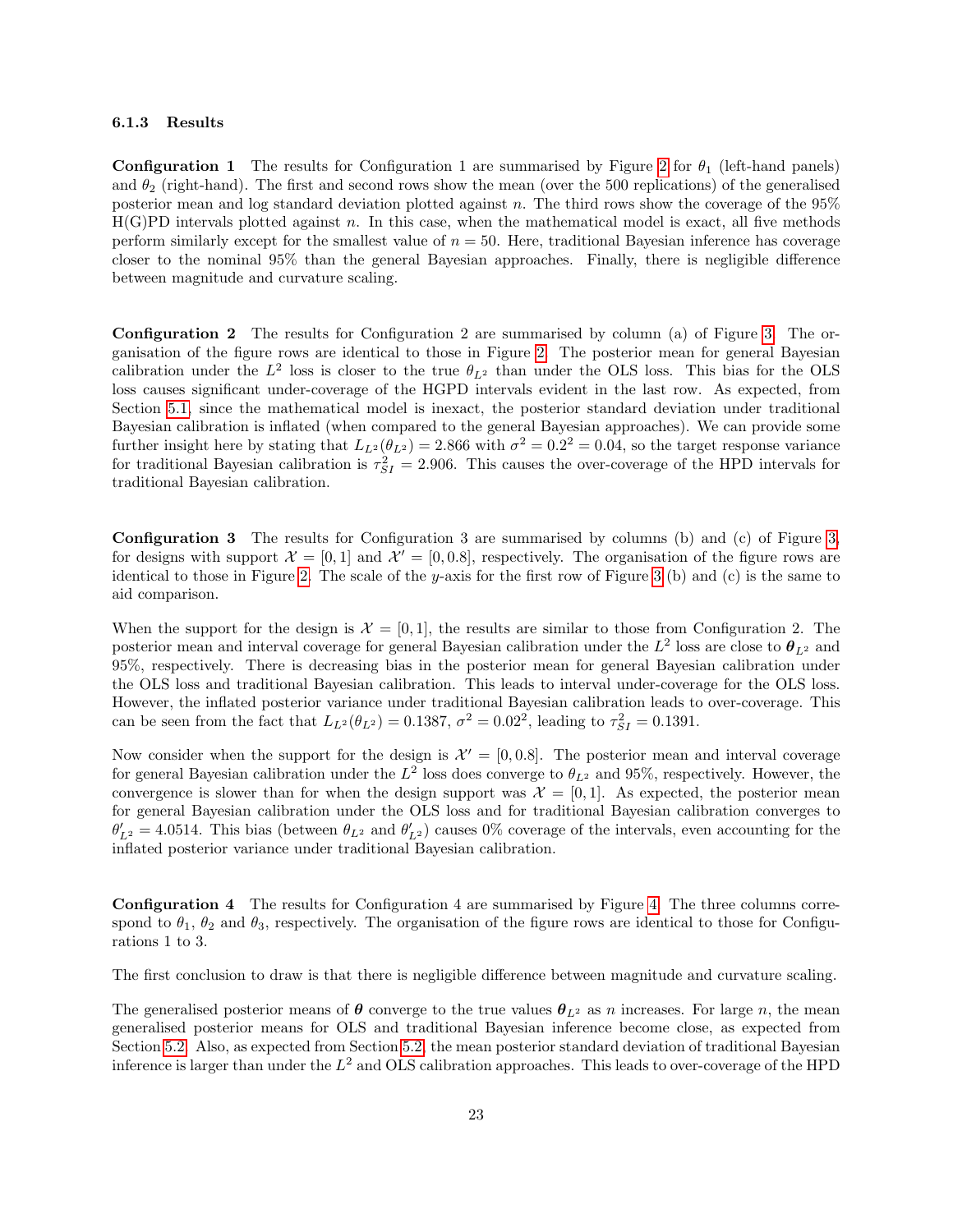#### 6.1.3 Results

**Configuration 1** The results for Configuration 1 are summarised by Figure 2 for $\theta_1$ (left-hand panels) and $\theta_2$ (right-hand). The first and second rows show the mean (over the 500 replications) of the generalised posterior mean and log standard deviation plotted against $n$. The third rows show the coverage of the 95% H(G)PD intervals plotted against $n$. In this case, when the mathematical model is exact, all five methods perform similarly except for the smallest value of $n = 50$. Here, traditional Bayesian inference has coverage closer to the nominal 95% than the general Bayesian approaches. Finally, there is negligible difference between magnitude and curvature scaling.

**Configuration 2** The results for Configuration 2 are summarised by column (a) of Figure 3. The organisation of the figure rows are identical to those in Figure 2. The posterior mean for general Bayesian calibration under the $L^2$ loss is closer to the true $\theta_{L^2}$ than under the OLS loss. This bias for the OLS loss causes significant under-coverage of the HGPD intervals evident in the last row. As expected, from Section 5.1, since the mathematical model is inexact, the posterior standard deviation under traditional Bayesian calibration is inflated (when compared to the general Bayesian approaches). We can provide some further insight here by stating that $L_{L^2}(\theta_{L^2}) = 2.866$ with $\sigma^2 = 0.2^2 = 0.04$, so the target response variance for traditional Bayesian calibration is $\tau^2_{SI} = 2.906$. This causes the over-coverage of the HPD intervals for traditional Bayesian calibration.

**Configuration 3** The results for Configuration 3 are summarised by columns (b) and (c) of Figure 3, for designs with support $\mathcal{X} = [0, 1]$ and $\mathcal{X}' = [0, 0.8]$, respectively. The organisation of the figure rows are identical to those in Figure 2. The scale of the $y$-axis for the first row of Figure 3 (b) and (c) is the same to aid comparison.

When the support for the design is $\mathcal{X} = [0, 1]$, the results are similar to those from Configuration 2. The posterior mean and interval coverage for general Bayesian calibration under the $L^2$ loss are close to $\boldsymbol{\theta}_{L^2}$ and 95%, respectively. There is decreasing bias in the posterior mean for general Bayesian calibration under the OLS loss and traditional Bayesian calibration. This leads to interval under-coverage for the OLS loss. However, the inflated posterior variance under traditional Bayesian calibration leads to over-coverage. This can be seen from the fact that $L_{L^2}(\theta_{L^2}) = 0.1387$, $\sigma^2 = 0.02^2$, leading to $\tau^2_{SI} = 0.1391$.

Now consider when the support for the design is $\mathcal{X}' = [0, 0.8]$. The posterior mean and interval coverage for general Bayesian calibration under the $L^2$ loss does converge to $\theta_{L^2}$ and 95%, respectively. However, the convergence is slower than for when the design support was $\mathcal{X} = [0, 1]$. As expected, the posterior mean for general Bayesian calibration under the OLS loss and for traditional Bayesian calibration converges to $\theta'_{L^2} = 4.0514$. This bias (between $\theta_{L^2}$ and $\theta'_{L^2}$) causes 0% coverage of the intervals, even accounting for the inflated posterior variance under traditional Bayesian calibration.

**Configuration 4** The results for Configuration 4 are summarised by Figure 4. The three columns correspond to $\theta_1$, $\theta_2$ and $\theta_3$, respectively. The organisation of the figure rows are identical to those for Configurations 1 to 3.

The first conclusion to draw is that there is negligible difference between magnitude and curvature scaling.

The generalised posterior means of $\boldsymbol{\theta}$ converge to the true values $\boldsymbol{\theta}_{L^2}$ as $n$ increases. For large $n$, the mean generalised posterior means for OLS and traditional Bayesian inference become close, as expected from Section 5.2. Also, as expected from Section 5.2, the mean posterior standard deviation of traditional Bayesian inference is larger than under the $L^2$ and OLS calibration approaches. This leads to over-coverage of the HPD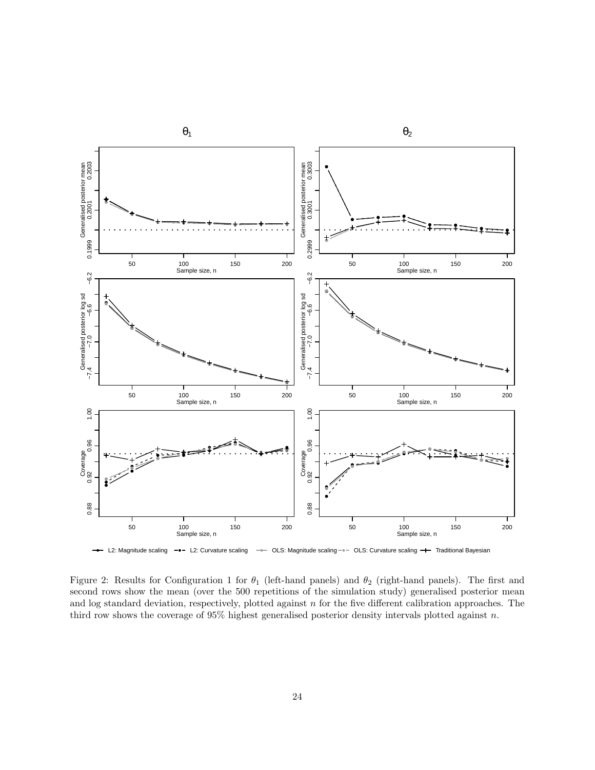Figure 2: Results for Configuration 1 for $\theta_1$ (left-hand panels) and $\theta_2$ (right-hand panels). The first and second rows show the mean (over the 500 repetitions of the simulation study) generalised posterior mean and log standard deviation, respectively, plotted against $n$ for the five different calibration approaches. The third row shows the coverage of 95% highest generalised posterior density intervals plotted against $n$.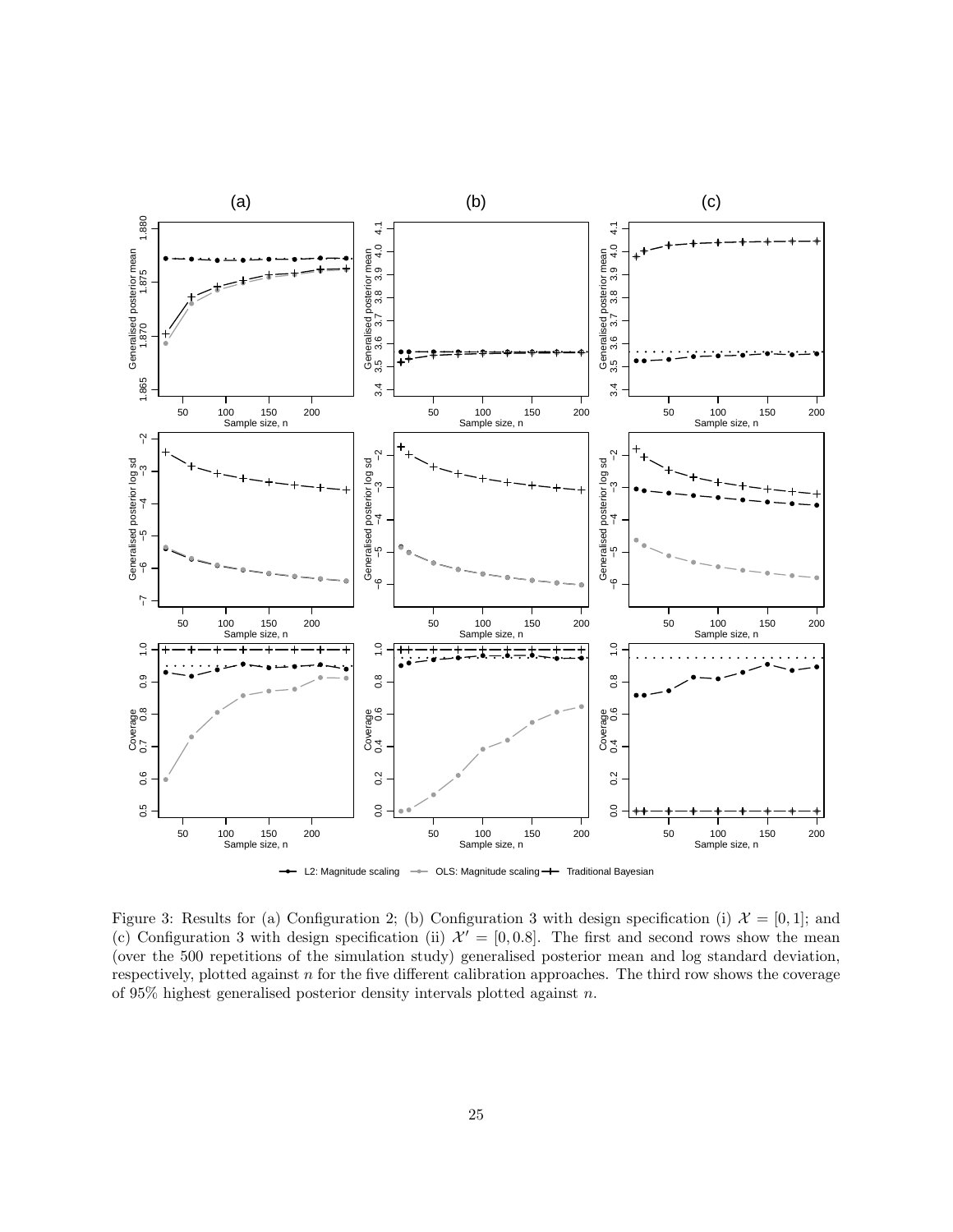Figure 3: Results for (a) Configuration 2; (b) Configuration 3 with design specification (i) $\mathcal{X} = [0, 1]$; and (c) Configuration 3 with design specification (ii) $\mathcal{X}' = [0, 0.8]$. The first and second rows show the mean (over the 500 repetitions of the simulation study) generalised posterior mean and log standard deviation, respectively, plotted against $n$ for the five different calibration approaches. The third row shows the coverage of 95% highest generalised posterior density intervals plotted against $n$.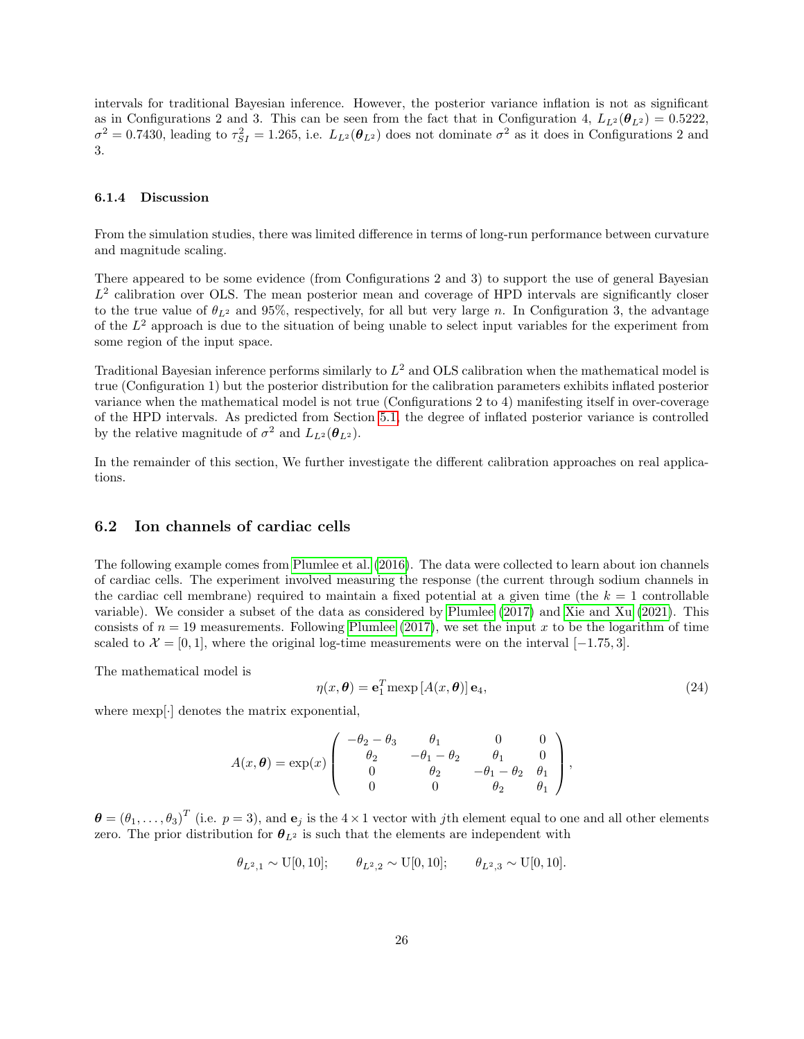intervals for traditional Bayesian inference. However, the posterior variance inflation is not as significant as in Configurations 2 and 3. This can be seen from the fact that in Configuration 4, $L_{L^2}(\boldsymbol{\theta}_{L^2}) = 0.5222$, $\sigma^2 = 0.7430$, leading to $\tau^2_{SI} = 1.265$, i.e. $L_{L^2}(\boldsymbol{\theta}_{L^2})$ does not dominate $\sigma^2$ as it does in Configurations 2 and 3.

#### 6.1.4 Discussion

From the simulation studies, there was limited difference in terms of long-run performance between curvature and magnitude scaling.

There appeared to be some evidence (from Configurations 2 and 3) to support the use of general Bayesian $L^2$ calibration over OLS. The mean posterior mean and coverage of HPD intervals are significantly closer to the true value of $\theta_{L^2}$ and 95%, respectively, for all but very large $n$. In Configuration 3, the advantage of the $L^2$ approach is due to the situation of being unable to select input variables for the experiment from some region of the input space.

Traditional Bayesian inference performs similarly to $L^2$ and OLS calibration when the mathematical model is true (Configuration 1) but the posterior distribution for the calibration parameters exhibits inflated posterior variance when the mathematical model is not true (Configurations 2 to 4) manifesting itself in over-coverage of the HPD intervals. As predicted from Section 5.1, the degree of inflated posterior variance is controlled by the relative magnitude of $\sigma^2$ and $L_{L^2}(\boldsymbol{\theta}_{L^2})$.

In the remainder of this section, We further investigate the different calibration approaches on real applications.

### 6.2 Ion channels of cardiac cells

The following example comes from Plumlee et al. (2016). The data were collected to learn about ion channels of cardiac cells. The experiment involved measuring the response (the current through sodium channels in the cardiac cell membrane) required to maintain a fixed potential at a given time (the $k = 1$ controllable variable). We consider a subset of the data as considered by Plumlee (2017) and Xie and Xu (2021). This consists of $n = 19$ measurements. Following Plumlee (2017), we set the input $x$ to be the logarithm of time scaled to $\mathcal{X} = [0, 1]$, where the original log-time measurements were on the interval $[-1.75, 3]$.

The mathematical model is

$$\eta(x, \boldsymbol{\theta}) = \mathbf{e}_1^T \mathrm{mexp}\left[A(x, \boldsymbol{\theta})\right] \mathbf{e}_4, \tag{24}$$

where mexp$[\cdot]$ denotes the matrix exponential,

$$A(x, \boldsymbol{\theta}) = \exp(x) \begin{pmatrix} -\theta_2 - \theta_3 & \theta_1 & 0 & 0 \\ \theta_2 & -\theta_1 - \theta_2 & \theta_1 & 0 \\ 0 & \theta_2 & -\theta_1 - \theta_2 & \theta_1 \\ 0 & 0 & \theta_2 & \theta_1 \end{pmatrix},$$

$\boldsymbol{\theta} = (\theta_1, \ldots, \theta_3)^T$ (i.e. $p = 3$), and $\mathbf{e}_j$ is the $4 \times 1$ vector with $j$th element equal to one and all other elements zero. The prior distribution for $\boldsymbol{\theta}_{L^2}$ is such that the elements are independent with

$$\theta_{L^2,1} \sim \mathrm{U}[0, 10]; \qquad \theta_{L^2,2} \sim \mathrm{U}[0, 10]; \qquad \theta_{L^2,3} \sim \mathrm{U}[0, 10].$$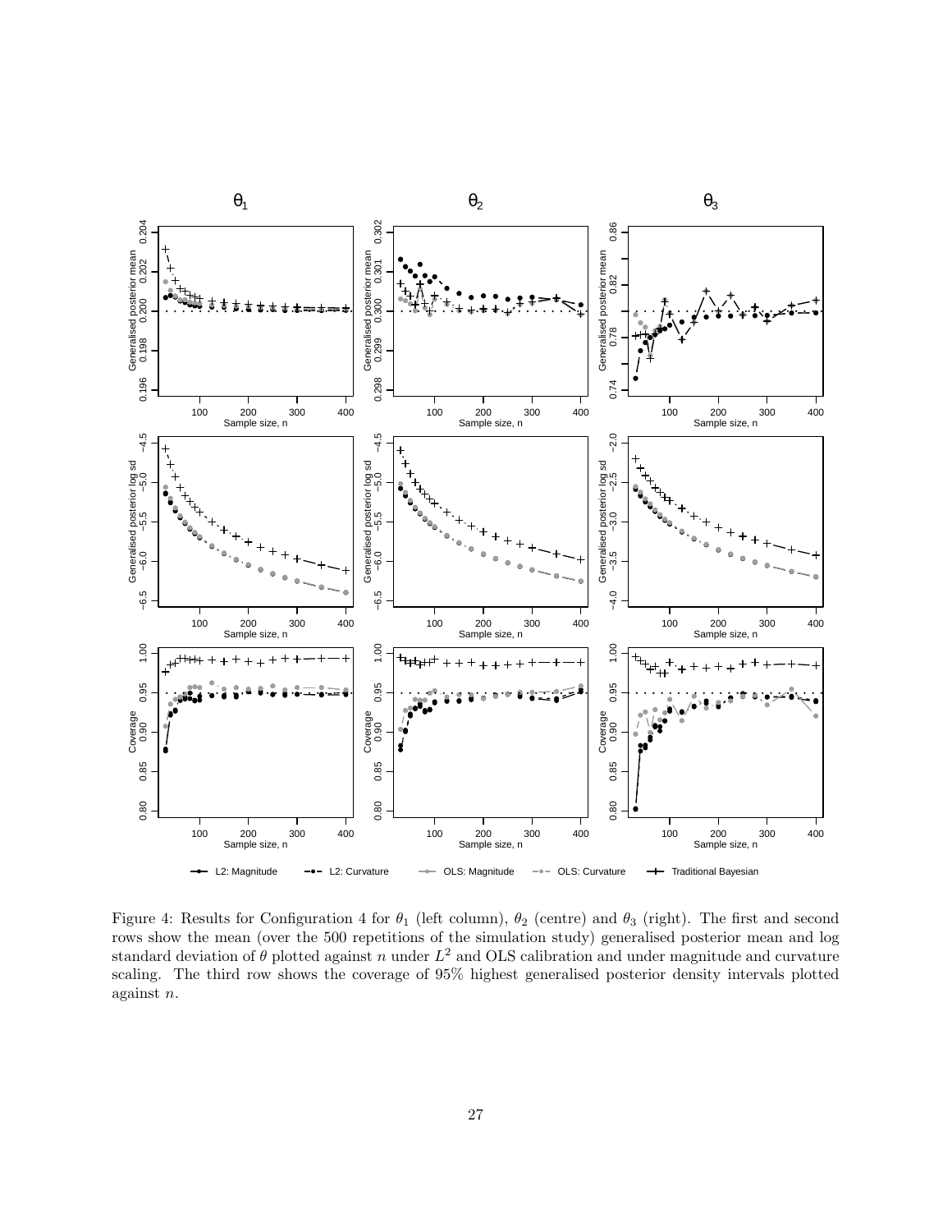Figure 4: Results for Configuration 4 for $\theta_1$ (left column), $\theta_2$ (centre) and $\theta_3$ (right). The first and second rows show the mean (over the 500 repetitions of the simulation study) generalised posterior mean and log standard deviation of $\theta$ plotted against $n$ under $L^2$ and OLS calibration and under magnitude and curvature scaling. The third row shows the coverage of 95% highest generalised posterior density intervals plotted against $n$.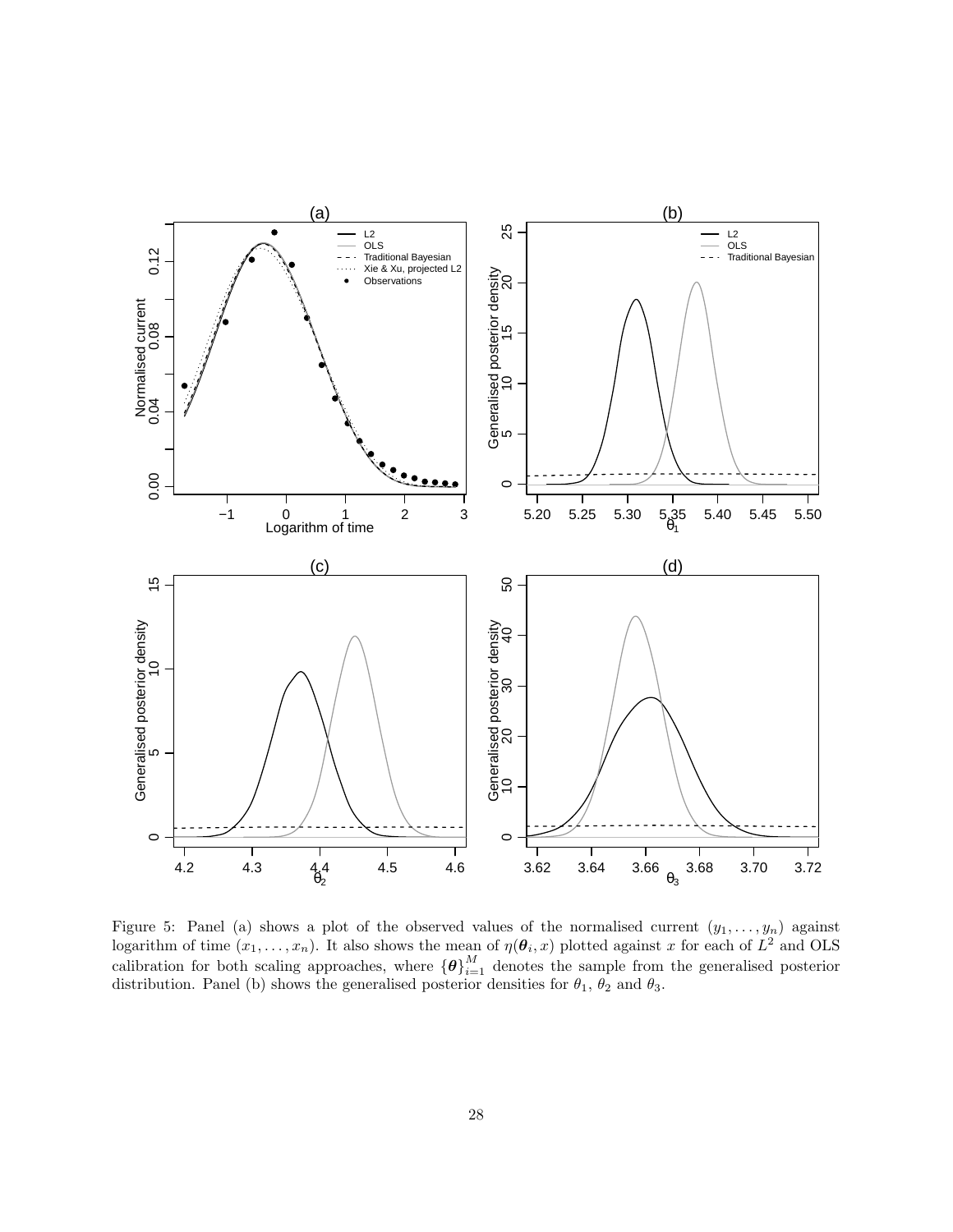Figure 5: Panel (a) shows a plot of the observed values of the normalised current $(y_1, \ldots, y_n)$ against logarithm of time $(x_1, \ldots, x_n)$. It also shows the mean of $\eta(\boldsymbol{\theta}_i, x)$ plotted against $x$ for each of $L^2$ and OLS calibration for both scaling approaches, where $\{\boldsymbol{\theta}\}_{i=1}^{M}$ denotes the sample from the generalised posterior distribution. Panel (b) shows the generalised posterior densities for $\theta_1$, $\theta_2$ and $\theta_3$.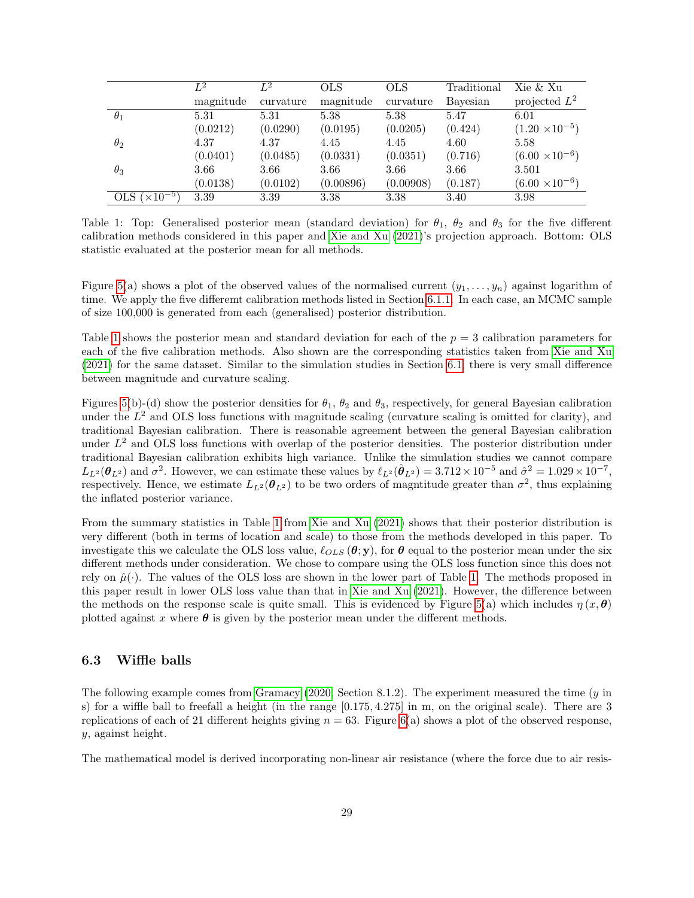| | $L^2$ magnitude | $L^2$ curvature | OLS magnitude | OLS curvature | Traditional Bayesian | Xie & Xu projected $L^2$ |
|---|---|---|---|---|---|---|
| $\theta_1$ | 5.31 | 5.31 | 5.38 | 5.38 | 5.47 | 6.01 |
| | (0.0212) | (0.0290) | (0.0195) | (0.0205) | (0.424) | ($1.20 \times 10^{-5}$) |
| $\theta_2$ | 4.37 | 4.37 | 4.45 | 4.45 | 4.60 | 5.58 |
| | (0.0401) | (0.0485) | (0.0331) | (0.0351) | (0.716) | ($6.00 \times 10^{-6}$) |
| $\theta_3$ | 3.66 | 3.66 | 3.66 | 3.66 | 3.66 | 3.501 |
| | (0.0138) | (0.0102) | (0.00896) | (0.00908) | (0.187) | ($6.00 \times 10^{-6}$) |
| OLS ($\times 10^{-5}$) | 3.39 | 3.39 | 3.38 | 3.38 | 3.40 | 3.98 |

Table 1: Top: Generalised posterior mean (standard deviation) for $\theta_1$, $\theta_2$ and $\theta_3$ for the five different calibration methods considered in this paper and Xie and Xu (2021)'s projection approach. Bottom: OLS statistic evaluated at the posterior mean for all methods.

Figure 5(a) shows a plot of the observed values of the normalised current $(y_1, \ldots, y_n)$ against logarithm of time. We apply the five differemt calibration methods listed in Section 6.1.1. In each case, an MCMC sample of size 100,000 is generated from each (generalised) posterior distribution.

Table 1 shows the posterior mean and standard deviation for each of the $p = 3$ calibration parameters for each of the five calibration methods. Also shown are the corresponding statistics taken from Xie and Xu (2021) for the same dataset. Similar to the simulation studies in Section 6.1, there is very small difference between magnitude and curvature scaling.

Figures 5(b)-(d) show the posterior densities for $\theta_1$, $\theta_2$ and $\theta_3$, respectively, for general Bayesian calibration under the $L^2$ and OLS loss functions with magnitude scaling (curvature scaling is omitted for clarity), and traditional Bayesian calibration. There is reasonable agreement between the general Bayesian calibration under $L^2$ and OLS loss functions with overlap of the posterior densities. The posterior distribution under traditional Bayesian calibration exhibits high variance. Unlike the simulation studies we cannot compare $L_{L^2}(\boldsymbol{\theta}_{L^2})$ and $\sigma^2$. However, we can estimate these values by $\ell_{L^2}(\hat{\boldsymbol{\theta}}_{L^2}) = 3.712 \times 10^{-5}$ and $\hat{\sigma}^2 = 1.029 \times 10^{-7}$, respectively. Hence, we estimate $L_{L^2}(\boldsymbol{\theta}_{L^2})$ to be two orders of magntitude greater than $\sigma^2$, thus explaining the inflated posterior variance.

From the summary statistics in Table 1 from Xie and Xu (2021) shows that their posterior distribution is very different (both in terms of location and scale) to those from the methods developed in this paper. To investigate this we calculate the OLS loss value, $\ell_{OLS}(\boldsymbol{\theta}; \mathbf{y})$, for $\boldsymbol{\theta}$ equal to the posterior mean under the six different methods under consideration. We chose to compare using the OLS loss function since this does not rely on $\hat{\mu}(\cdot)$. The values of the OLS loss are shown in the lower part of Table 1. The methods proposed in this paper result in lower OLS loss value than that in Xie and Xu (2021). However, the difference between the methods on the response scale is quite small. This is evidenced by Figure 5(a) which includes $\eta(x, \boldsymbol{\theta})$ plotted against $x$ where $\boldsymbol{\theta}$ is given by the posterior mean under the different methods.

### 6.3 Wiffle balls

The following example comes from Gramacy (2020, Section 8.1.2). The experiment measured the time ($y$ in s) for a wiffle ball to freefall a height (in the range $[0.175, 4.275]$ in m, on the original scale). There are 3 replications of each of 21 different heights giving $n = 63$. Figure 6(a) shows a plot of the observed response, $y$, against height.

The mathematical model is derived incorporating non-linear air resistance (where the force due to air resis-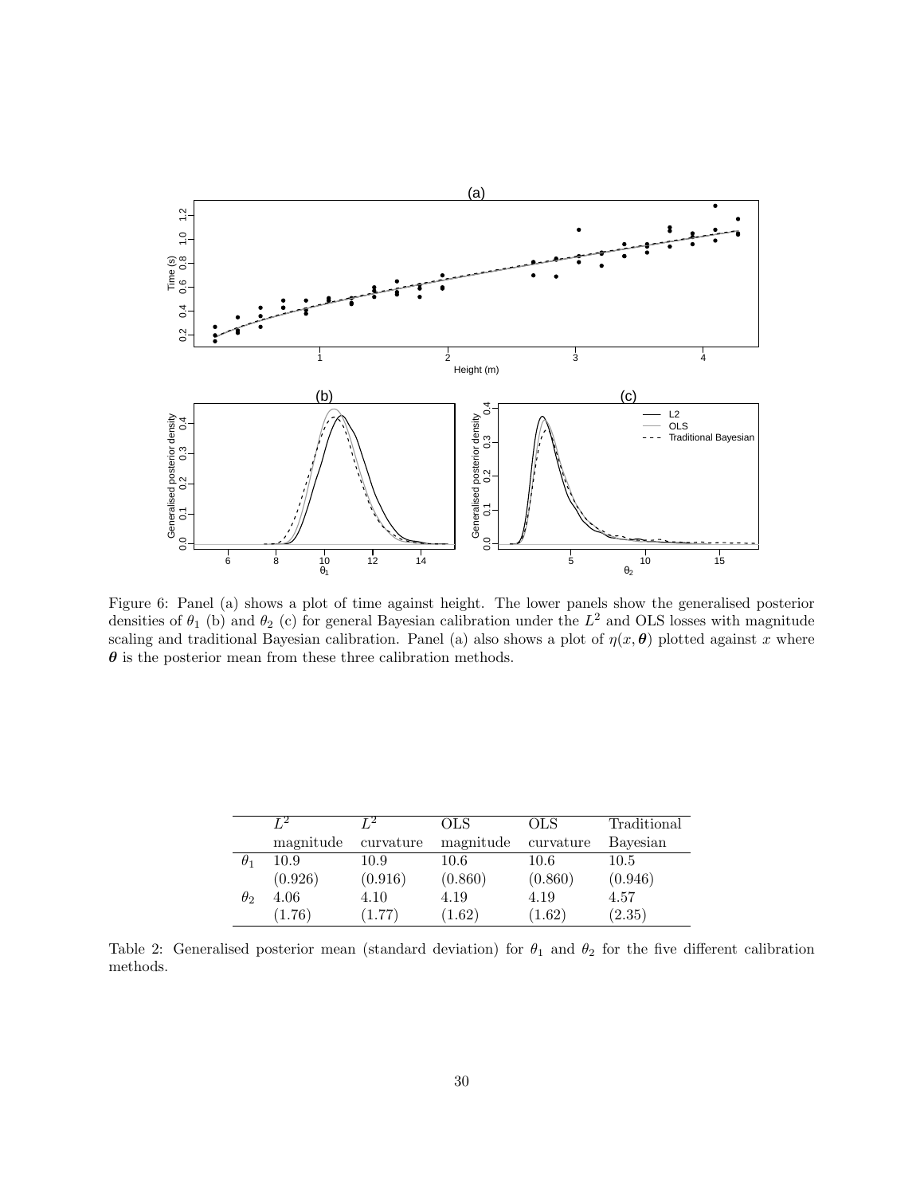Figure 6: Panel (a) shows a plot of time against height. The lower panels show the generalised posterior densities of $\theta_1$ (b) and $\theta_2$ (c) for general Bayesian calibration under the $L^2$ and OLS losses with magnitude scaling and traditional Bayesian calibration. Panel (a) also shows a plot of $\eta(x, \boldsymbol{\theta})$ plotted against $x$ where $\boldsymbol{\theta}$ is the posterior mean from these three calibration methods.

| | $L^2$ magnitude | $L^2$ curvature | OLS magnitude | OLS curvature | Traditional Bayesian |
|---|---|---|---|---|---|
| $\theta_1$ | 10.9 | 10.9 | 10.6 | 10.6 | 10.5 |
| | (0.926) | (0.916) | (0.860) | (0.860) | (0.946) |
| $\theta_2$ | 4.06 | 4.10 | 4.19 | 4.19 | 4.57 |
| | (1.76) | (1.77) | (1.62) | (1.62) | (2.35) |

Table 2: Generalised posterior mean (standard deviation) for $\theta_1$ and $\theta_2$ for the five different calibration methods.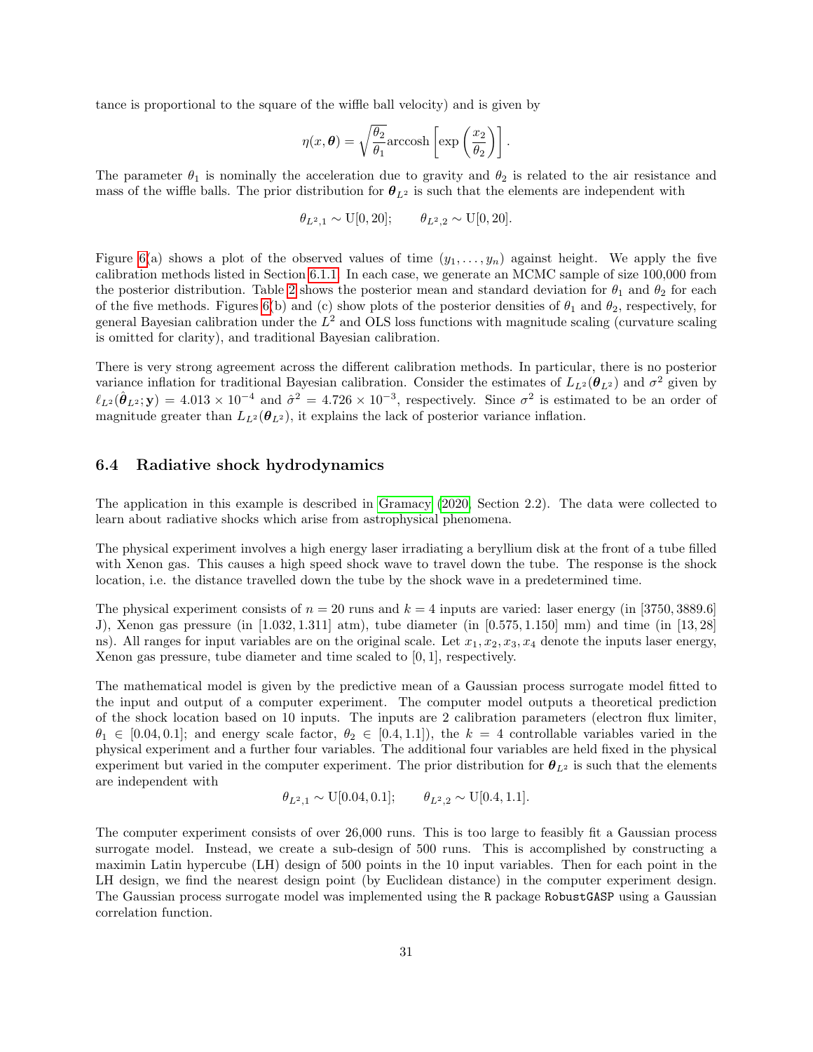tance is proportional to the square of the wiffle ball velocity) and is given by

$$\eta(x, \boldsymbol{\theta}) = \sqrt{\frac{\theta_2}{\theta_1}} \text{arccosh} \left[ \exp\left( \frac{x_2}{\theta_2} \right) \right].$$

The parameter $\theta_1$ is nominally the acceleration due to gravity and $\theta_2$ is related to the air resistance and mass of the wiffle balls. The prior distribution for $\boldsymbol{\theta}_{L^2}$ is such that the elements are independent with

$$\theta_{L^2,1} \sim \text{U}[0, 20]; \qquad \theta_{L^2,2} \sim \text{U}[0, 20].$$

Figure 6(a) shows a plot of the observed values of time $(y_1, \ldots, y_n)$ against height. We apply the five calibration methods listed in Section 6.1.1. In each case, we generate an MCMC sample of size 100,000 from the posterior distribution. Table 2 shows the posterior mean and standard deviation for $\theta_1$ and $\theta_2$ for each of the five methods. Figures 6(b) and (c) show plots of the posterior densities of $\theta_1$ and $\theta_2$, respectively, for general Bayesian calibration under the $L^2$ and OLS loss functions with magnitude scaling (curvature scaling is omitted for clarity), and traditional Bayesian calibration.

There is very strong agreement across the different calibration methods. In particular, there is no posterior variance inflation for traditional Bayesian calibration. Consider the estimates of $L_{L^2}(\boldsymbol{\theta}_{L^2})$ and $\sigma^2$ given by $\ell_{L^2}(\hat{\boldsymbol{\theta}}_{L^2}; \mathbf{y}) = 4.013 \times 10^{-4}$ and $\hat{\sigma}^2 = 4.726 \times 10^{-3}$, respectively. Since $\sigma^2$ is estimated to be an order of magnitude greater than $L_{L^2}(\boldsymbol{\theta}_{L^2})$, it explains the lack of posterior variance inflation.

### 6.4 Radiative shock hydrodynamics

The application in this example is described in Gramacy (2020, Section 2.2). The data were collected to learn about radiative shocks which arise from astrophysical phenomena.

The physical experiment involves a high energy laser irradiating a beryllium disk at the front of a tube filled with Xenon gas. This causes a high speed shock wave to travel down the tube. The response is the shock location, i.e. the distance travelled down the tube by the shock wave in a predetermined time.

The physical experiment consists of $n = 20$ runs and $k = 4$ inputs are varied: laser energy (in $[3750, 3889.6]$ J), Xenon gas pressure (in $[1.032, 1.311]$ atm), tube diameter (in $[0.575, 1.150]$ mm) and time (in $[13, 28]$ ns). All ranges for input variables are on the original scale. Let $x_1, x_2, x_3, x_4$ denote the inputs laser energy, Xenon gas pressure, tube diameter and time scaled to $[0, 1]$, respectively.

The mathematical model is given by the predictive mean of a Gaussian process surrogate model fitted to the input and output of a computer experiment. The computer model outputs a theoretical prediction of the shock location based on 10 inputs. The inputs are 2 calibration parameters (electron flux limiter, $\theta_1 \in [0.04, 0.1]$; and energy scale factor, $\theta_2 \in [0.4, 1.1]$), the $k = 4$ controllable variables varied in the physical experiment and a further four variables. The additional four variables are held fixed in the physical experiment but varied in the computer experiment. The prior distribution for $\boldsymbol{\theta}_{L^2}$ is such that the elements are independent with

$$\theta_{L^2,1} \sim \text{U}[0.04, 0.1]; \qquad \theta_{L^2,2} \sim \text{U}[0.4, 1.1].$$

The computer experiment consists of over 26,000 runs. This is too large to feasibly fit a Gaussian process surrogate model. Instead, we create a sub-design of 500 runs. This is accomplished by constructing a maximin Latin hypercube (LH) design of 500 points in the 10 input variables. Then for each point in the LH design, we find the nearest design point (by Euclidean distance) in the computer experiment design. The Gaussian process surrogate model was implemented using the `R` package `RobustGASP` using a Gaussian correlation function.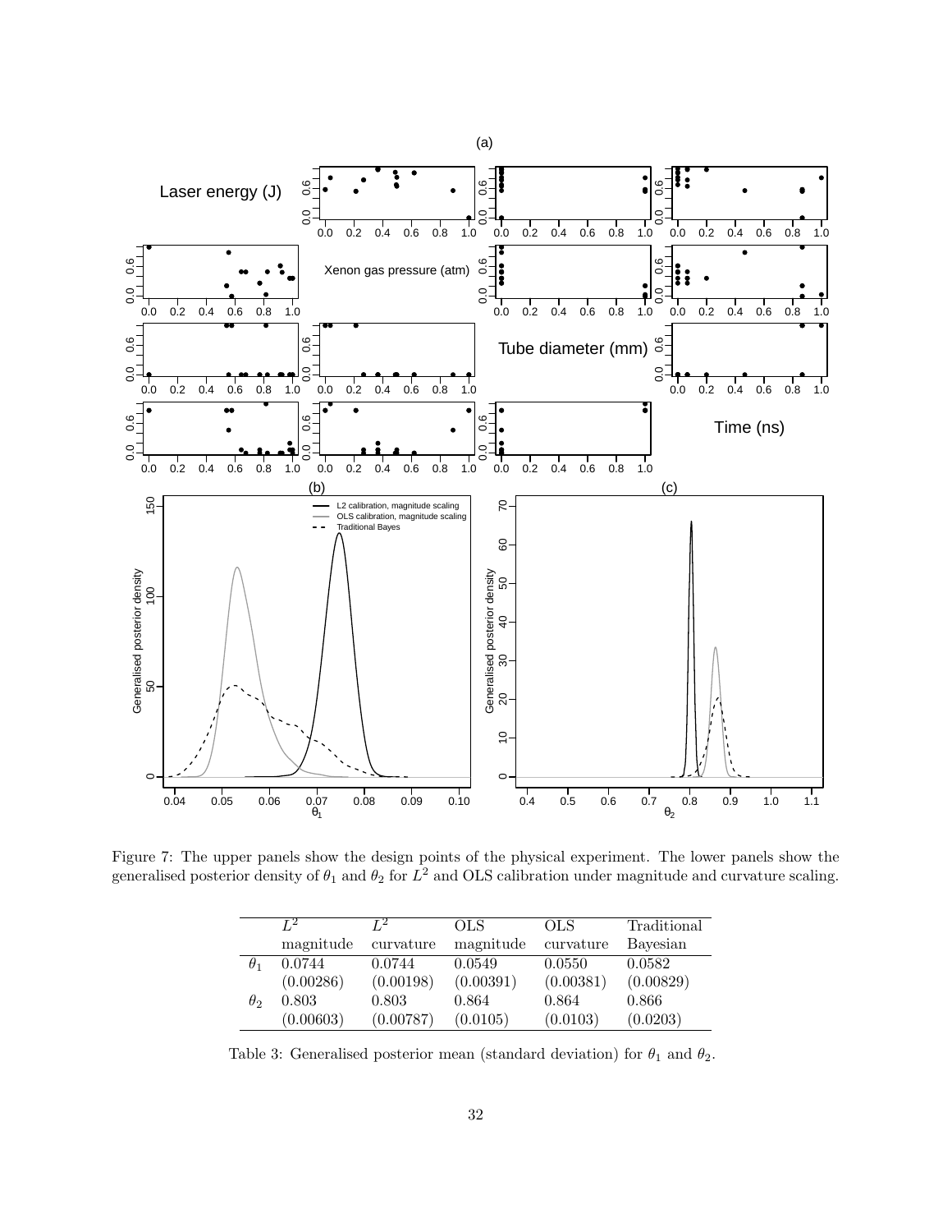Figure 7: The upper panels show the design points of the physical experiment. The lower panels show the generalised posterior density of $\theta_1$ and $\theta_2$ for $L^2$ and OLS calibration under magnitude and curvature scaling.

| | $L^2$ magnitude | $L^2$ curvature | OLS magnitude | OLS curvature | Traditional Bayesian |
|---|---|---|---|---|---|
| $\theta_1$ | 0.0744 | 0.0744 | 0.0549 | 0.0550 | 0.0582 |
| | (0.00286) | (0.00198) | (0.00391) | (0.00381) | (0.00829) |
| $\theta_2$ | 0.803 | 0.803 | 0.864 | 0.864 | 0.866 |
| | (0.00603) | (0.00787) | (0.0105) | (0.0103) | (0.0203) |

Table 3: Generalised posterior mean (standard deviation) for $\theta_1$ and $\theta_2$.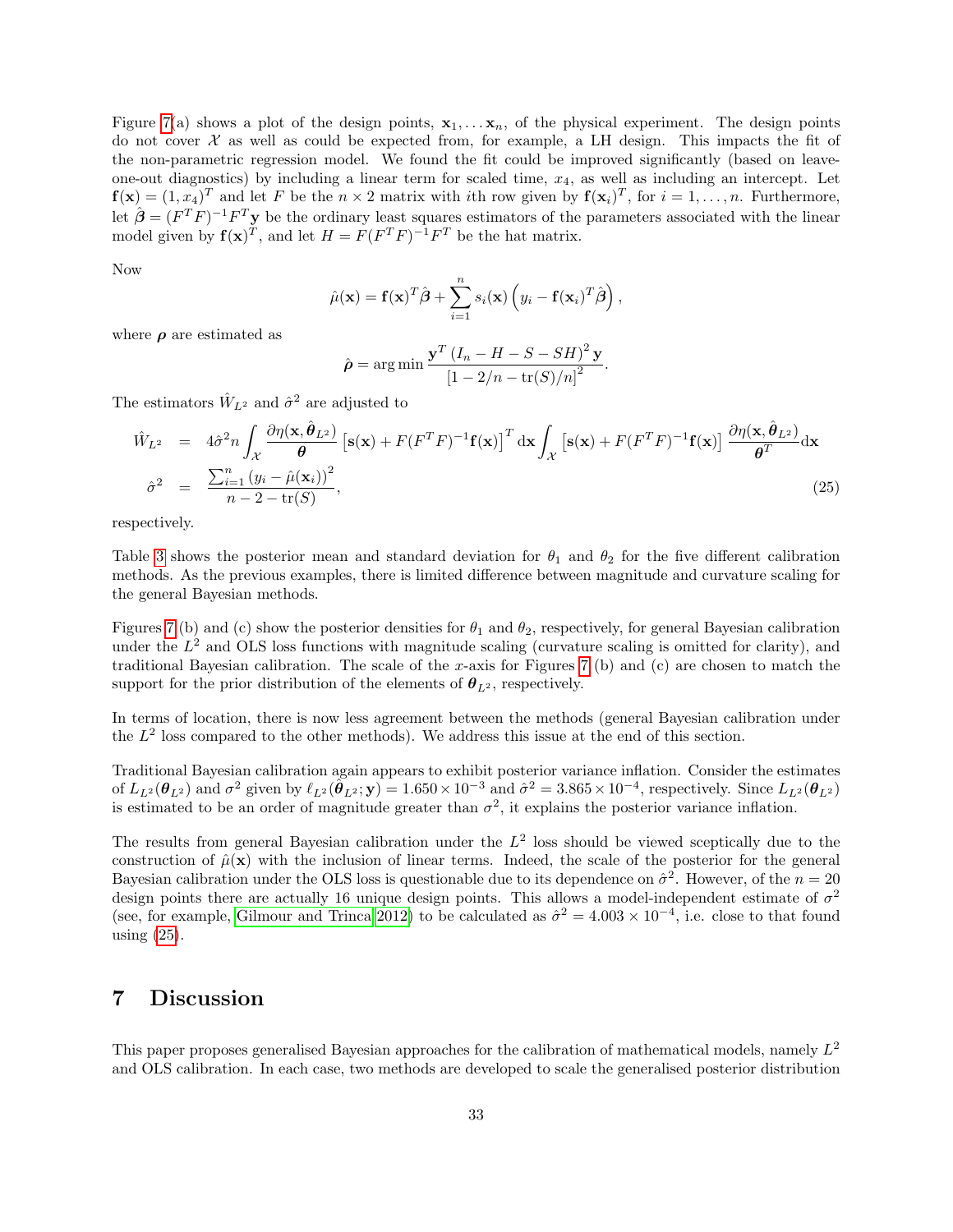Figure 7(a) shows a plot of the design points, $\mathbf{x}_1, \dots \mathbf{x}_n$, of the physical experiment. The design points do not cover $\mathcal{X}$ as well as could be expected from, for example, a LH design. This impacts the fit of the non-parametric regression model. We found the fit could be improved significantly (based on leave-one-out diagnostics) by including a linear term for scaled time, $x_4$, as well as including an intercept. Let $\mathbf{f}(\mathbf{x}) = (1, x_4)^T$ and let $F$ be the $n \times 2$ matrix with $i$th row given by $\mathbf{f}(\mathbf{x}_i)^T$, for $i = 1, \dots, n$. Furthermore, let $\hat{\boldsymbol{\beta}} = (F^T F)^{-1} F^T \mathbf{y}$ be the ordinary least squares estimators of the parameters associated with the linear model given by $\mathbf{f}(\mathbf{x})^T$, and let $H = F(F^T F)^{-1} F^T$ be the hat matrix.

Now

$$\hat{\mu}(\mathbf{x}) = \mathbf{f}(\mathbf{x})^T \hat{\boldsymbol{\beta}} + \sum_{i=1}^{n} s_i(\mathbf{x}) \left( y_i - \mathbf{f}(\mathbf{x}_i)^T \hat{\boldsymbol{\beta}} \right),$$

where $\boldsymbol{\rho}$ are estimated as

$$\hat{\boldsymbol{\rho}} = \arg\min \frac{\mathbf{y}^T \left( I_n - H - S - SH \right)^2 \mathbf{y}}{\left[ 1 - 2/n - \mathrm{tr}(S)/n \right]^2}.$$

The estimators $\hat{W}_{L^2}$ and $\hat{\sigma}^2$ are adjusted to

$$\begin{aligned}
\hat{W}_{L^2} &= 4\hat{\sigma}^2 n \int_{\mathcal{X}} \frac{\partial \eta(\mathbf{x}, \hat{\boldsymbol{\theta}}_{L^2})}{\boldsymbol{\theta}} \left[ \mathbf{s}(\mathbf{x}) + F(F^T F)^{-1} \mathbf{f}(\mathbf{x}) \right]^T \mathrm{d}\mathbf{x} \int_{\mathcal{X}} \left[ \mathbf{s}(\mathbf{x}) + F(F^T F)^{-1} \mathbf{f}(\mathbf{x}) \right] \frac{\partial \eta(\mathbf{x}, \hat{\boldsymbol{\theta}}_{L^2})}{\boldsymbol{\theta}^T} \mathrm{d}\mathbf{x} \\
\hat{\sigma}^2 &= \frac{\sum_{i=1}^{n} \left( y_i - \hat{\mu}(\mathbf{x}_i) \right)^2}{n - 2 - \mathrm{tr}(S)},
\end{aligned} \qquad (25)$$

respectively.

Table 3 shows the posterior mean and standard deviation for $\theta_1$ and $\theta_2$ for the five different calibration methods. As the previous examples, there is limited difference between magnitude and curvature scaling for the general Bayesian methods.

Figures 7(b) and (c) show the posterior densities for $\theta_1$ and $\theta_2$, respectively, for general Bayesian calibration under the $L^2$ and OLS loss functions with magnitude scaling (curvature scaling is omitted for clarity), and traditional Bayesian calibration. The scale of the $x$-axis for Figures 7(b) and (c) are chosen to match the support for the prior distribution of the elements of $\boldsymbol{\theta}_{L^2}$, respectively.

In terms of location, there is now less agreement between the methods (general Bayesian calibration under the $L^2$ loss compared to the other methods). We address this issue at the end of this section.

Traditional Bayesian calibration again appears to exhibit posterior variance inflation. Consider the estimates of $L_{L^2}(\boldsymbol{\theta}_{L^2})$ and $\sigma^2$ given by $\ell_{L^2}(\hat{\boldsymbol{\theta}}_{L^2}; \mathbf{y}) = 1.650 \times 10^{-3}$ and $\hat{\sigma}^2 = 3.865 \times 10^{-4}$, respectively. Since $L_{L^2}(\boldsymbol{\theta}_{L^2})$ is estimated to be an order of magnitude greater than $\sigma^2$, it explains the posterior variance inflation.

The results from general Bayesian calibration under the $L^2$ loss should be viewed sceptically due to the construction of $\hat{\mu}(\mathbf{x})$ with the inclusion of linear terms. Indeed, the scale of the posterior for the general Bayesian calibration under the OLS loss is questionable due to its dependence on $\hat{\sigma}^2$. However, of the $n = 20$ design points there are actually 16 unique design points. This allows a model-independent estimate of $\sigma^2$ (see, for example, Gilmour and Trinca 2012) to be calculated as $\hat{\sigma}^2 = 4.003 \times 10^{-4}$, i.e. close to that found using (25).

# 7 Discussion

This paper proposes generalised Bayesian approaches for the calibration of mathematical models, namely $L^2$ and OLS calibration. In each case, two methods are developed to scale the generalised posterior distribution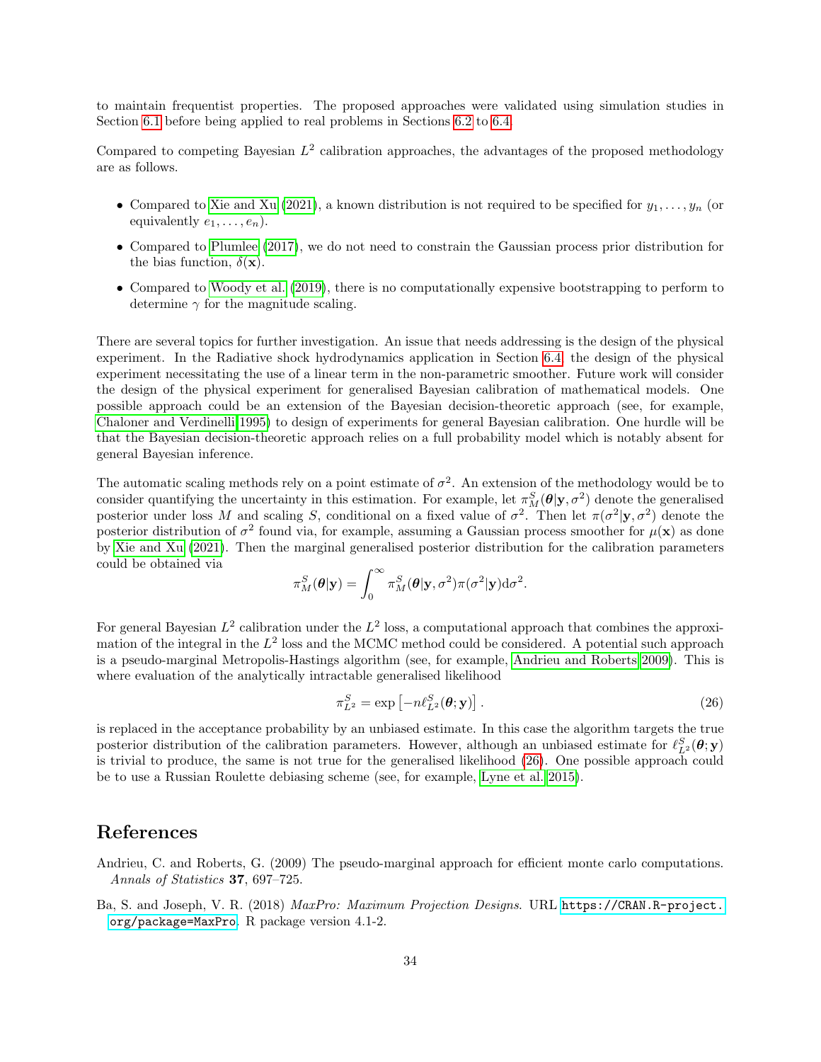to maintain frequentist properties. The proposed approaches were validated using simulation studies in Section 6.1 before being applied to real problems in Sections 6.2 to 6.4.

Compared to competing Bayesian $L^2$ calibration approaches, the advantages of the proposed methodology are as follows.

- Compared to Xie and Xu (2021), a known distribution is not required to be specified for $y_1, \ldots, y_n$ (or equivalently $e_1, \ldots, e_n$).
- Compared to Plumlee (2017), we do not need to constrain the Gaussian process prior distribution for the bias function, $\delta(\mathbf{x})$.
- Compared to Woody et al. (2019), there is no computationally expensive bootstrapping to perform to determine $\gamma$ for the magnitude scaling.

There are several topics for further investigation. An issue that needs addressing is the design of the physical experiment. In the Radiative shock hydrodynamics application in Section 6.4, the design of the physical experiment necessitating the use of a linear term in the non-parametric smoother. Future work will consider the design of the physical experiment for generalised Bayesian calibration of mathematical models. One possible approach could be an extension of the Bayesian decision-theoretic approach (see, for example, Chaloner and Verdinelli 1995) to design of experiments for general Bayesian calibration. One hurdle will be that the Bayesian decision-theoretic approach relies on a full probability model which is notably absent for general Bayesian inference.

The automatic scaling methods rely on a point estimate of $\sigma^2$. An extension of the methodology would be to consider quantifying the uncertainty in this estimation. For example, let $\pi_M^S(\boldsymbol{\theta}|\mathbf{y}, \sigma^2)$ denote the generalised posterior under loss $M$ and scaling $S$, conditional on a fixed value of $\sigma^2$. Then let $\pi(\sigma^2|\mathbf{y}, \sigma^2)$ denote the posterior distribution of $\sigma^2$ found via, for example, assuming a Gaussian process smoother for $\mu(\mathbf{x})$ as done by Xie and Xu (2021). Then the marginal generalised posterior distribution for the calibration parameters could be obtained via

$$\pi_M^S(\boldsymbol{\theta}|\mathbf{y}) = \int_0^\infty \pi_M^S(\boldsymbol{\theta}|\mathbf{y}, \sigma^2)\pi(\sigma^2|\mathbf{y})\mathrm{d}\sigma^2.$$

For general Bayesian $L^2$ calibration under the $L^2$ loss, a computational approach that combines the approximation of the integral in the $L^2$ loss and the MCMC method could be considered. A potential such approach is a pseudo-marginal Metropolis-Hastings algorithm (see, for example, Andrieu and Roberts 2009). This is where evaluation of the analytically intractable generalised likelihood

$$\pi_{L^2}^S = \exp\left[-n\ell_{L^2}^S(\boldsymbol{\theta}; \mathbf{y})\right]. \tag{26}$$

is replaced in the acceptance probability by an unbiased estimate. In this case the algorithm targets the true posterior distribution of the calibration parameters. However, although an unbiased estimate for $\ell_{L^2}^S(\boldsymbol{\theta}; \mathbf{y})$ is trivial to produce, the same is not true for the generalised likelihood (26). One possible approach could be to use a Russian Roulette debiasing scheme (see, for example, Lyne et al. 2015).

# References

Andrieu, C. and Roberts, G. (2009) The pseudo-marginal approach for efficient monte carlo computations. *Annals of Statistics* **37**, 697–725.

Ba, S. and Joseph, V. R. (2018) *MaxPro: Maximum Projection Designs*. URL https://CRAN.R-project.org/package=MaxPro. R package version 4.1-2.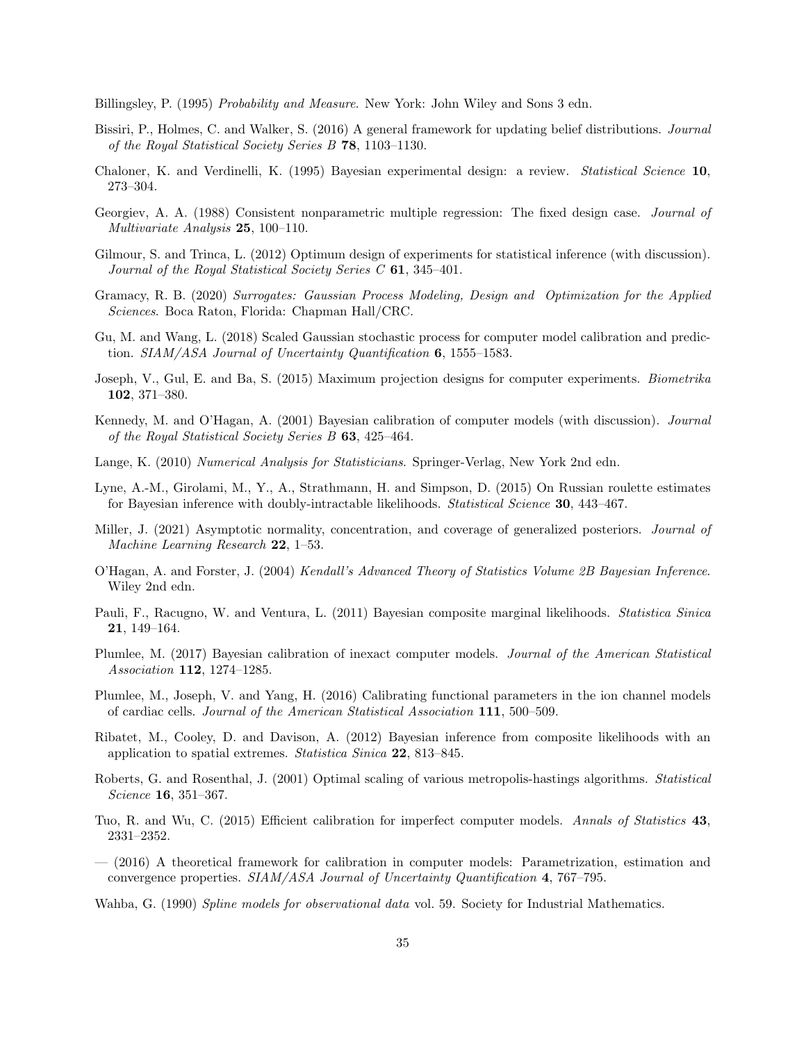Billingsley, P. (1995) *Probability and Measure*. New York: John Wiley and Sons 3 edn.

Bissiri, P., Holmes, C. and Walker, S. (2016) A general framework for updating belief distributions. *Journal of the Royal Statistical Society Series B* **78**, 1103–1130.

Chaloner, K. and Verdinelli, K. (1995) Bayesian experimental design: a review. *Statistical Science* **10**, 273–304.

Georgiev, A. A. (1988) Consistent nonparametric multiple regression: The fixed design case. *Journal of Multivariate Analysis* **25**, 100–110.

Gilmour, S. and Trinca, L. (2012) Optimum design of experiments for statistical inference (with discussion). *Journal of the Royal Statistical Society Series C* **61**, 345–401.

Gramacy, R. B. (2020) *Surrogates: Gaussian Process Modeling, Design and Optimization for the Applied Sciences*. Boca Raton, Florida: Chapman Hall/CRC.

Gu, M. and Wang, L. (2018) Scaled Gaussian stochastic process for computer model calibration and prediction. *SIAM/ASA Journal of Uncertainty Quantification* **6**, 1555–1583.

Joseph, V., Gul, E. and Ba, S. (2015) Maximum projection designs for computer experiments. *Biometrika* **102**, 371–380.

Kennedy, M. and O'Hagan, A. (2001) Bayesian calibration of computer models (with discussion). *Journal of the Royal Statistical Society Series B* **63**, 425–464.

Lange, K. (2010) *Numerical Analysis for Statisticians*. Springer-Verlag, New York 2nd edn.

Lyne, A.-M., Girolami, M., Y., A., Strathmann, H. and Simpson, D. (2015) On Russian roulette estimates for Bayesian inference with doubly-intractable likelihoods. *Statistical Science* **30**, 443–467.

Miller, J. (2021) Asymptotic normality, concentration, and coverage of generalized posteriors. *Journal of Machine Learning Research* **22**, 1–53.

O'Hagan, A. and Forster, J. (2004) *Kendall's Advanced Theory of Statistics Volume 2B Bayesian Inference*. Wiley 2nd edn.

Pauli, F., Racugno, W. and Ventura, L. (2011) Bayesian composite marginal likelihoods. *Statistica Sinica* **21**, 149–164.

Plumlee, M. (2017) Bayesian calibration of inexact computer models. *Journal of the American Statistical Association* **112**, 1274–1285.

Plumlee, M., Joseph, V. and Yang, H. (2016) Calibrating functional parameters in the ion channel models of cardiac cells. *Journal of the American Statistical Association* **111**, 500–509.

Ribatet, M., Cooley, D. and Davison, A. (2012) Bayesian inference from composite likelihoods with an application to spatial extremes. *Statistica Sinica* **22**, 813–845.

Roberts, G. and Rosenthal, J. (2001) Optimal scaling of various metropolis-hastings algorithms. *Statistical Science* **16**, 351–367.

Tuo, R. and Wu, C. (2015) Efficient calibration for imperfect computer models. *Annals of Statistics* **43**, 2331–2352.

— (2016) A theoretical framework for calibration in computer models: Parametrization, estimation and convergence properties. *SIAM/ASA Journal of Uncertainty Quantification* **4**, 767–795.

Wahba, G. (1990) *Spline models for observational data* vol. 59. Society for Industrial Mathematics.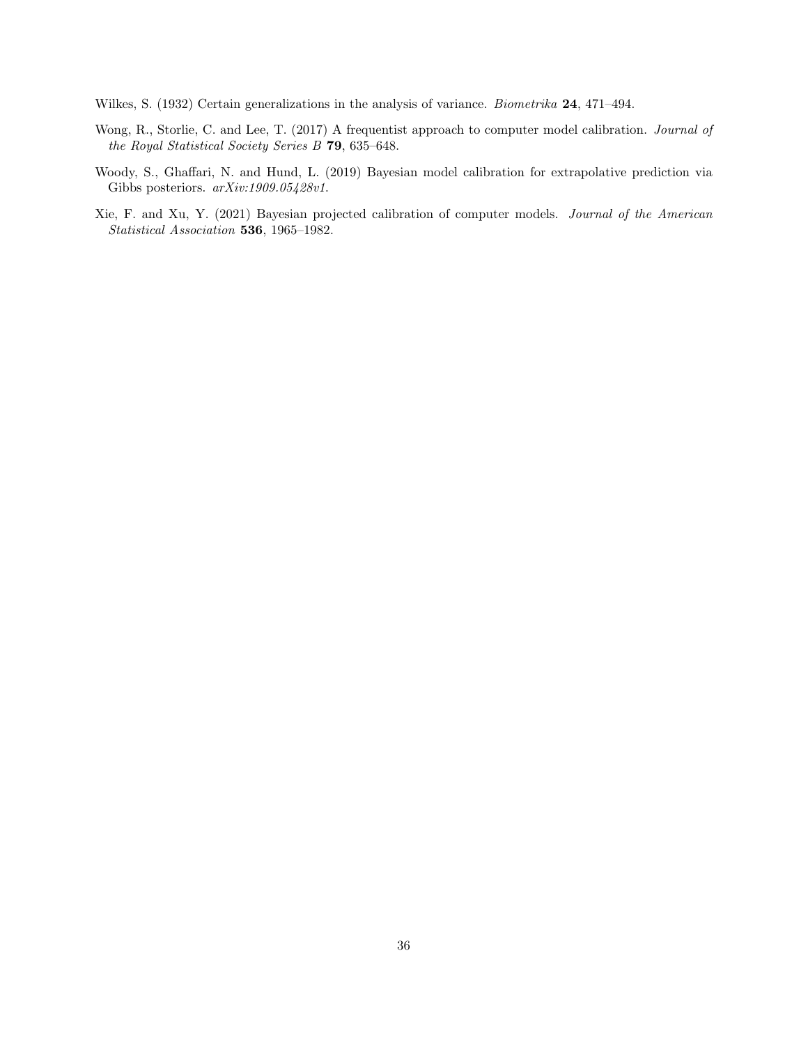Wilkes, S. (1932) Certain generalizations in the analysis of variance. *Biometrika* **24**, 471–494.

Wong, R., Storlie, C. and Lee, T. (2017) A frequentist approach to computer model calibration. *Journal of the Royal Statistical Society Series B* **79**, 635–648.

Woody, S., Ghaffari, N. and Hund, L. (2019) Bayesian model calibration for extrapolative prediction via Gibbs posteriors. *arXiv:1909.05428v1*.

Xie, F. and Xu, Y. (2021) Bayesian projected calibration of computer models. *Journal of the American Statistical Association* **536**, 1965–1982.